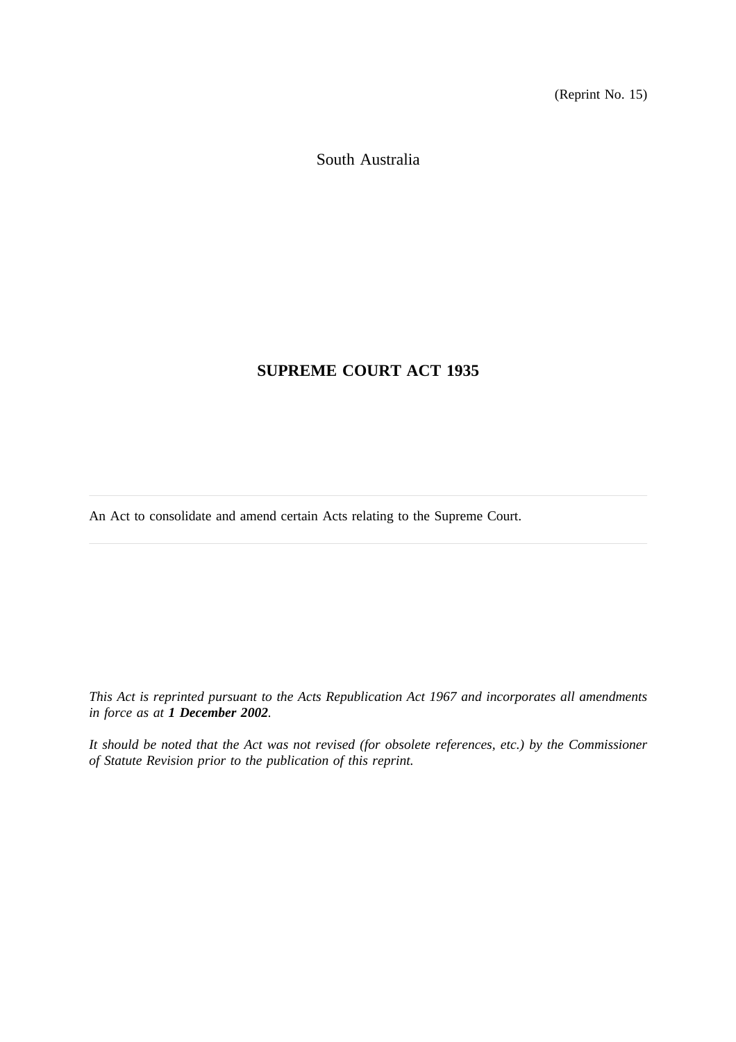(Reprint No. 15)

South Australia

# SUPREME COURT ACT 1935

An Act to consolidate and amend certain Acts relating to the Supreme Court.

---

*This Act is reprinted pursuant to the Acts Republication Act 1967 and incorporates all amendments in force as at* ***1 December 2002****.*

*It should be noted that the Act was not revised (for obsolete references, etc.) by the Commissioner of Statute Revision prior to the publication of this reprint.*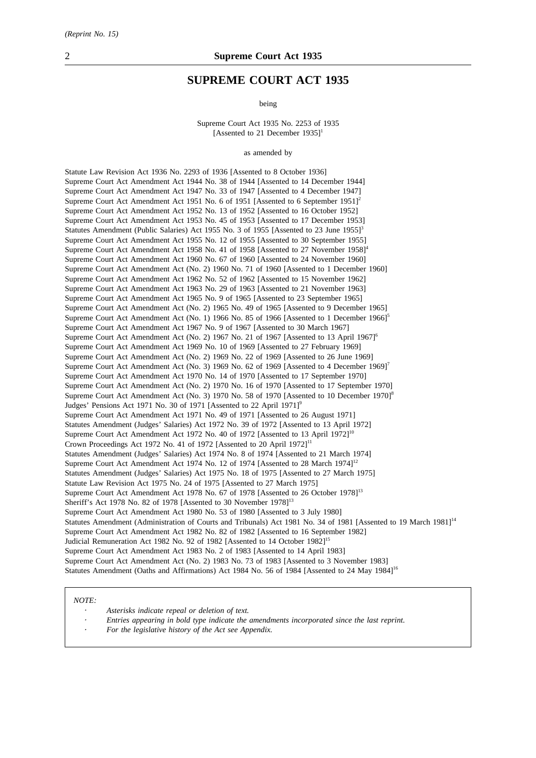# SUPREME COURT ACT 1935

being

Supreme Court Act 1935 No. 2253 of 1935
[Assented to 21 December 1935][1]

as amended by

Statute Law Revision Act 1936 No. 2293 of 1936 [Assented to 8 October 1936]
Supreme Court Act Amendment Act 1944 No. 38 of 1944 [Assented to 14 December 1944]
Supreme Court Act Amendment Act 1947 No. 33 of 1947 [Assented to 4 December 1947]
Supreme Court Act Amendment Act 1951 No. 6 of 1951 [Assented to 6 September 1951][2]
Supreme Court Act Amendment Act 1952 No. 13 of 1952 [Assented to 16 October 1952]
Supreme Court Act Amendment Act 1953 No. 45 of 1953 [Assented to 17 December 1953]
Statutes Amendment (Public Salaries) Act 1955 No. 3 of 1955 [Assented to 23 June 1955][3]
Supreme Court Act Amendment Act 1955 No. 12 of 1955 [Assented to 30 September 1955]
Supreme Court Act Amendment Act 1958 No. 41 of 1958 [Assented to 27 November 1958][4]
Supreme Court Act Amendment Act 1960 No. 67 of 1960 [Assented to 24 November 1960]
Supreme Court Act Amendment Act (No. 2) 1960 No. 71 of 1960 [Assented to 1 December 1960]
Supreme Court Act Amendment Act 1962 No. 52 of 1962 [Assented to 15 November 1962]
Supreme Court Act Amendment Act 1963 No. 29 of 1963 [Assented to 21 November 1963]
Supreme Court Act Amendment Act 1965 No. 9 of 1965 [Assented to 23 September 1965]
Supreme Court Act Amendment Act (No. 2) 1965 No. 49 of 1965 [Assented to 9 December 1965]
Supreme Court Act Amendment Act (No. 1) 1966 No. 85 of 1966 [Assented to 1 December 1966][5]
Supreme Court Act Amendment Act 1967 No. 9 of 1967 [Assented to 30 March 1967]
Supreme Court Act Amendment Act (No. 2) 1967 No. 21 of 1967 [Assented to 13 April 1967][6]
Supreme Court Act Amendment Act 1969 No. 10 of 1969 [Assented to 27 February 1969]
Supreme Court Act Amendment Act (No. 2) 1969 No. 22 of 1969 [Assented to 26 June 1969]
Supreme Court Act Amendment Act (No. 3) 1969 No. 62 of 1969 [Assented to 4 December 1969][7]
Supreme Court Act Amendment Act 1970 No. 14 of 1970 [Assented to 17 September 1970]
Supreme Court Act Amendment Act (No. 2) 1970 No. 16 of 1970 [Assented to 17 September 1970]
Supreme Court Act Amendment Act (No. 3) 1970 No. 58 of 1970 [Assented to 10 December 1970][8]
Judges' Pensions Act 1971 No. 30 of 1971 [Assented to 22 April 1971][9]
Supreme Court Act Amendment Act 1971 No. 49 of 1971 [Assented to 26 August 1971]
Statutes Amendment (Judges' Salaries) Act 1972 No. 39 of 1972 [Assented to 13 April 1972]
Supreme Court Act Amendment Act 1972 No. 40 of 1972 [Assented to 13 April 1972][10]
Crown Proceedings Act 1972 No. 41 of 1972 [Assented to 20 April 1972][11]
Statutes Amendment (Judges' Salaries) Act 1974 No. 8 of 1974 [Assented to 21 March 1974]
Supreme Court Act Amendment Act 1974 No. 12 of 1974 [Assented to 28 March 1974][12]
Statutes Amendment (Judges' Salaries) Act 1975 No. 18 of 1975 [Assented to 27 March 1975]
Statute Law Revision Act 1975 No. 24 of 1975 [Assented to 27 March 1975]
Supreme Court Act Amendment Act 1978 No. 67 of 1978 [Assented to 26 October 1978][13]
Sheriff's Act 1978 No. 82 of 1978 [Assented to 30 November 1978][13]
Supreme Court Act Amendment Act 1980 No. 53 of 1980 [Assented to 3 July 1980]
Statutes Amendment (Administration of Courts and Tribunals) Act 1981 No. 34 of 1981 [Assented to 19 March 1981][14]
Supreme Court Act Amendment Act 1982 No. 82 of 1982 [Assented to 16 September 1982]
Judicial Remuneration Act 1982 No. 92 of 1982 [Assented to 14 October 1982][15]
Supreme Court Act Amendment Act 1983 No. 2 of 1983 [Assented to 14 April 1983]
Supreme Court Act Amendment Act (No. 2) 1983 No. 73 of 1983 [Assented to 3 November 1983]
Statutes Amendment (Oaths and Affirmations) Act 1984 No. 56 of 1984 [Assented to 24 May 1984][16]

*NOTE:*

- *Asterisks indicate repeal or deletion of text.*
- *Entries appearing in bold type indicate the amendments incorporated since the last reprint.*
- *For the legislative history of the Act see Appendix.*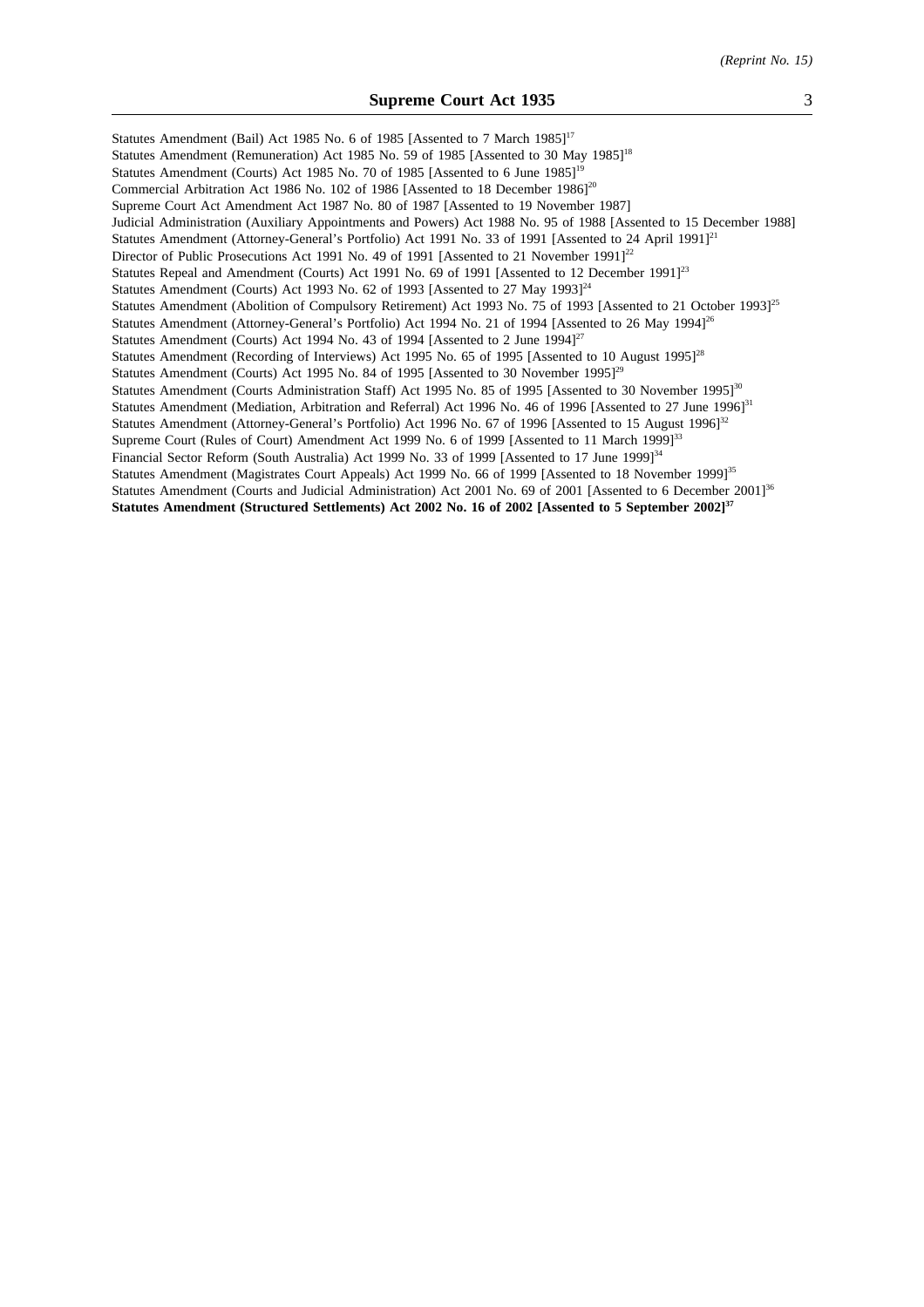Statutes Amendment (Bail) Act 1985 No. 6 of 1985 [Assented to 7 March 1985][17]

Statutes Amendment (Remuneration) Act 1985 No. 59 of 1985 [Assented to 30 May 1985][18]

Statutes Amendment (Courts) Act 1985 No. 70 of 1985 [Assented to 6 June 1985][19]

Commercial Arbitration Act 1986 No. 102 of 1986 [Assented to 18 December 1986][20]

Supreme Court Act Amendment Act 1987 No. 80 of 1987 [Assented to 19 November 1987]

Judicial Administration (Auxiliary Appointments and Powers) Act 1988 No. 95 of 1988 [Assented to 15 December 1988]

Statutes Amendment (Attorney-General's Portfolio) Act 1991 No. 33 of 1991 [Assented to 24 April 1991][21]

Director of Public Prosecutions Act 1991 No. 49 of 1991 [Assented to 21 November 1991][22]

Statutes Repeal and Amendment (Courts) Act 1991 No. 69 of 1991 [Assented to 12 December 1991][23]

Statutes Amendment (Courts) Act 1993 No. 62 of 1993 [Assented to 27 May 1993][24]

Statutes Amendment (Abolition of Compulsory Retirement) Act 1993 No. 75 of 1993 [Assented to 21 October 1993][25]

Statutes Amendment (Attorney-General's Portfolio) Act 1994 No. 21 of 1994 [Assented to 26 May 1994][26]

Statutes Amendment (Courts) Act 1994 No. 43 of 1994 [Assented to 2 June 1994][27]

Statutes Amendment (Recording of Interviews) Act 1995 No. 65 of 1995 [Assented to 10 August 1995][28]

Statutes Amendment (Courts) Act 1995 No. 84 of 1995 [Assented to 30 November 1995][29]

Statutes Amendment (Courts Administration Staff) Act 1995 No. 85 of 1995 [Assented to 30 November 1995][30]

Statutes Amendment (Mediation, Arbitration and Referral) Act 1996 No. 46 of 1996 [Assented to 27 June 1996][31]

Statutes Amendment (Attorney-General's Portfolio) Act 1996 No. 67 of 1996 [Assented to 15 August 1996][32]

Supreme Court (Rules of Court) Amendment Act 1999 No. 6 of 1999 [Assented to 11 March 1999][33]

Financial Sector Reform (South Australia) Act 1999 No. 33 of 1999 [Assented to 17 June 1999][34]

Statutes Amendment (Magistrates Court Appeals) Act 1999 No. 66 of 1999 [Assented to 18 November 1999][35]

Statutes Amendment (Courts and Judicial Administration) Act 2001 No. 69 of 2001 [Assented to 6 December 2001][36]

**Statutes Amendment (Structured Settlements) Act 2002 No. 16 of 2002 [Assented to 5 September 2002][37]**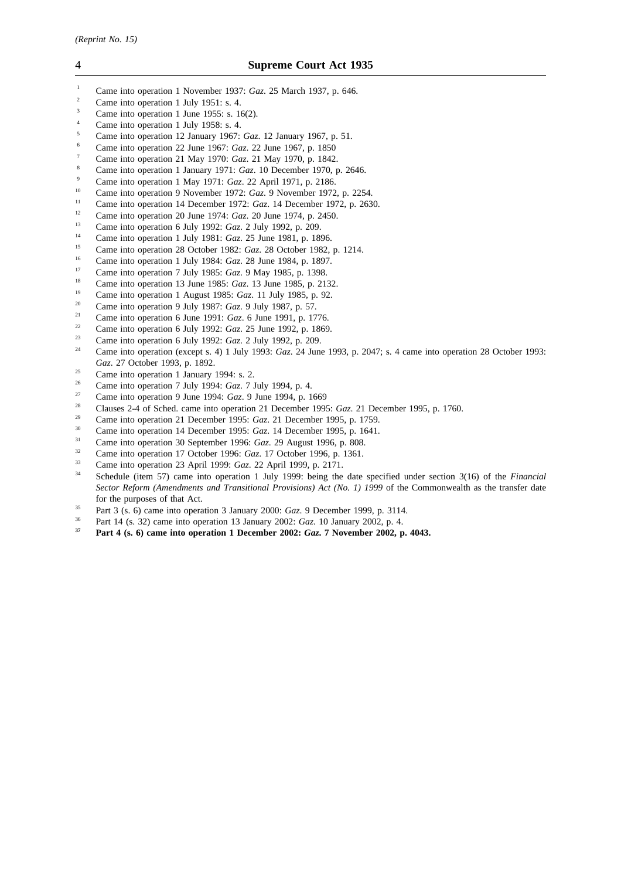1 Came into operation 1 November 1937: *Gaz*. 25 March 1937, p. 646.

2 Came into operation 1 July 1951: s. 4.

3 Came into operation 1 June 1955: s. 16(2).

4 Came into operation 1 July 1958: s. 4.

5 Came into operation 12 January 1967: *Gaz*. 12 January 1967, p. 51.

6 Came into operation 22 June 1967: *Gaz*. 22 June 1967, p. 1850

7 Came into operation 21 May 1970: *Gaz*. 21 May 1970, p. 1842.

8 Came into operation 1 January 1971: *Gaz*. 10 December 1970, p. 2646.

9 Came into operation 1 May 1971: *Gaz*. 22 April 1971, p. 2186.

10 Came into operation 9 November 1972: *Gaz*. 9 November 1972, p. 2254.

11 Came into operation 14 December 1972: *Gaz*. 14 December 1972, p. 2630.

12 Came into operation 20 June 1974: *Gaz*. 20 June 1974, p. 2450.

13 Came into operation 6 July 1992: *Gaz*. 2 July 1992, p. 209.

14 Came into operation 1 July 1981: *Gaz*. 25 June 1981, p. 1896.

15 Came into operation 28 October 1982: *Gaz*. 28 October 1982, p. 1214.

16 Came into operation 1 July 1984: *Gaz*. 28 June 1984, p. 1897.

17 Came into operation 7 July 1985: *Gaz*. 9 May 1985, p. 1398.

18 Came into operation 13 June 1985: *Gaz*. 13 June 1985, p. 2132.

19 Came into operation 1 August 1985: *Gaz*. 11 July 1985, p. 92.

20 Came into operation 9 July 1987: *Gaz*. 9 July 1987, p. 57.

21 Came into operation 6 June 1991: *Gaz*. 6 June 1991, p. 1776.

22 Came into operation 6 July 1992: *Gaz*. 25 June 1992, p. 1869.

23 Came into operation 6 July 1992: *Gaz*. 2 July 1992, p. 209.

24 Came into operation (except s. 4) 1 July 1993: *Gaz*. 24 June 1993, p. 2047; s. 4 came into operation 28 October 1993: *Gaz*. 27 October 1993, p. 1892.

25 Came into operation 1 January 1994: s. 2.

26 Came into operation 7 July 1994: *Gaz*. 7 July 1994, p. 4.

27 Came into operation 9 June 1994: *Gaz*. 9 June 1994, p. 1669

28 Clauses 2-4 of Sched. came into operation 21 December 1995: *Gaz*. 21 December 1995, p. 1760.

29 Came into operation 21 December 1995: *Gaz*. 21 December 1995, p. 1759.

30 Came into operation 14 December 1995: *Gaz*. 14 December 1995, p. 1641.

31 Came into operation 30 September 1996: *Gaz*. 29 August 1996, p. 808.

32 Came into operation 17 October 1996: *Gaz*. 17 October 1996, p. 1361.

33 Came into operation 23 April 1999: *Gaz*. 22 April 1999, p. 2171.

34 Schedule (item 57) came into operation 1 July 1999: being the date specified under section 3(16) of the *Financial Sector Reform (Amendments and Transitional Provisions) Act (No. 1) 1999* of the Commonwealth as the transfer date for the purposes of that Act.

35 Part 3 (s. 6) came into operation 3 January 2000: *Gaz*. 9 December 1999, p. 3114.

36 Part 14 (s. 32) came into operation 13 January 2002: *Gaz*. 10 January 2002, p. 4.

**37 Part 4 (s. 6) came into operation 1 December 2002: *Gaz*. 7 November 2002, p. 4043.**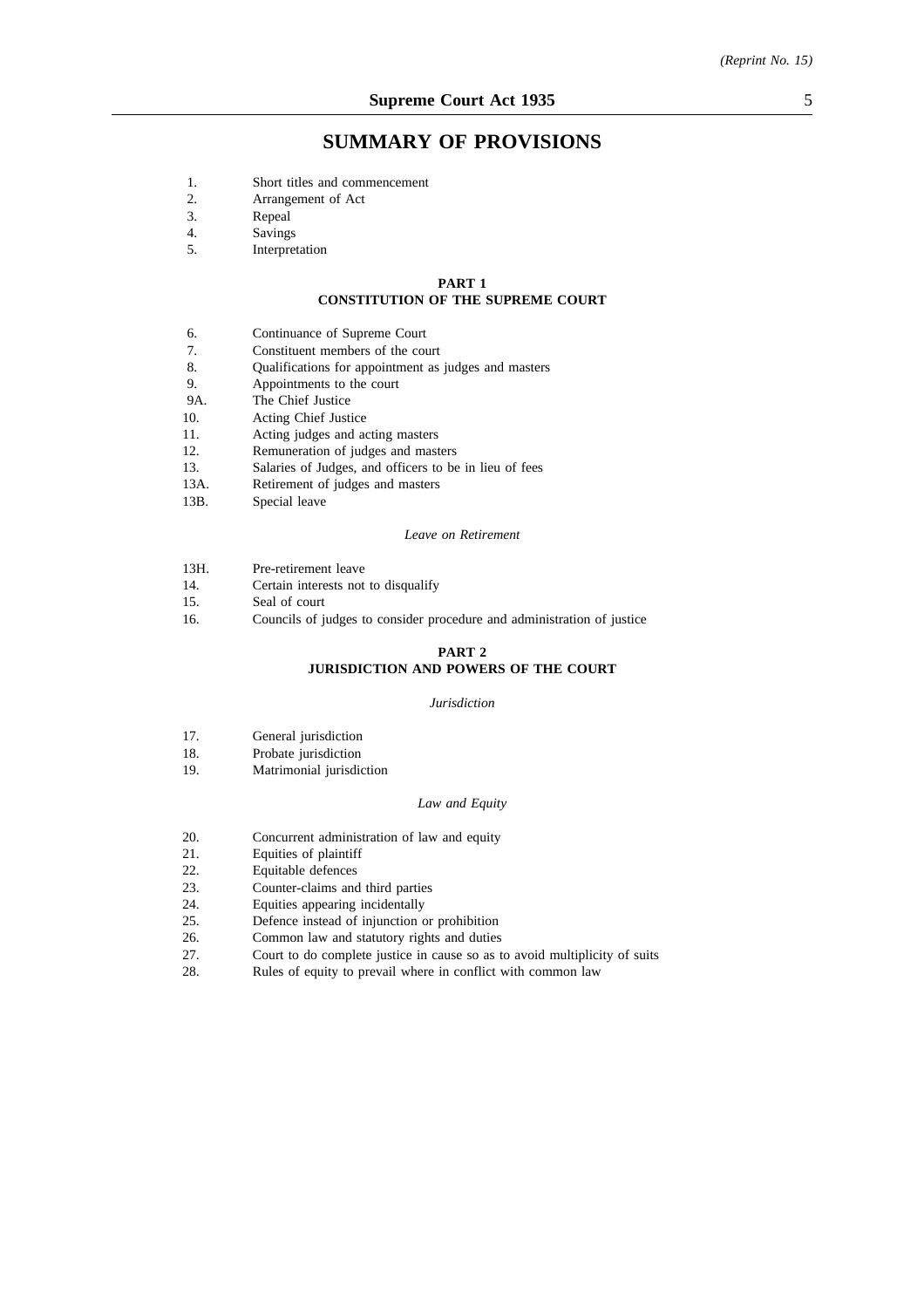# SUMMARY OF PROVISIONS

1. Short titles and commencement
2. Arrangement of Act
3. Repeal
4. Savings
5. Interpretation

## PART 1
## CONSTITUTION OF THE SUPREME COURT

6. Continuance of Supreme Court
7. Constituent members of the court
8. Qualifications for appointment as judges and masters
9. Appointments to the court

9A. The Chief Justice

10. Acting Chief Justice
11. Acting judges and acting masters
12. Remuneration of judges and masters
13. Salaries of Judges, and officers to be in lieu of fees

13A. Retirement of judges and masters

13B. Special leave

*Leave on Retirement*

13H. Pre-retirement leave

14. Certain interests not to disqualify
15. Seal of court
16. Councils of judges to consider procedure and administration of justice

## PART 2
## JURISDICTION AND POWERS OF THE COURT

*Jurisdiction*

17. General jurisdiction
18. Probate jurisdiction
19. Matrimonial jurisdiction

*Law and Equity*

20. Concurrent administration of law and equity
21. Equities of plaintiff
22. Equitable defences
23. Counter-claims and third parties
24. Equities appearing incidentally
25. Defence instead of injunction or prohibition
26. Common law and statutory rights and duties
27. Court to do complete justice in cause so as to avoid multiplicity of suits
28. Rules of equity to prevail where in conflict with common law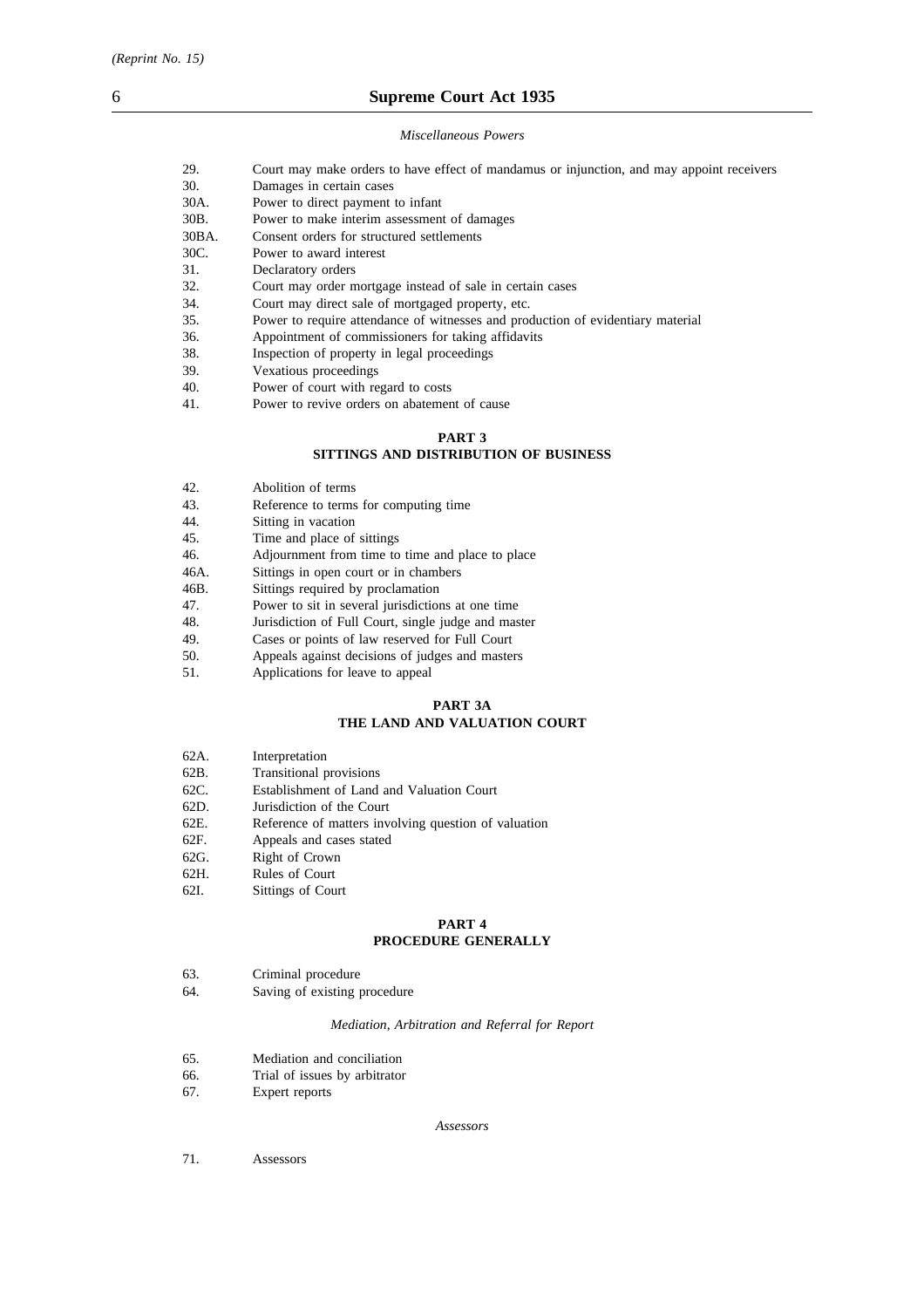*Miscellaneous Powers*

29. Court may make orders to have effect of mandamus or injunction, and may appoint receivers
30. Damages in certain cases
30A. Power to direct payment to infant
30B. Power to make interim assessment of damages
30BA. Consent orders for structured settlements
30C. Power to award interest
31. Declaratory orders
32. Court may order mortgage instead of sale in certain cases
34. Court may direct sale of mortgaged property, etc.
35. Power to require attendance of witnesses and production of evidentiary material
36. Appointment of commissioners for taking affidavits
38. Inspection of property in legal proceedings
39. Vexatious proceedings
40. Power of court with regard to costs
41. Power to revive orders on abatement of cause

## PART 3
## SITTINGS AND DISTRIBUTION OF BUSINESS

42. Abolition of terms
43. Reference to terms for computing time
44. Sitting in vacation
45. Time and place of sittings
46. Adjournment from time to time and place to place
46A. Sittings in open court or in chambers
46B. Sittings required by proclamation
47. Power to sit in several jurisdictions at one time
48. Jurisdiction of Full Court, single judge and master
49. Cases or points of law reserved for Full Court
50. Appeals against decisions of judges and masters
51. Applications for leave to appeal

## PART 3A
## THE LAND AND VALUATION COURT

62A. Interpretation
62B. Transitional provisions
62C. Establishment of Land and Valuation Court
62D. Jurisdiction of the Court
62E. Reference of matters involving question of valuation
62F. Appeals and cases stated
62G. Right of Crown
62H. Rules of Court
62I. Sittings of Court

## PART 4
## PROCEDURE GENERALLY

63. Criminal procedure
64. Saving of existing procedure

*Mediation, Arbitration and Referral for Report*

65. Mediation and conciliation
66. Trial of issues by arbitrator
67. Expert reports

*Assessors*

71. Assessors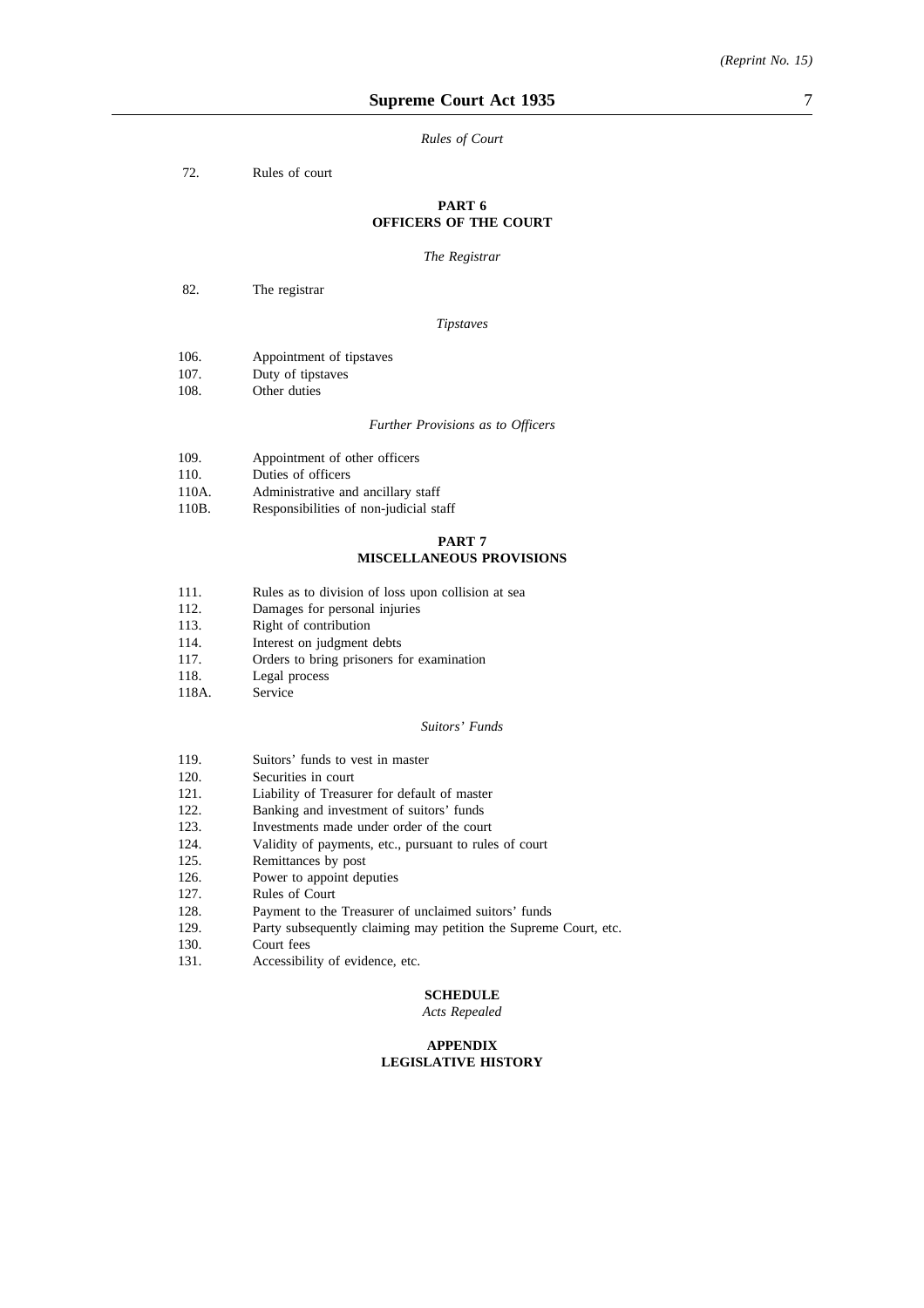*Rules of Court*

72. Rules of court

## PART 6
## OFFICERS OF THE COURT

*The Registrar*

82. The registrar

*Tipstaves*

106. Appointment of tipstaves
107. Duty of tipstaves
108. Other duties

*Further Provisions as to Officers*

109. Appointment of other officers
110. Duties of officers
110A. Administrative and ancillary staff
110B. Responsibilities of non-judicial staff

## PART 7
## MISCELLANEOUS PROVISIONS

111. Rules as to division of loss upon collision at sea
112. Damages for personal injuries
113. Right of contribution
114. Interest on judgment debts
117. Orders to bring prisoners for examination
118. Legal process
118A. Service

*Suitors' Funds*

119. Suitors' funds to vest in master
120. Securities in court
121. Liability of Treasurer for default of master
122. Banking and investment of suitors' funds
123. Investments made under order of the court
124. Validity of payments, etc., pursuant to rules of court
125. Remittances by post
126. Power to appoint deputies
127. Rules of Court
128. Payment to the Treasurer of unclaimed suitors' funds
129. Party subsequently claiming may petition the Supreme Court, etc.
130. Court fees
131. Accessibility of evidence, etc.

## SCHEDULE
*Acts Repealed*

## APPENDIX
## LEGISLATIVE HISTORY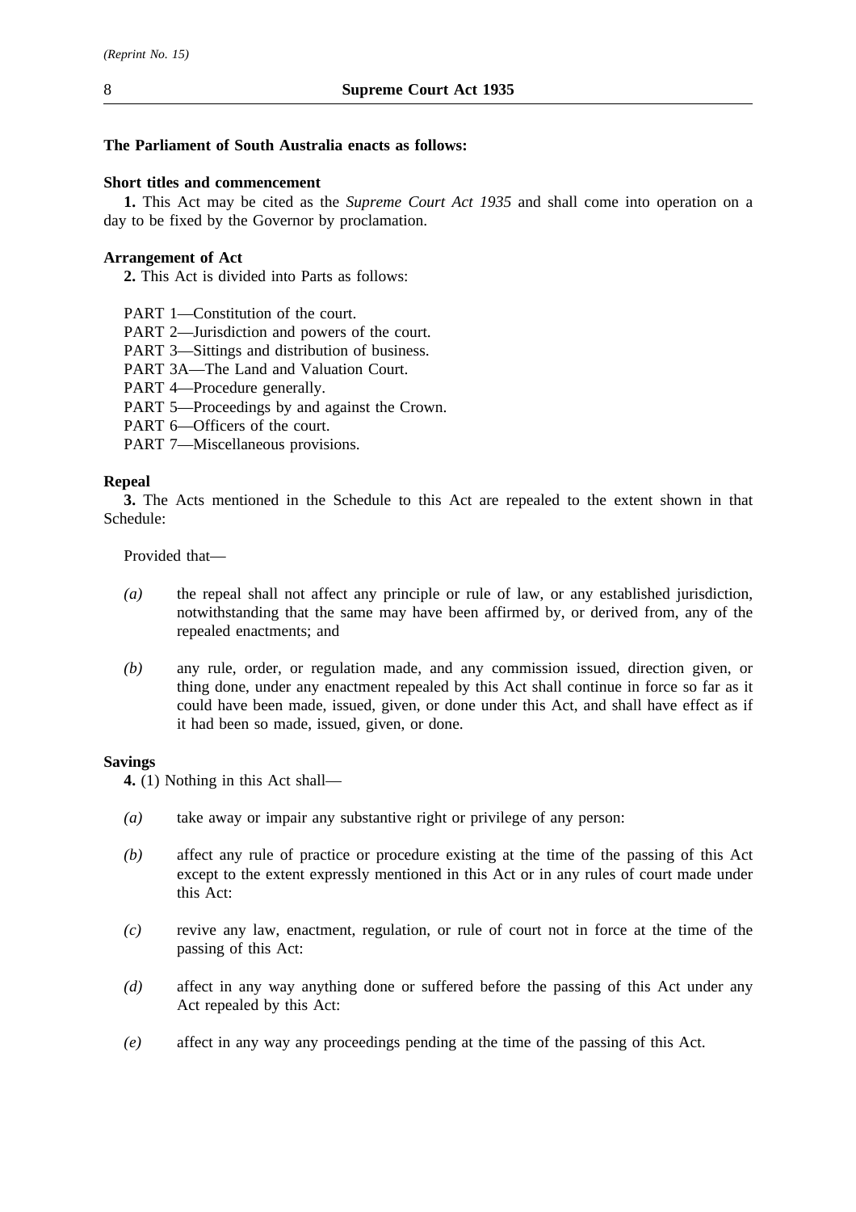**The Parliament of South Australia enacts as follows:**

**Short titles and commencement**

**1.** This Act may be cited as the *Supreme Court Act 1935* and shall come into operation on a day to be fixed by the Governor by proclamation.

**Arrangement of Act**

**2.** This Act is divided into Parts as follows:

PART 1—Constitution of the court.
PART 2—Jurisdiction and powers of the court.
PART 3—Sittings and distribution of business.
PART 3A—The Land and Valuation Court.
PART 4—Procedure generally.
PART 5—Proceedings by and against the Crown.
PART 6—Officers of the court.
PART 7—Miscellaneous provisions.

**Repeal**

**3.** The Acts mentioned in the Schedule to this Act are repealed to the extent shown in that Schedule:

Provided that—

*(a)* the repeal shall not affect any principle or rule of law, or any established jurisdiction, notwithstanding that the same may have been affirmed by, or derived from, any of the repealed enactments; and

*(b)* any rule, order, or regulation made, and any commission issued, direction given, or thing done, under any enactment repealed by this Act shall continue in force so far as it could have been made, issued, given, or done under this Act, and shall have effect as if it had been so made, issued, given, or done.

**Savings**

**4.** (1) Nothing in this Act shall—

*(a)* take away or impair any substantive right or privilege of any person:

*(b)* affect any rule of practice or procedure existing at the time of the passing of this Act except to the extent expressly mentioned in this Act or in any rules of court made under this Act:

*(c)* revive any law, enactment, regulation, or rule of court not in force at the time of the passing of this Act:

*(d)* affect in any way anything done or suffered before the passing of this Act under any Act repealed by this Act:

*(e)* affect in any way any proceedings pending at the time of the passing of this Act.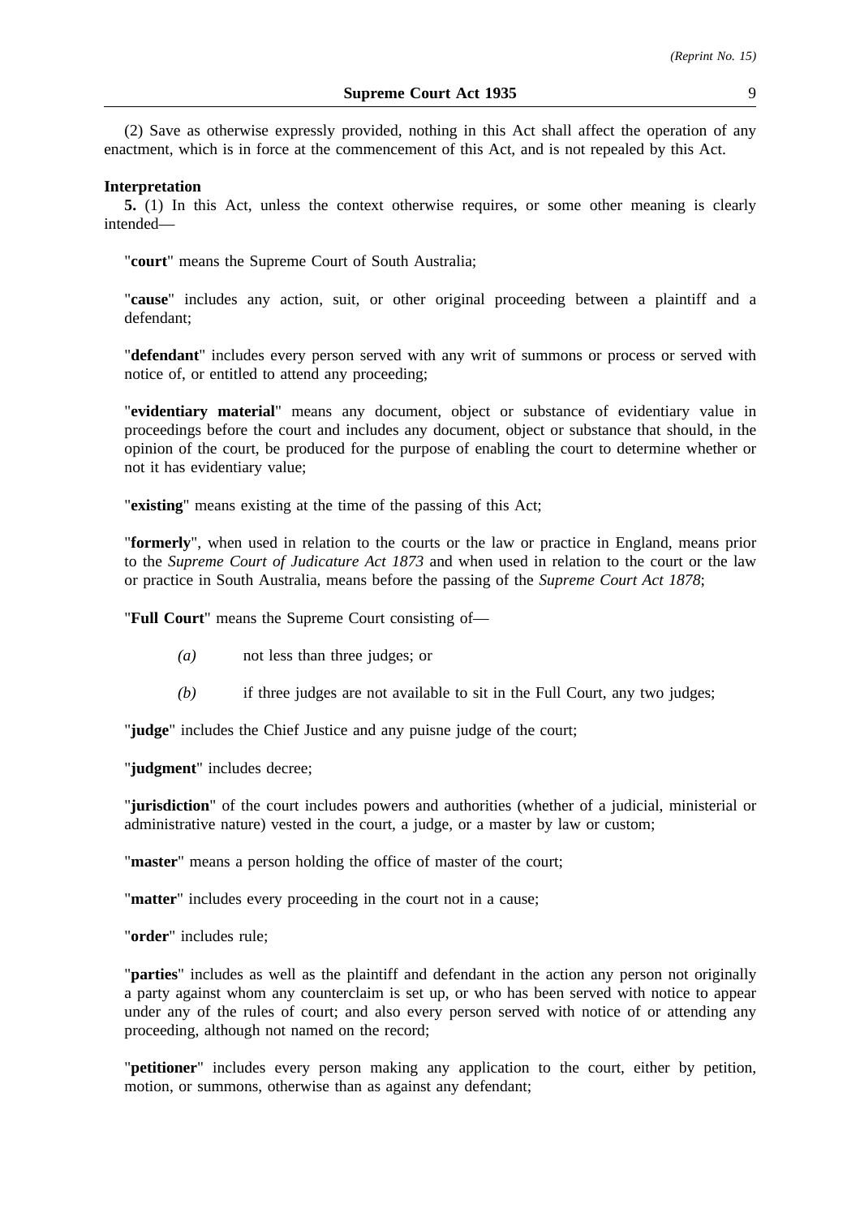(2) Save as otherwise expressly provided, nothing in this Act shall affect the operation of any enactment, which is in force at the commencement of this Act, and is not repealed by this Act.

**Interpretation**

**5.** (1) In this Act, unless the context otherwise requires, or some other meaning is clearly intended—

"**court**" means the Supreme Court of South Australia;

"**cause**" includes any action, suit, or other original proceeding between a plaintiff and a defendant;

"**defendant**" includes every person served with any writ of summons or process or served with notice of, or entitled to attend any proceeding;

"**evidentiary material**" means any document, object or substance of evidentiary value in proceedings before the court and includes any document, object or substance that should, in the opinion of the court, be produced for the purpose of enabling the court to determine whether or not it has evidentiary value;

"**existing**" means existing at the time of the passing of this Act;

"**formerly**", when used in relation to the courts or the law or practice in England, means prior to the *Supreme Court of Judicature Act 1873* and when used in relation to the court or the law or practice in South Australia, means before the passing of the *Supreme Court Act 1878*;

"**Full Court**" means the Supreme Court consisting of—

*(a)* not less than three judges; or

*(b)* if three judges are not available to sit in the Full Court, any two judges;

"**judge**" includes the Chief Justice and any puisne judge of the court;

"**judgment**" includes decree;

"**jurisdiction**" of the court includes powers and authorities (whether of a judicial, ministerial or administrative nature) vested in the court, a judge, or a master by law or custom;

"**master**" means a person holding the office of master of the court;

"**matter**" includes every proceeding in the court not in a cause;

"**order**" includes rule;

"**parties**" includes as well as the plaintiff and defendant in the action any person not originally a party against whom any counterclaim is set up, or who has been served with notice to appear under any of the rules of court; and also every person served with notice of or attending any proceeding, although not named on the record;

"**petitioner**" includes every person making any application to the court, either by petition, motion, or summons, otherwise than as against any defendant;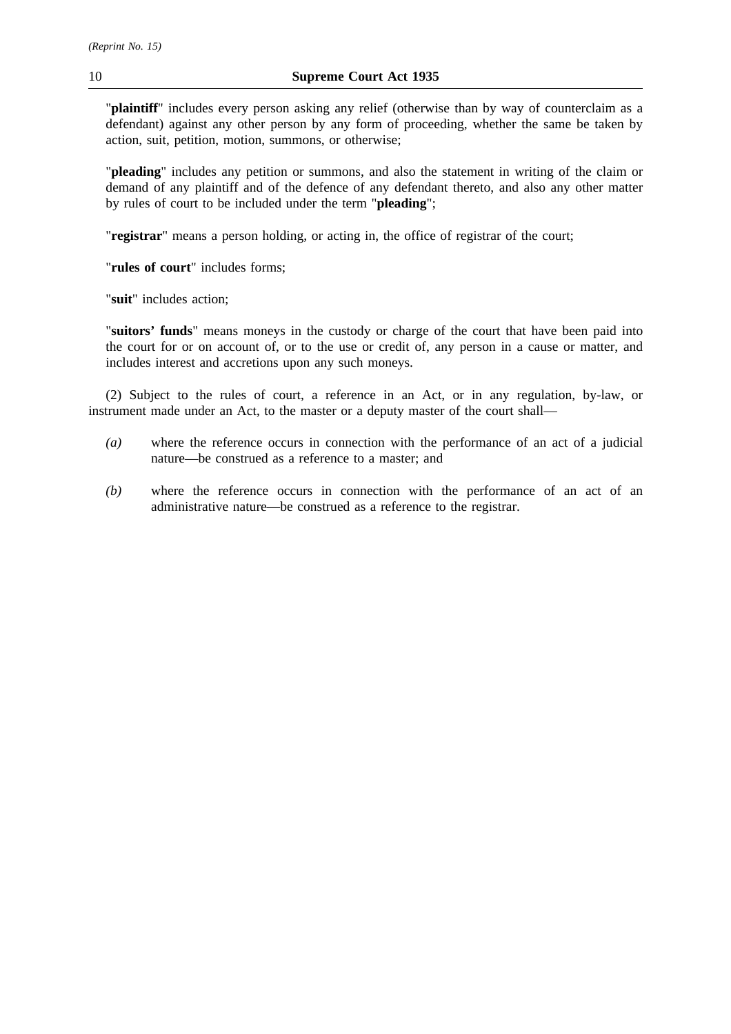"**plaintiff**" includes every person asking any relief (otherwise than by way of counterclaim as a defendant) against any other person by any form of proceeding, whether the same be taken by action, suit, petition, motion, summons, or otherwise;

"**pleading**" includes any petition or summons, and also the statement in writing of the claim or demand of any plaintiff and of the defence of any defendant thereto, and also any other matter by rules of court to be included under the term "**pleading**";

"**registrar**" means a person holding, or acting in, the office of registrar of the court;

"**rules of court**" includes forms;

"**suit**" includes action;

"**suitors' funds**" means moneys in the custody or charge of the court that have been paid into the court for or on account of, or to the use or credit of, any person in a cause or matter, and includes interest and accretions upon any such moneys.

(2) Subject to the rules of court, a reference in an Act, or in any regulation, by-law, or instrument made under an Act, to the master or a deputy master of the court shall—

*(a)* where the reference occurs in connection with the performance of an act of a judicial nature—be construed as a reference to a master; and

*(b)* where the reference occurs in connection with the performance of an act of an administrative nature—be construed as a reference to the registrar.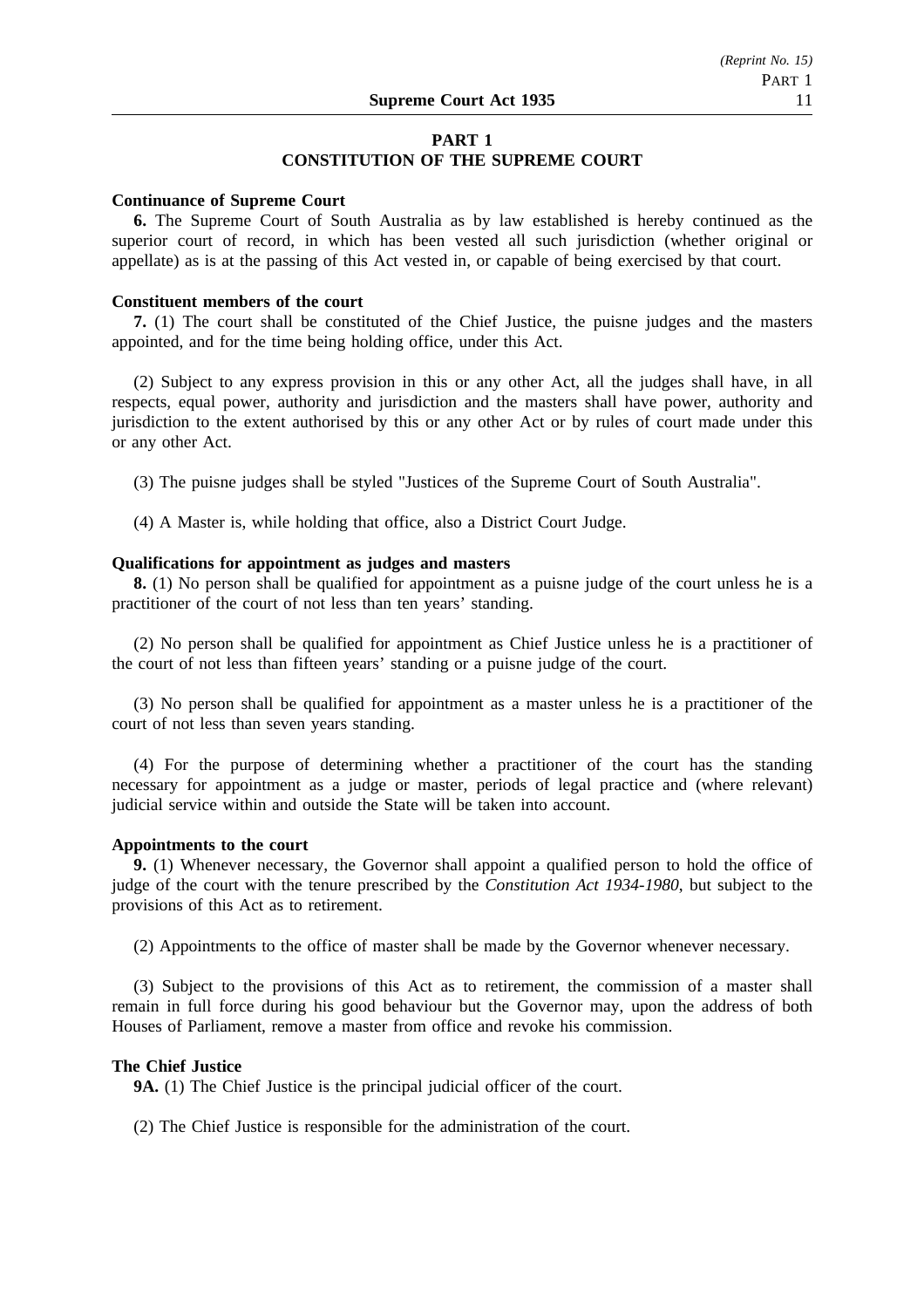# PART 1
## CONSTITUTION OF THE SUPREME COURT

**Continuance of Supreme Court**

**6.** The Supreme Court of South Australia as by law established is hereby continued as the superior court of record, in which has been vested all such jurisdiction (whether original or appellate) as is at the passing of this Act vested in, or capable of being exercised by that court.

**Constituent members of the court**

**7.** (1) The court shall be constituted of the Chief Justice, the puisne judges and the masters appointed, and for the time being holding office, under this Act.

(2) Subject to any express provision in this or any other Act, all the judges shall have, in all respects, equal power, authority and jurisdiction and the masters shall have power, authority and jurisdiction to the extent authorised by this or any other Act or by rules of court made under this or any other Act.

(3) The puisne judges shall be styled "Justices of the Supreme Court of South Australia".

(4) A Master is, while holding that office, also a District Court Judge.

**Qualifications for appointment as judges and masters**

**8.** (1) No person shall be qualified for appointment as a puisne judge of the court unless he is a practitioner of the court of not less than ten years' standing.

(2) No person shall be qualified for appointment as Chief Justice unless he is a practitioner of the court of not less than fifteen years' standing or a puisne judge of the court.

(3) No person shall be qualified for appointment as a master unless he is a practitioner of the court of not less than seven years standing.

(4) For the purpose of determining whether a practitioner of the court has the standing necessary for appointment as a judge or master, periods of legal practice and (where relevant) judicial service within and outside the State will be taken into account.

**Appointments to the court**

**9.** (1) Whenever necessary, the Governor shall appoint a qualified person to hold the office of judge of the court with the tenure prescribed by the *Constitution Act 1934-1980*, but subject to the provisions of this Act as to retirement.

(2) Appointments to the office of master shall be made by the Governor whenever necessary.

(3) Subject to the provisions of this Act as to retirement, the commission of a master shall remain in full force during his good behaviour but the Governor may, upon the address of both Houses of Parliament, remove a master from office and revoke his commission.

**The Chief Justice**

**9A.** (1) The Chief Justice is the principal judicial officer of the court.

(2) The Chief Justice is responsible for the administration of the court.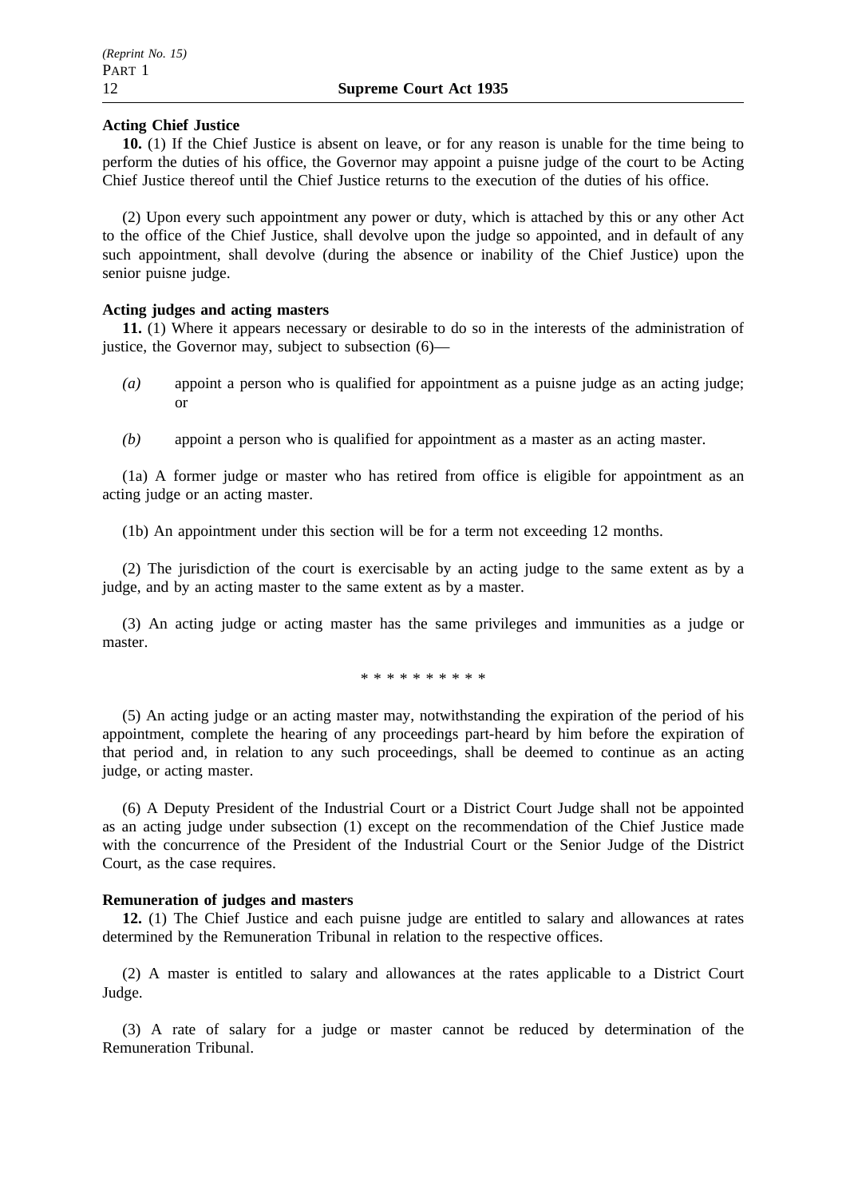**Acting Chief Justice**

**10.** (1) If the Chief Justice is absent on leave, or for any reason is unable for the time being to perform the duties of his office, the Governor may appoint a puisne judge of the court to be Acting Chief Justice thereof until the Chief Justice returns to the execution of the duties of his office.

(2) Upon every such appointment any power or duty, which is attached by this or any other Act to the office of the Chief Justice, shall devolve upon the judge so appointed, and in default of any such appointment, shall devolve (during the absence or inability of the Chief Justice) upon the senior puisne judge.

**Acting judges and acting masters**

**11.** (1) Where it appears necessary or desirable to do so in the interests of the administration of justice, the Governor may, subject to subsection (6)—

*(a)* appoint a person who is qualified for appointment as a puisne judge as an acting judge; or

*(b)* appoint a person who is qualified for appointment as a master as an acting master.

(1a) A former judge or master who has retired from office is eligible for appointment as an acting judge or an acting master.

(1b) An appointment under this section will be for a term not exceeding 12 months.

(2) The jurisdiction of the court is exercisable by an acting judge to the same extent as by a judge, and by an acting master to the same extent as by a master.

(3) An acting judge or acting master has the same privileges and immunities as a judge or master.

\* \* \* \* \* \* \* \* \* \*

(5) An acting judge or an acting master may, notwithstanding the expiration of the period of his appointment, complete the hearing of any proceedings part-heard by him before the expiration of that period and, in relation to any such proceedings, shall be deemed to continue as an acting judge, or acting master.

(6) A Deputy President of the Industrial Court or a District Court Judge shall not be appointed as an acting judge under subsection (1) except on the recommendation of the Chief Justice made with the concurrence of the President of the Industrial Court or the Senior Judge of the District Court, as the case requires.

**Remuneration of judges and masters**

**12.** (1) The Chief Justice and each puisne judge are entitled to salary and allowances at rates determined by the Remuneration Tribunal in relation to the respective offices.

(2) A master is entitled to salary and allowances at the rates applicable to a District Court Judge.

(3) A rate of salary for a judge or master cannot be reduced by determination of the Remuneration Tribunal.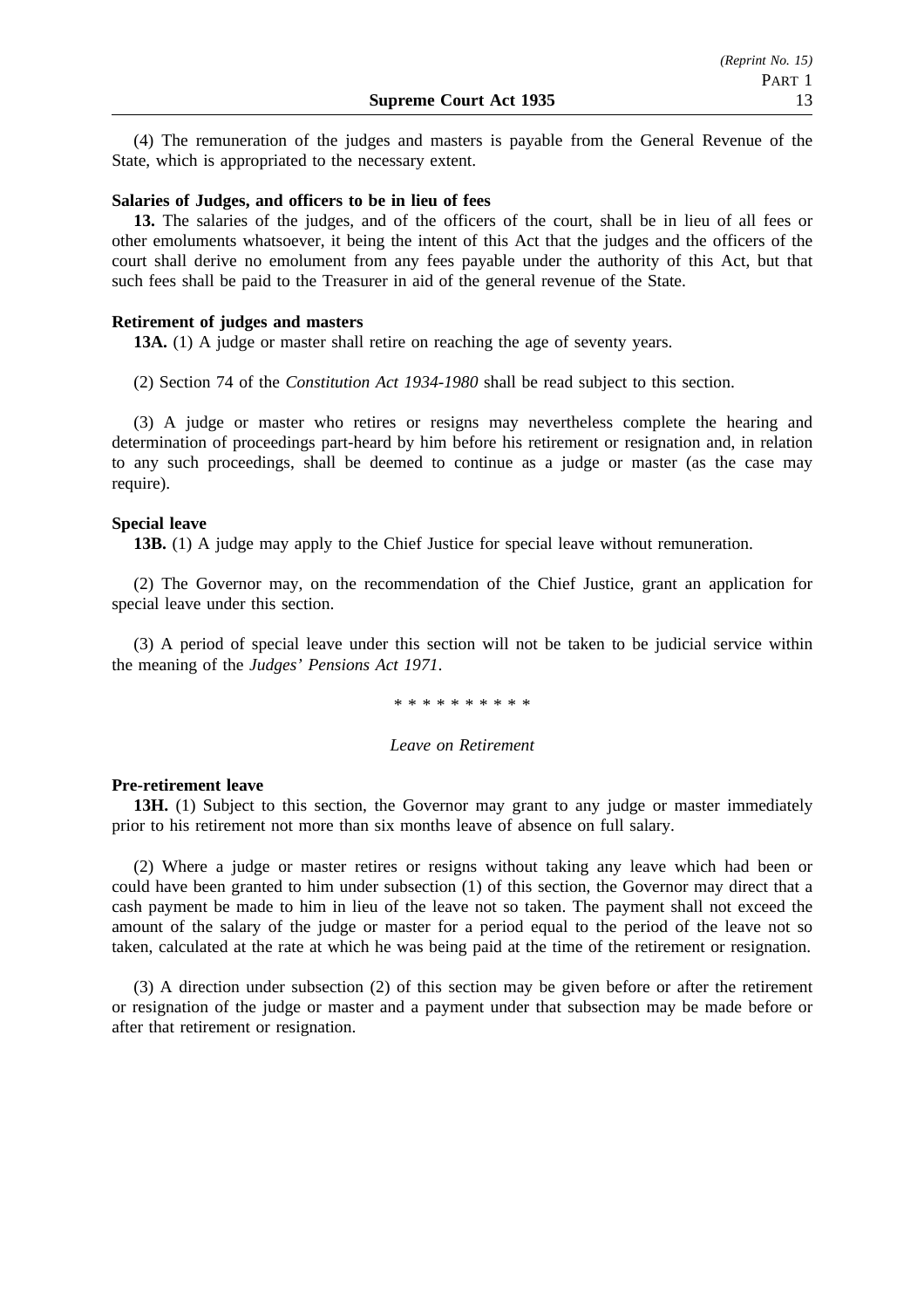(4) The remuneration of the judges and masters is payable from the General Revenue of the State, which is appropriated to the necessary extent.

**Salaries of Judges, and officers to be in lieu of fees**

**13.** The salaries of the judges, and of the officers of the court, shall be in lieu of all fees or other emoluments whatsoever, it being the intent of this Act that the judges and the officers of the court shall derive no emolument from any fees payable under the authority of this Act, but that such fees shall be paid to the Treasurer in aid of the general revenue of the State.

**Retirement of judges and masters**

**13A.** (1) A judge or master shall retire on reaching the age of seventy years.

(2) Section 74 of the *Constitution Act 1934-1980* shall be read subject to this section.

(3) A judge or master who retires or resigns may nevertheless complete the hearing and determination of proceedings part-heard by him before his retirement or resignation and, in relation to any such proceedings, shall be deemed to continue as a judge or master (as the case may require).

**Special leave**

**13B.** (1) A judge may apply to the Chief Justice for special leave without remuneration.

(2) The Governor may, on the recommendation of the Chief Justice, grant an application for special leave under this section.

(3) A period of special leave under this section will not be taken to be judicial service within the meaning of the *Judges' Pensions Act 1971*.

\* \* \* \* \* \* \* \* \* \*

*Leave on Retirement*

**Pre-retirement leave**

**13H.** (1) Subject to this section, the Governor may grant to any judge or master immediately prior to his retirement not more than six months leave of absence on full salary.

(2) Where a judge or master retires or resigns without taking any leave which had been or could have been granted to him under subsection (1) of this section, the Governor may direct that a cash payment be made to him in lieu of the leave not so taken. The payment shall not exceed the amount of the salary of the judge or master for a period equal to the period of the leave not so taken, calculated at the rate at which he was being paid at the time of the retirement or resignation.

(3) A direction under subsection (2) of this section may be given before or after the retirement or resignation of the judge or master and a payment under that subsection may be made before or after that retirement or resignation.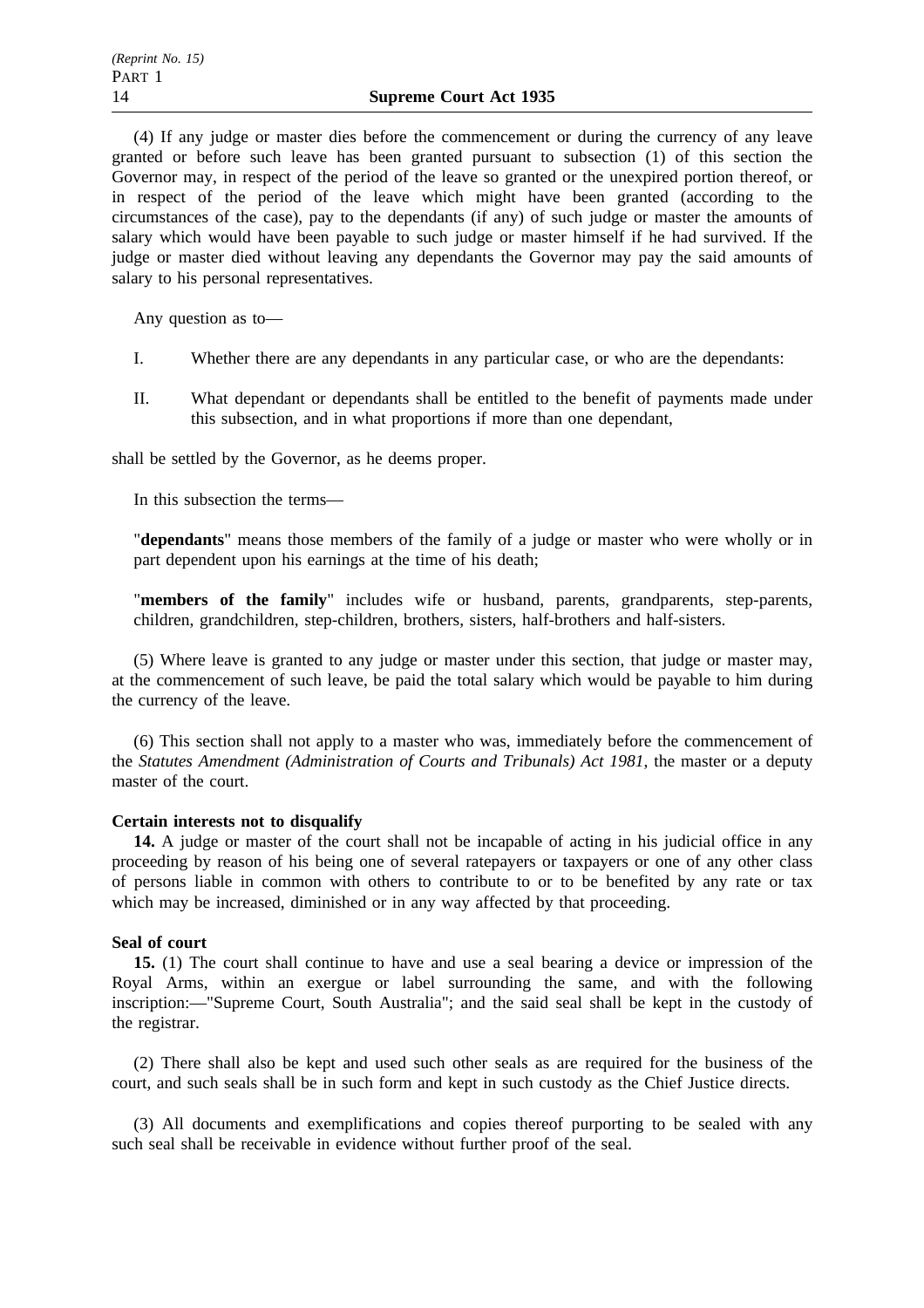(4) If any judge or master dies before the commencement or during the currency of any leave granted or before such leave has been granted pursuant to subsection (1) of this section the Governor may, in respect of the period of the leave so granted or the unexpired portion thereof, or in respect of the period of the leave which might have been granted (according to the circumstances of the case), pay to the dependants (if any) of such judge or master the amounts of salary which would have been payable to such judge or master himself if he had survived. If the judge or master died without leaving any dependants the Governor may pay the said amounts of salary to his personal representatives.

Any question as to—

I. Whether there are any dependants in any particular case, or who are the dependants:

II. What dependant or dependants shall be entitled to the benefit of payments made under this subsection, and in what proportions if more than one dependant,

shall be settled by the Governor, as he deems proper.

In this subsection the terms—

"**dependants**" means those members of the family of a judge or master who were wholly or in part dependent upon his earnings at the time of his death;

"**members of the family**" includes wife or husband, parents, grandparents, step-parents, children, grandchildren, step-children, brothers, sisters, half-brothers and half-sisters.

(5) Where leave is granted to any judge or master under this section, that judge or master may, at the commencement of such leave, be paid the total salary which would be payable to him during the currency of the leave.

(6) This section shall not apply to a master who was, immediately before the commencement of the *Statutes Amendment (Administration of Courts and Tribunals) Act 1981*, the master or a deputy master of the court.

**Certain interests not to disqualify**

**14.** A judge or master of the court shall not be incapable of acting in his judicial office in any proceeding by reason of his being one of several ratepayers or taxpayers or one of any other class of persons liable in common with others to contribute to or to be benefited by any rate or tax which may be increased, diminished or in any way affected by that proceeding.

**Seal of court**

**15.** (1) The court shall continue to have and use a seal bearing a device or impression of the Royal Arms, within an exergue or label surrounding the same, and with the following inscription:—"Supreme Court, South Australia"; and the said seal shall be kept in the custody of the registrar.

(2) There shall also be kept and used such other seals as are required for the business of the court, and such seals shall be in such form and kept in such custody as the Chief Justice directs.

(3) All documents and exemplifications and copies thereof purporting to be sealed with any such seal shall be receivable in evidence without further proof of the seal.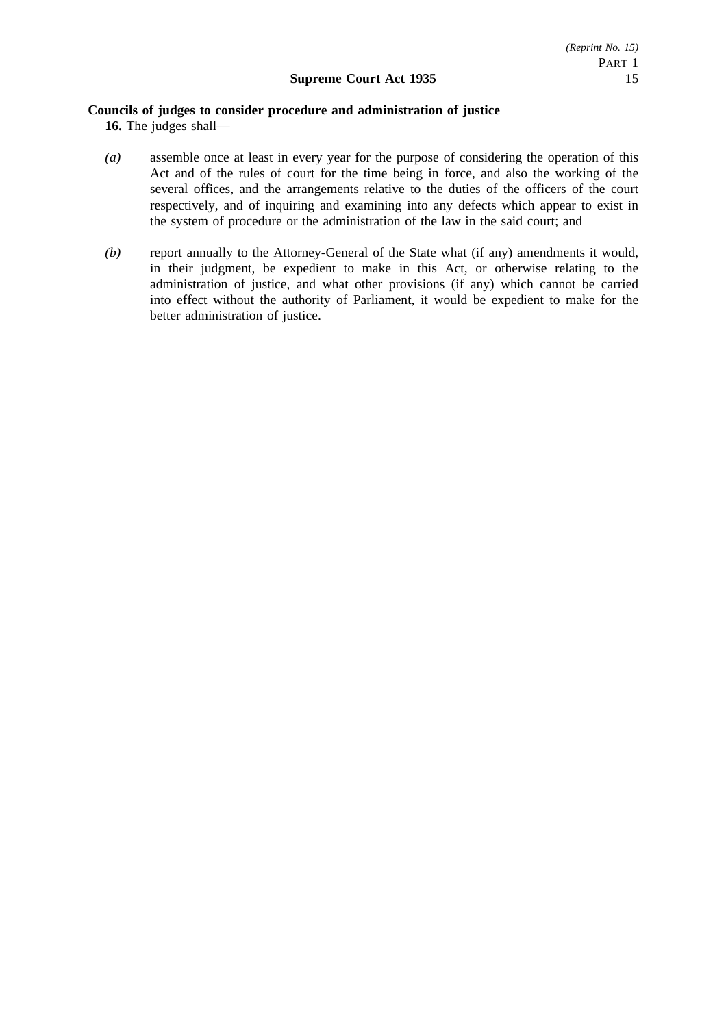**Councils of judges to consider procedure and administration of justice**

**16.** The judges shall—

*(a)* assemble once at least in every year for the purpose of considering the operation of this Act and of the rules of court for the time being in force, and also the working of the several offices, and the arrangements relative to the duties of the officers of the court respectively, and of inquiring and examining into any defects which appear to exist in the system of procedure or the administration of the law in the said court; and

*(b)* report annually to the Attorney-General of the State what (if any) amendments it would, in their judgment, be expedient to make in this Act, or otherwise relating to the administration of justice, and what other provisions (if any) which cannot be carried into effect without the authority of Parliament, it would be expedient to make for the better administration of justice.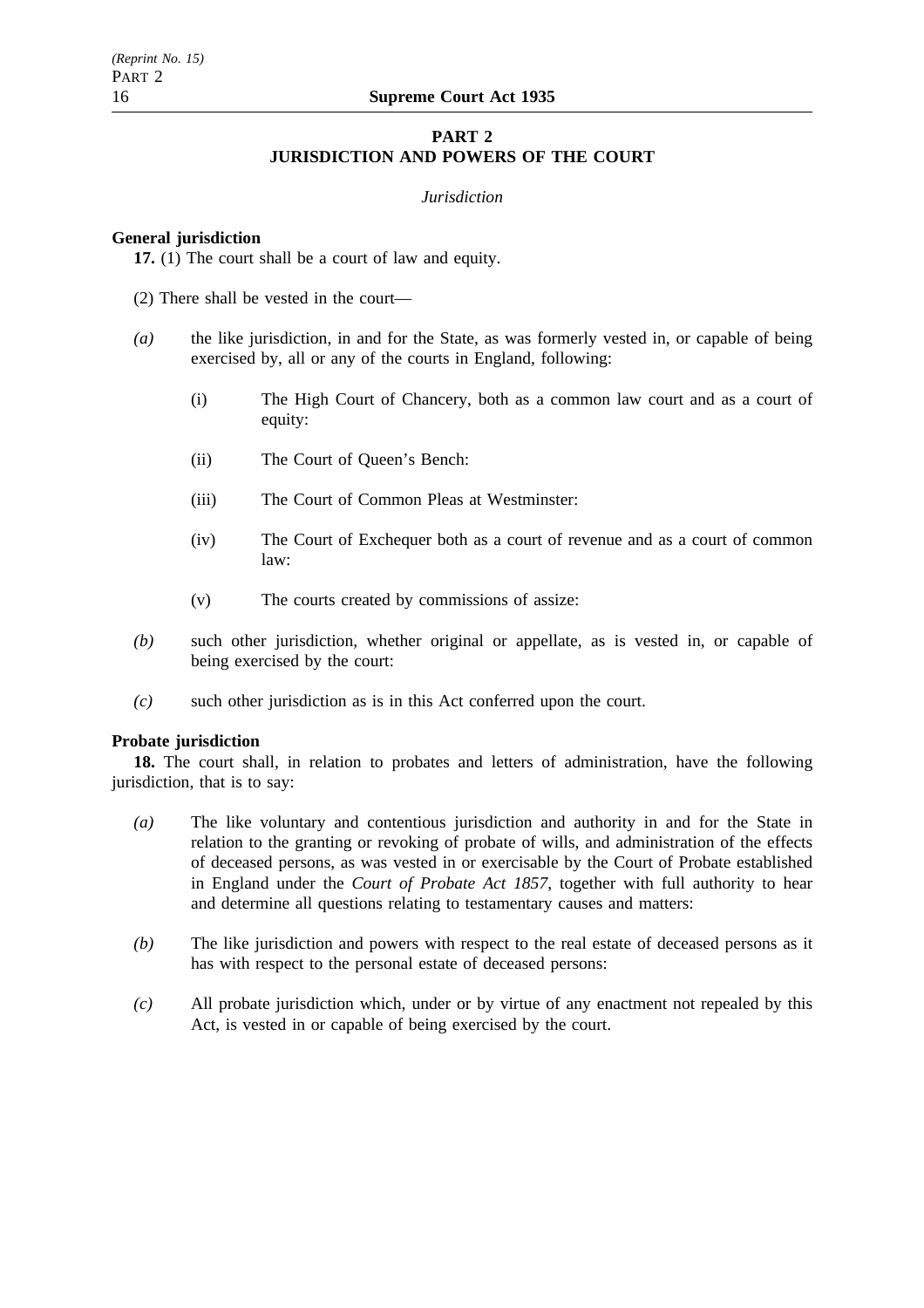## PART 2
## JURISDICTION AND POWERS OF THE COURT

*Jurisdiction*

**General jurisdiction**

**17.** (1) The court shall be a court of law and equity.

(2) There shall be vested in the court—

*(a)* the like jurisdiction, in and for the State, as was formerly vested in, or capable of being exercised by, all or any of the courts in England, following:

(i) The High Court of Chancery, both as a common law court and as a court of equity:

(ii) The Court of Queen's Bench:

(iii) The Court of Common Pleas at Westminster:

(iv) The Court of Exchequer both as a court of revenue and as a court of common law:

(v) The courts created by commissions of assize:

*(b)* such other jurisdiction, whether original or appellate, as is vested in, or capable of being exercised by the court:

*(c)* such other jurisdiction as is in this Act conferred upon the court.

**Probate jurisdiction**

**18.** The court shall, in relation to probates and letters of administration, have the following jurisdiction, that is to say:

*(a)* The like voluntary and contentious jurisdiction and authority in and for the State in relation to the granting or revoking of probate of wills, and administration of the effects of deceased persons, as was vested in or exercisable by the Court of Probate established in England under the *Court of Probate Act 1857*, together with full authority to hear and determine all questions relating to testamentary causes and matters:

*(b)* The like jurisdiction and powers with respect to the real estate of deceased persons as it has with respect to the personal estate of deceased persons:

*(c)* All probate jurisdiction which, under or by virtue of any enactment not repealed by this Act, is vested in or capable of being exercised by the court.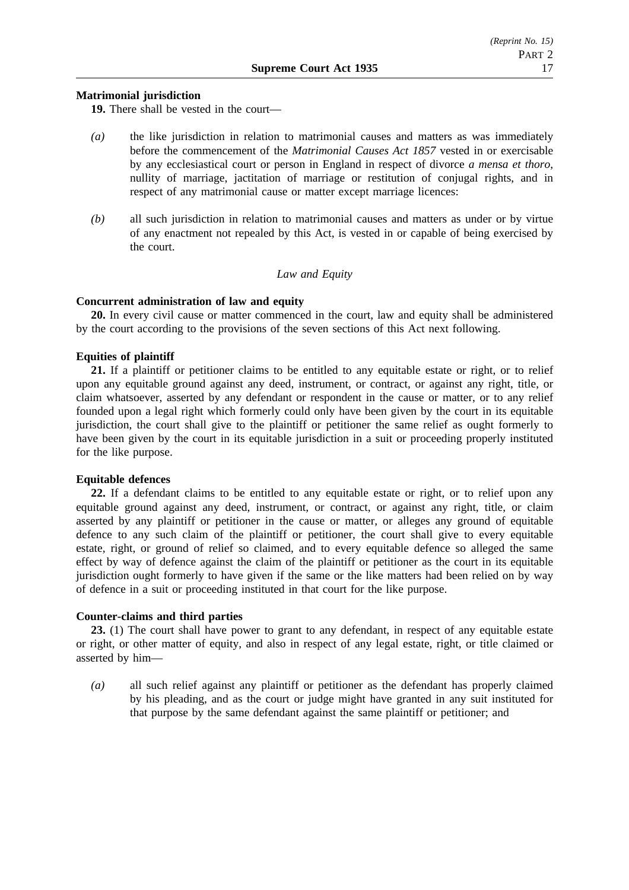**Matrimonial jurisdiction**

**19.** There shall be vested in the court—

*(a)* the like jurisdiction in relation to matrimonial causes and matters as was immediately before the commencement of the *Matrimonial Causes Act 1857* vested in or exercisable by any ecclesiastical court or person in England in respect of divorce *a mensa et thoro*, nullity of marriage, jactitation of marriage or restitution of conjugal rights, and in respect of any matrimonial cause or matter except marriage licences:

*(b)* all such jurisdiction in relation to matrimonial causes and matters as under or by virtue of any enactment not repealed by this Act, is vested in or capable of being exercised by the court.

*Law and Equity*

**Concurrent administration of law and equity**

**20.** In every civil cause or matter commenced in the court, law and equity shall be administered by the court according to the provisions of the seven sections of this Act next following.

**Equities of plaintiff**

**21.** If a plaintiff or petitioner claims to be entitled to any equitable estate or right, or to relief upon any equitable ground against any deed, instrument, or contract, or against any right, title, or claim whatsoever, asserted by any defendant or respondent in the cause or matter, or to any relief founded upon a legal right which formerly could only have been given by the court in its equitable jurisdiction, the court shall give to the plaintiff or petitioner the same relief as ought formerly to have been given by the court in its equitable jurisdiction in a suit or proceeding properly instituted for the like purpose.

**Equitable defences**

**22.** If a defendant claims to be entitled to any equitable estate or right, or to relief upon any equitable ground against any deed, instrument, or contract, or against any right, title, or claim asserted by any plaintiff or petitioner in the cause or matter, or alleges any ground of equitable defence to any such claim of the plaintiff or petitioner, the court shall give to every equitable estate, right, or ground of relief so claimed, and to every equitable defence so alleged the same effect by way of defence against the claim of the plaintiff or petitioner as the court in its equitable jurisdiction ought formerly to have given if the same or the like matters had been relied on by way of defence in a suit or proceeding instituted in that court for the like purpose.

**Counter-claims and third parties**

**23.** (1) The court shall have power to grant to any defendant, in respect of any equitable estate or right, or other matter of equity, and also in respect of any legal estate, right, or title claimed or asserted by him—

*(a)* all such relief against any plaintiff or petitioner as the defendant has properly claimed by his pleading, and as the court or judge might have granted in any suit instituted for that purpose by the same defendant against the same plaintiff or petitioner; and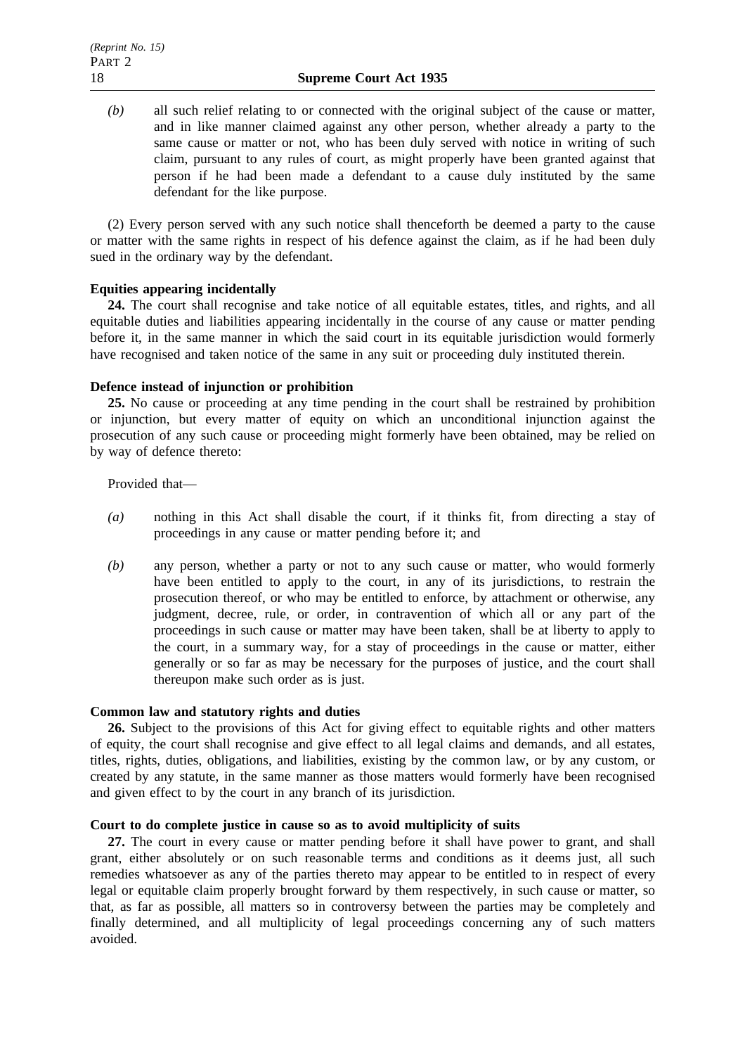*(b)* all such relief relating to or connected with the original subject of the cause or matter, and in like manner claimed against any other person, whether already a party to the same cause or matter or not, who has been duly served with notice in writing of such claim, pursuant to any rules of court, as might properly have been granted against that person if he had been made a defendant to a cause duly instituted by the same defendant for the like purpose.

(2) Every person served with any such notice shall thenceforth be deemed a party to the cause or matter with the same rights in respect of his defence against the claim, as if he had been duly sued in the ordinary way by the defendant.

**Equities appearing incidentally**

**24.** The court shall recognise and take notice of all equitable estates, titles, and rights, and all equitable duties and liabilities appearing incidentally in the course of any cause or matter pending before it, in the same manner in which the said court in its equitable jurisdiction would formerly have recognised and taken notice of the same in any suit or proceeding duly instituted therein.

**Defence instead of injunction or prohibition**

**25.** No cause or proceeding at any time pending in the court shall be restrained by prohibition or injunction, but every matter of equity on which an unconditional injunction against the prosecution of any such cause or proceeding might formerly have been obtained, may be relied on by way of defence thereto:

Provided that—

*(a)* nothing in this Act shall disable the court, if it thinks fit, from directing a stay of proceedings in any cause or matter pending before it; and

*(b)* any person, whether a party or not to any such cause or matter, who would formerly have been entitled to apply to the court, in any of its jurisdictions, to restrain the prosecution thereof, or who may be entitled to enforce, by attachment or otherwise, any judgment, decree, rule, or order, in contravention of which all or any part of the proceedings in such cause or matter may have been taken, shall be at liberty to apply to the court, in a summary way, for a stay of proceedings in the cause or matter, either generally or so far as may be necessary for the purposes of justice, and the court shall thereupon make such order as is just.

**Common law and statutory rights and duties**

**26.** Subject to the provisions of this Act for giving effect to equitable rights and other matters of equity, the court shall recognise and give effect to all legal claims and demands, and all estates, titles, rights, duties, obligations, and liabilities, existing by the common law, or by any custom, or created by any statute, in the same manner as those matters would formerly have been recognised and given effect to by the court in any branch of its jurisdiction.

**Court to do complete justice in cause so as to avoid multiplicity of suits**

**27.** The court in every cause or matter pending before it shall have power to grant, and shall grant, either absolutely or on such reasonable terms and conditions as it deems just, all such remedies whatsoever as any of the parties thereto may appear to be entitled to in respect of every legal or equitable claim properly brought forward by them respectively, in such cause or matter, so that, as far as possible, all matters so in controversy between the parties may be completely and finally determined, and all multiplicity of legal proceedings concerning any of such matters avoided.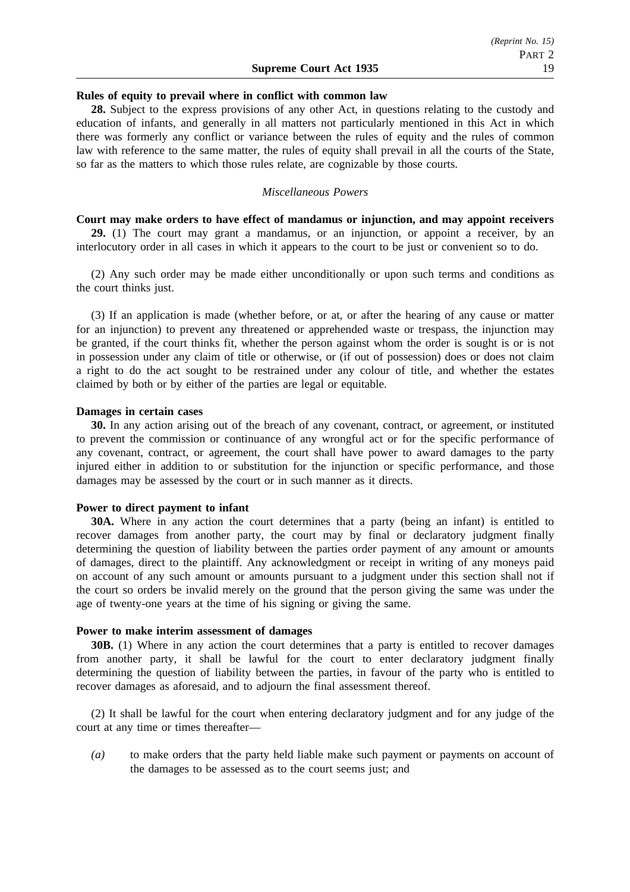**Rules of equity to prevail where in conflict with common law**

**28.** Subject to the express provisions of any other Act, in questions relating to the custody and education of infants, and generally in all matters not particularly mentioned in this Act in which there was formerly any conflict or variance between the rules of equity and the rules of common law with reference to the same matter, the rules of equity shall prevail in all the courts of the State, so far as the matters to which those rules relate, are cognizable by those courts.

*Miscellaneous Powers*

**Court may make orders to have effect of mandamus or injunction, and may appoint receivers**

**29.** (1) The court may grant a mandamus, or an injunction, or appoint a receiver, by an interlocutory order in all cases in which it appears to the court to be just or convenient so to do.

(2) Any such order may be made either unconditionally or upon such terms and conditions as the court thinks just.

(3) If an application is made (whether before, or at, or after the hearing of any cause or matter for an injunction) to prevent any threatened or apprehended waste or trespass, the injunction may be granted, if the court thinks fit, whether the person against whom the order is sought is or is not in possession under any claim of title or otherwise, or (if out of possession) does or does not claim a right to do the act sought to be restrained under any colour of title, and whether the estates claimed by both or by either of the parties are legal or equitable.

**Damages in certain cases**

**30.** In any action arising out of the breach of any covenant, contract, or agreement, or instituted to prevent the commission or continuance of any wrongful act or for the specific performance of any covenant, contract, or agreement, the court shall have power to award damages to the party injured either in addition to or substitution for the injunction or specific performance, and those damages may be assessed by the court or in such manner as it directs.

**Power to direct payment to infant**

**30A.** Where in any action the court determines that a party (being an infant) is entitled to recover damages from another party, the court may by final or declaratory judgment finally determining the question of liability between the parties order payment of any amount or amounts of damages, direct to the plaintiff. Any acknowledgment or receipt in writing of any moneys paid on account of any such amount or amounts pursuant to a judgment under this section shall not if the court so orders be invalid merely on the ground that the person giving the same was under the age of twenty-one years at the time of his signing or giving the same.

**Power to make interim assessment of damages**

**30B.** (1) Where in any action the court determines that a party is entitled to recover damages from another party, it shall be lawful for the court to enter declaratory judgment finally determining the question of liability between the parties, in favour of the party who is entitled to recover damages as aforesaid, and to adjourn the final assessment thereof.

(2) It shall be lawful for the court when entering declaratory judgment and for any judge of the court at any time or times thereafter—

*(a)* to make orders that the party held liable make such payment or payments on account of the damages to be assessed as to the court seems just; and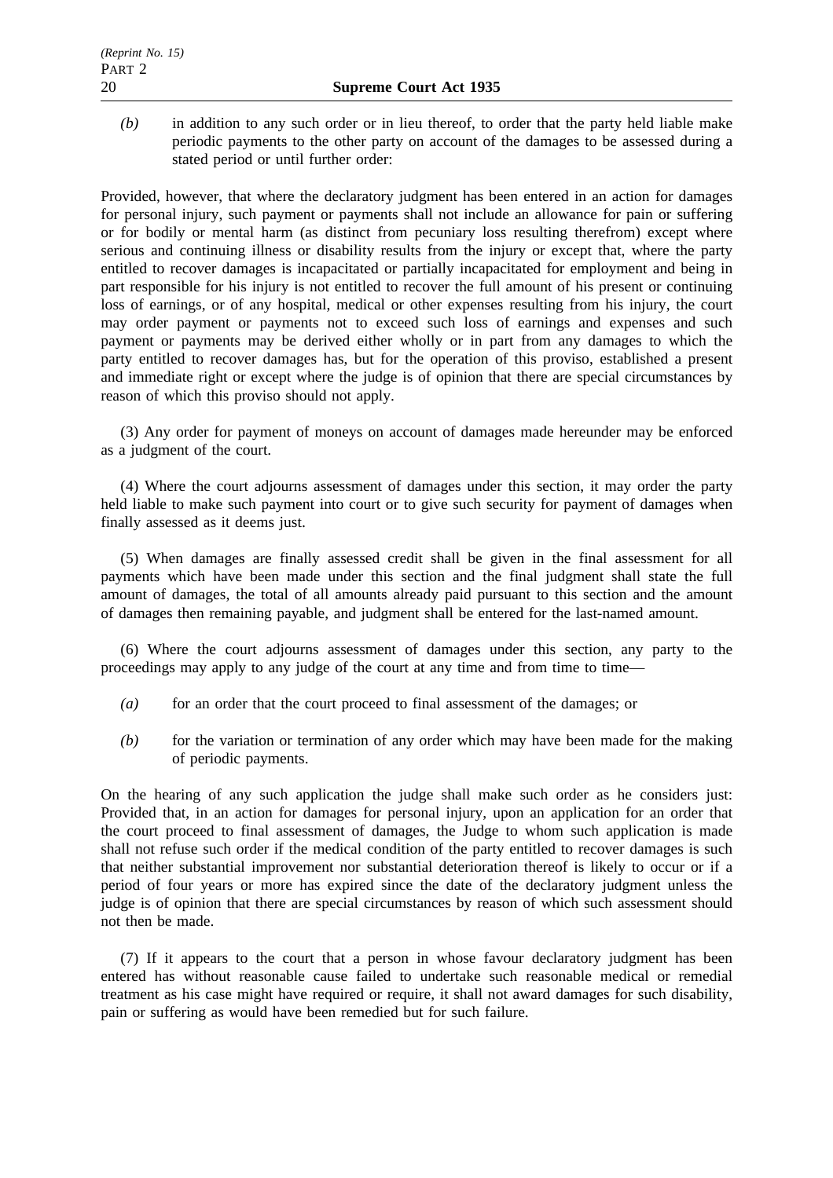*(b)* in addition to any such order or in lieu thereof, to order that the party held liable make periodic payments to the other party on account of the damages to be assessed during a stated period or until further order:

Provided, however, that where the declaratory judgment has been entered in an action for damages for personal injury, such payment or payments shall not include an allowance for pain or suffering or for bodily or mental harm (as distinct from pecuniary loss resulting therefrom) except where serious and continuing illness or disability results from the injury or except that, where the party entitled to recover damages is incapacitated or partially incapacitated for employment and being in part responsible for his injury is not entitled to recover the full amount of his present or continuing loss of earnings, or of any hospital, medical or other expenses resulting from his injury, the court may order payment or payments not to exceed such loss of earnings and expenses and such payment or payments may be derived either wholly or in part from any damages to which the party entitled to recover damages has, but for the operation of this proviso, established a present and immediate right or except where the judge is of opinion that there are special circumstances by reason of which this proviso should not apply.

(3) Any order for payment of moneys on account of damages made hereunder may be enforced as a judgment of the court.

(4) Where the court adjourns assessment of damages under this section, it may order the party held liable to make such payment into court or to give such security for payment of damages when finally assessed as it deems just.

(5) When damages are finally assessed credit shall be given in the final assessment for all payments which have been made under this section and the final judgment shall state the full amount of damages, the total of all amounts already paid pursuant to this section and the amount of damages then remaining payable, and judgment shall be entered for the last-named amount.

(6) Where the court adjourns assessment of damages under this section, any party to the proceedings may apply to any judge of the court at any time and from time to time—

*(a)* for an order that the court proceed to final assessment of the damages; or

*(b)* for the variation or termination of any order which may have been made for the making of periodic payments.

On the hearing of any such application the judge shall make such order as he considers just: Provided that, in an action for damages for personal injury, upon an application for an order that the court proceed to final assessment of damages, the Judge to whom such application is made shall not refuse such order if the medical condition of the party entitled to recover damages is such that neither substantial improvement nor substantial deterioration thereof is likely to occur or if a period of four years or more has expired since the date of the declaratory judgment unless the judge is of opinion that there are special circumstances by reason of which such assessment should not then be made.

(7) If it appears to the court that a person in whose favour declaratory judgment has been entered has without reasonable cause failed to undertake such reasonable medical or remedial treatment as his case might have required or require, it shall not award damages for such disability, pain or suffering as would have been remedied but for such failure.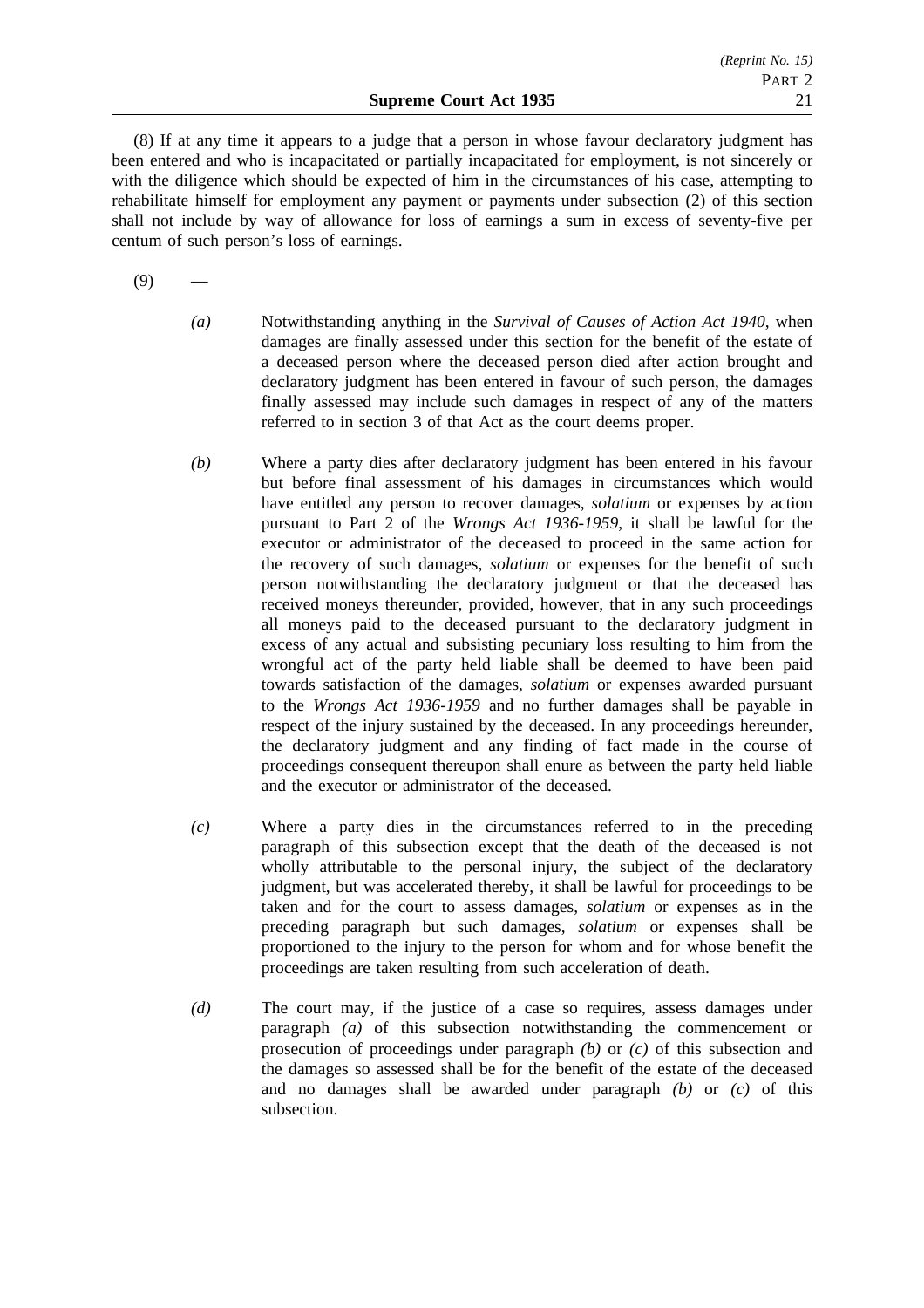(8) If at any time it appears to a judge that a person in whose favour declaratory judgment has been entered and who is incapacitated or partially incapacitated for employment, is not sincerely or with the diligence which should be expected of him in the circumstances of his case, attempting to rehabilitate himself for employment any payment or payments under subsection (2) of this section shall not include by way of allowance for loss of earnings a sum in excess of seventy-five per centum of such person's loss of earnings.

(9) —

*(a)* Notwithstanding anything in the *Survival of Causes of Action Act 1940*, when damages are finally assessed under this section for the benefit of the estate of a deceased person where the deceased person died after action brought and declaratory judgment has been entered in favour of such person, the damages finally assessed may include such damages in respect of any of the matters referred to in section 3 of that Act as the court deems proper.

*(b)* Where a party dies after declaratory judgment has been entered in his favour but before final assessment of his damages in circumstances which would have entitled any person to recover damages, *solatium* or expenses by action pursuant to Part 2 of the *Wrongs Act 1936-1959*, it shall be lawful for the executor or administrator of the deceased to proceed in the same action for the recovery of such damages, *solatium* or expenses for the benefit of such person notwithstanding the declaratory judgment or that the deceased has received moneys thereunder, provided, however, that in any such proceedings all moneys paid to the deceased pursuant to the declaratory judgment in excess of any actual and subsisting pecuniary loss resulting to him from the wrongful act of the party held liable shall be deemed to have been paid towards satisfaction of the damages, *solatium* or expenses awarded pursuant to the *Wrongs Act 1936-1959* and no further damages shall be payable in respect of the injury sustained by the deceased. In any proceedings hereunder, the declaratory judgment and any finding of fact made in the course of proceedings consequent thereupon shall enure as between the party held liable and the executor or administrator of the deceased.

*(c)* Where a party dies in the circumstances referred to in the preceding paragraph of this subsection except that the death of the deceased is not wholly attributable to the personal injury, the subject of the declaratory judgment, but was accelerated thereby, it shall be lawful for proceedings to be taken and for the court to assess damages, *solatium* or expenses as in the preceding paragraph but such damages, *solatium* or expenses shall be proportioned to the injury to the person for whom and for whose benefit the proceedings are taken resulting from such acceleration of death.

*(d)* The court may, if the justice of a case so requires, assess damages under paragraph *(a)* of this subsection notwithstanding the commencement or prosecution of proceedings under paragraph *(b)* or *(c)* of this subsection and the damages so assessed shall be for the benefit of the estate of the deceased and no damages shall be awarded under paragraph *(b)* or *(c)* of this subsection.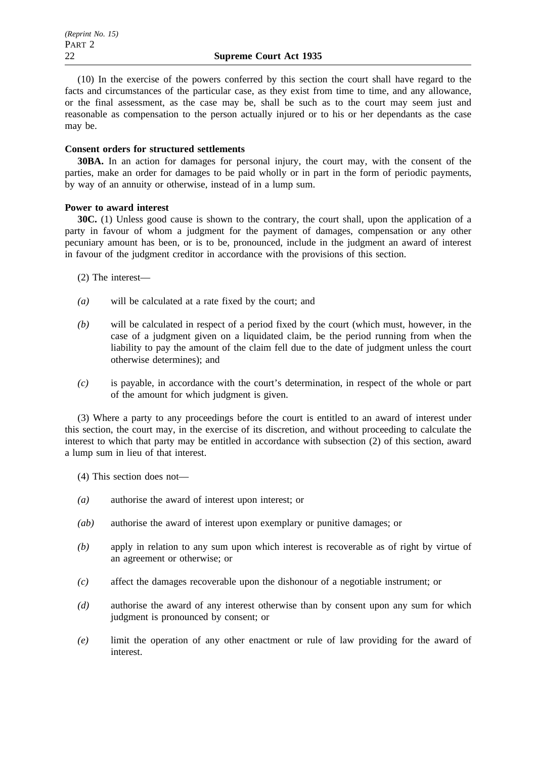(10) In the exercise of the powers conferred by this section the court shall have regard to the facts and circumstances of the particular case, as they exist from time to time, and any allowance, or the final assessment, as the case may be, shall be such as to the court may seem just and reasonable as compensation to the person actually injured or to his or her dependants as the case may be.

**Consent orders for structured settlements**

**30BA.** In an action for damages for personal injury, the court may, with the consent of the parties, make an order for damages to be paid wholly or in part in the form of periodic payments, by way of an annuity or otherwise, instead of in a lump sum.

**Power to award interest**

**30C.** (1) Unless good cause is shown to the contrary, the court shall, upon the application of a party in favour of whom a judgment for the payment of damages, compensation or any other pecuniary amount has been, or is to be, pronounced, include in the judgment an award of interest in favour of the judgment creditor in accordance with the provisions of this section.

(2) The interest—

*(a)* will be calculated at a rate fixed by the court; and

*(b)* will be calculated in respect of a period fixed by the court (which must, however, in the case of a judgment given on a liquidated claim, be the period running from when the liability to pay the amount of the claim fell due to the date of judgment unless the court otherwise determines); and

*(c)* is payable, in accordance with the court's determination, in respect of the whole or part of the amount for which judgment is given.

(3) Where a party to any proceedings before the court is entitled to an award of interest under this section, the court may, in the exercise of its discretion, and without proceeding to calculate the interest to which that party may be entitled in accordance with subsection (2) of this section, award a lump sum in lieu of that interest.

(4) This section does not—

*(a)* authorise the award of interest upon interest; or

*(ab)* authorise the award of interest upon exemplary or punitive damages; or

*(b)* apply in relation to any sum upon which interest is recoverable as of right by virtue of an agreement or otherwise; or

*(c)* affect the damages recoverable upon the dishonour of a negotiable instrument; or

*(d)* authorise the award of any interest otherwise than by consent upon any sum for which judgment is pronounced by consent; or

*(e)* limit the operation of any other enactment or rule of law providing for the award of interest.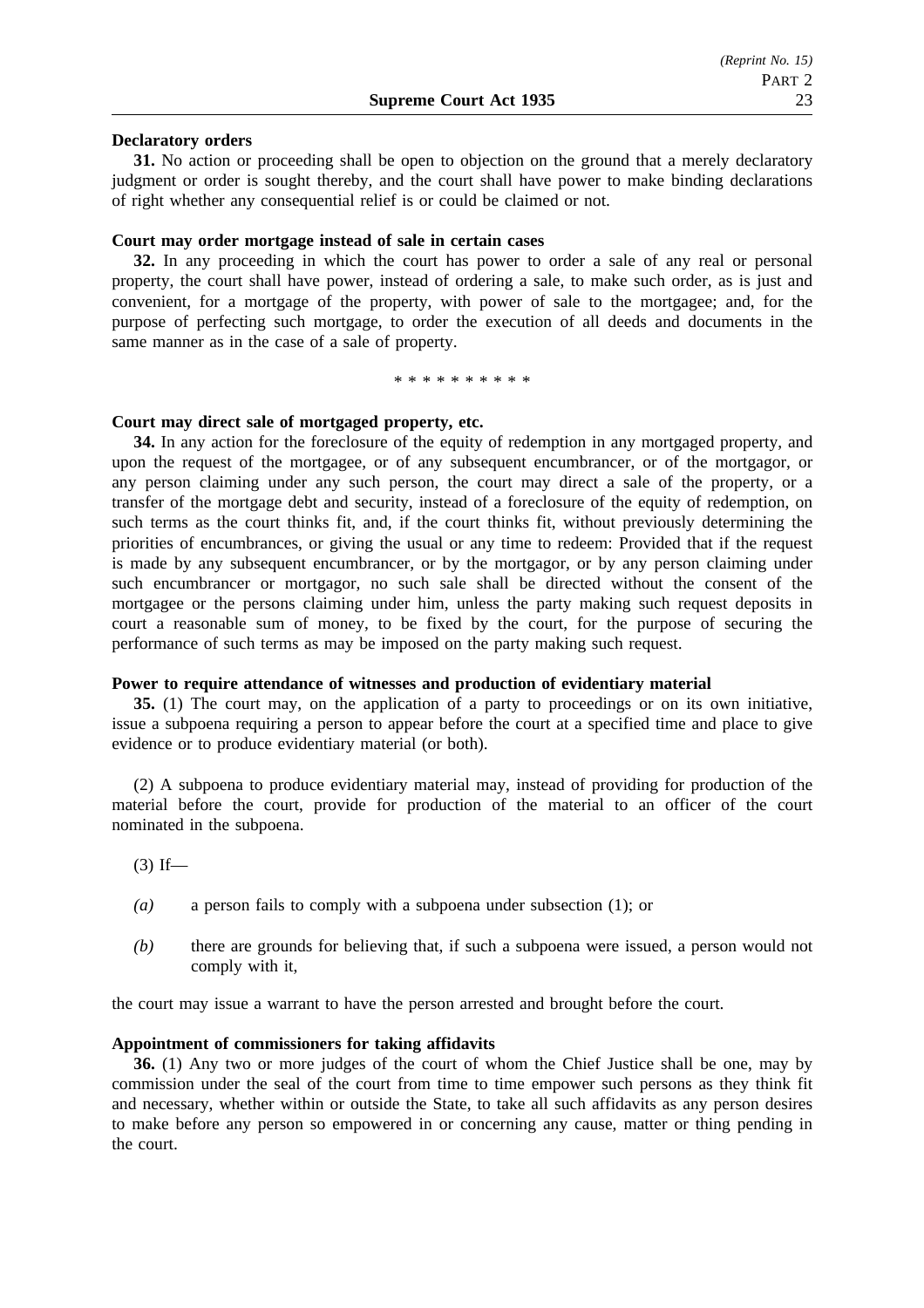**Declaratory orders**

**31.** No action or proceeding shall be open to objection on the ground that a merely declaratory judgment or order is sought thereby, and the court shall have power to make binding declarations of right whether any consequential relief is or could be claimed or not.

**Court may order mortgage instead of sale in certain cases**

**32.** In any proceeding in which the court has power to order a sale of any real or personal property, the court shall have power, instead of ordering a sale, to make such order, as is just and convenient, for a mortgage of the property, with power of sale to the mortgagee; and, for the purpose of perfecting such mortgage, to order the execution of all deeds and documents in the same manner as in the case of a sale of property.

\* \* \* \* \* \* \* \* \* \*

**Court may direct sale of mortgaged property, etc.**

**34.** In any action for the foreclosure of the equity of redemption in any mortgaged property, and upon the request of the mortgagee, or of any subsequent encumbrancer, or of the mortgagor, or any person claiming under any such person, the court may direct a sale of the property, or a transfer of the mortgage debt and security, instead of a foreclosure of the equity of redemption, on such terms as the court thinks fit, and, if the court thinks fit, without previously determining the priorities of encumbrances, or giving the usual or any time to redeem: Provided that if the request is made by any subsequent encumbrancer, or by the mortgagor, or by any person claiming under such encumbrancer or mortgagor, no such sale shall be directed without the consent of the mortgagee or the persons claiming under him, unless the party making such request deposits in court a reasonable sum of money, to be fixed by the court, for the purpose of securing the performance of such terms as may be imposed on the party making such request.

**Power to require attendance of witnesses and production of evidentiary material**

**35.** (1) The court may, on the application of a party to proceedings or on its own initiative, issue a subpoena requiring a person to appear before the court at a specified time and place to give evidence or to produce evidentiary material (or both).

(2) A subpoena to produce evidentiary material may, instead of providing for production of the material before the court, provide for production of the material to an officer of the court nominated in the subpoena.

(3) If—

*(a)* a person fails to comply with a subpoena under subsection (1); or

*(b)* there are grounds for believing that, if such a subpoena were issued, a person would not comply with it,

the court may issue a warrant to have the person arrested and brought before the court.

**Appointment of commissioners for taking affidavits**

**36.** (1) Any two or more judges of the court of whom the Chief Justice shall be one, may by commission under the seal of the court from time to time empower such persons as they think fit and necessary, whether within or outside the State, to take all such affidavits as any person desires to make before any person so empowered in or concerning any cause, matter or thing pending in the court.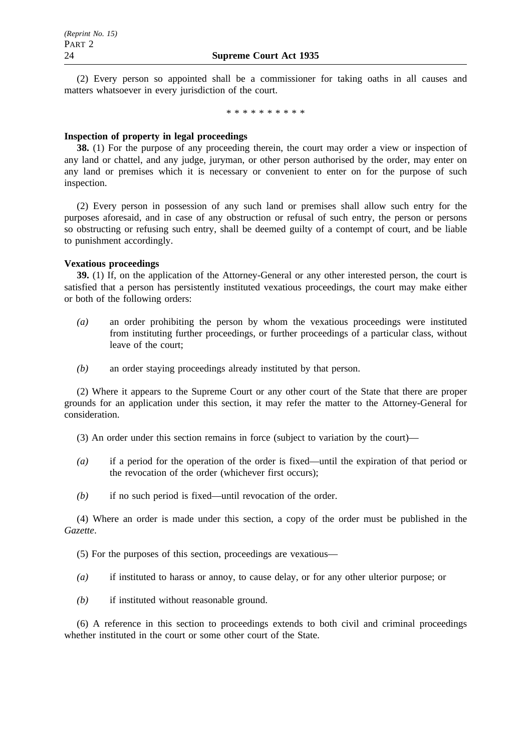(2) Every person so appointed shall be a commissioner for taking oaths in all causes and matters whatsoever in every jurisdiction of the court.

\* \* \* \* \* \* \* \* \* \*

**Inspection of property in legal proceedings**

**38.** (1) For the purpose of any proceeding therein, the court may order a view or inspection of any land or chattel, and any judge, juryman, or other person authorised by the order, may enter on any land or premises which it is necessary or convenient to enter on for the purpose of such inspection.

(2) Every person in possession of any such land or premises shall allow such entry for the purposes aforesaid, and in case of any obstruction or refusal of such entry, the person or persons so obstructing or refusing such entry, shall be deemed guilty of a contempt of court, and be liable to punishment accordingly.

**Vexatious proceedings**

**39.** (1) If, on the application of the Attorney-General or any other interested person, the court is satisfied that a person has persistently instituted vexatious proceedings, the court may make either or both of the following orders:

*(a)* an order prohibiting the person by whom the vexatious proceedings were instituted from instituting further proceedings, or further proceedings of a particular class, without leave of the court;

*(b)* an order staying proceedings already instituted by that person.

(2) Where it appears to the Supreme Court or any other court of the State that there are proper grounds for an application under this section, it may refer the matter to the Attorney-General for consideration.

(3) An order under this section remains in force (subject to variation by the court)—

*(a)* if a period for the operation of the order is fixed—until the expiration of that period or the revocation of the order (whichever first occurs);

*(b)* if no such period is fixed—until revocation of the order.

(4) Where an order is made under this section, a copy of the order must be published in the *Gazette*.

(5) For the purposes of this section, proceedings are vexatious—

*(a)* if instituted to harass or annoy, to cause delay, or for any other ulterior purpose; or

*(b)* if instituted without reasonable ground.

(6) A reference in this section to proceedings extends to both civil and criminal proceedings whether instituted in the court or some other court of the State.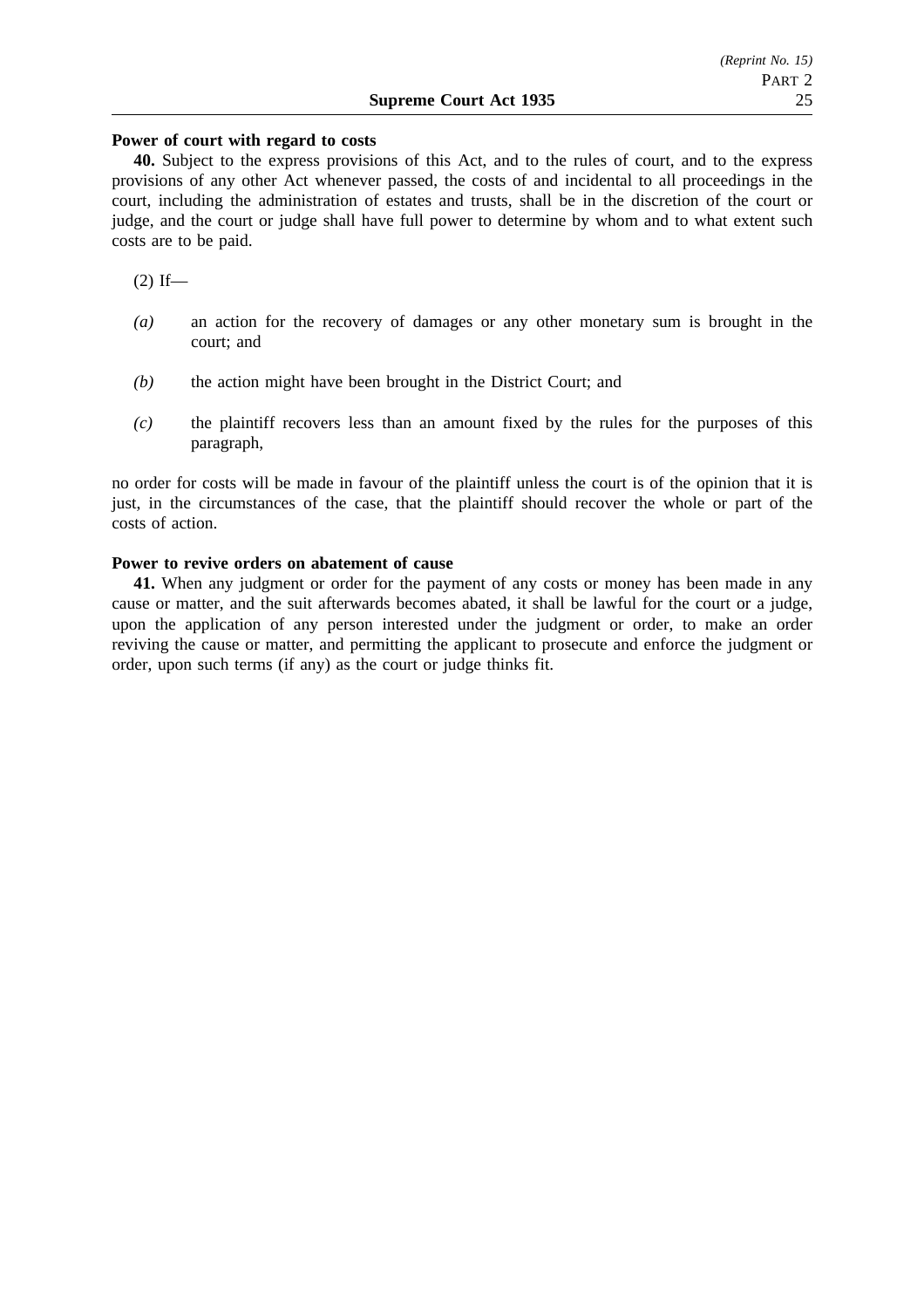**Power of court with regard to costs**

**40.** Subject to the express provisions of this Act, and to the rules of court, and to the express provisions of any other Act whenever passed, the costs of and incidental to all proceedings in the court, including the administration of estates and trusts, shall be in the discretion of the court or judge, and the court or judge shall have full power to determine by whom and to what extent such costs are to be paid.

(2) If—

*(a)* an action for the recovery of damages or any other monetary sum is brought in the court; and

*(b)* the action might have been brought in the District Court; and

*(c)* the plaintiff recovers less than an amount fixed by the rules for the purposes of this paragraph,

no order for costs will be made in favour of the plaintiff unless the court is of the opinion that it is just, in the circumstances of the case, that the plaintiff should recover the whole or part of the costs of action.

**Power to revive orders on abatement of cause**

**41.** When any judgment or order for the payment of any costs or money has been made in any cause or matter, and the suit afterwards becomes abated, it shall be lawful for the court or a judge, upon the application of any person interested under the judgment or order, to make an order reviving the cause or matter, and permitting the applicant to prosecute and enforce the judgment or order, upon such terms (if any) as the court or judge thinks fit.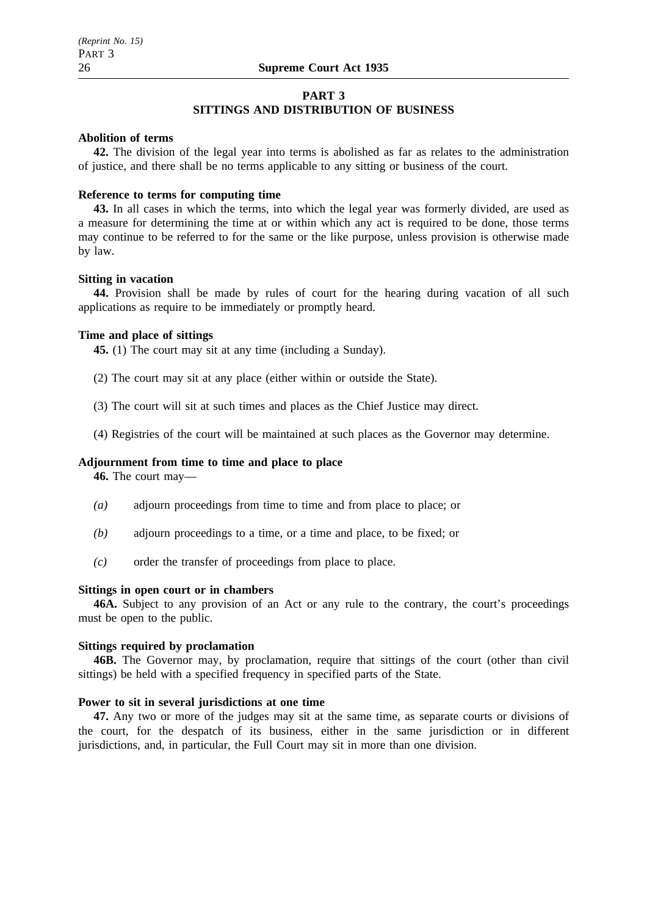## PART 3
## SITTINGS AND DISTRIBUTION OF BUSINESS

**Abolition of terms**

**42.** The division of the legal year into terms is abolished as far as relates to the administration of justice, and there shall be no terms applicable to any sitting or business of the court.

**Reference to terms for computing time**

**43.** In all cases in which the terms, into which the legal year was formerly divided, are used as a measure for determining the time at or within which any act is required to be done, those terms may continue to be referred to for the same or the like purpose, unless provision is otherwise made by law.

**Sitting in vacation**

**44.** Provision shall be made by rules of court for the hearing during vacation of all such applications as require to be immediately or promptly heard.

**Time and place of sittings**

**45.** (1) The court may sit at any time (including a Sunday).

(2) The court may sit at any place (either within or outside the State).

(3) The court will sit at such times and places as the Chief Justice may direct.

(4) Registries of the court will be maintained at such places as the Governor may determine.

**Adjournment from time to time and place to place**

**46.** The court may—

*(a)* adjourn proceedings from time to time and from place to place; or

*(b)* adjourn proceedings to a time, or a time and place, to be fixed; or

*(c)* order the transfer of proceedings from place to place.

**Sittings in open court or in chambers**

**46A.** Subject to any provision of an Act or any rule to the contrary, the court's proceedings must be open to the public.

**Sittings required by proclamation**

**46B.** The Governor may, by proclamation, require that sittings of the court (other than civil sittings) be held with a specified frequency in specified parts of the State.

**Power to sit in several jurisdictions at one time**

**47.** Any two or more of the judges may sit at the same time, as separate courts or divisions of the court, for the despatch of its business, either in the same jurisdiction or in different jurisdictions, and, in particular, the Full Court may sit in more than one division.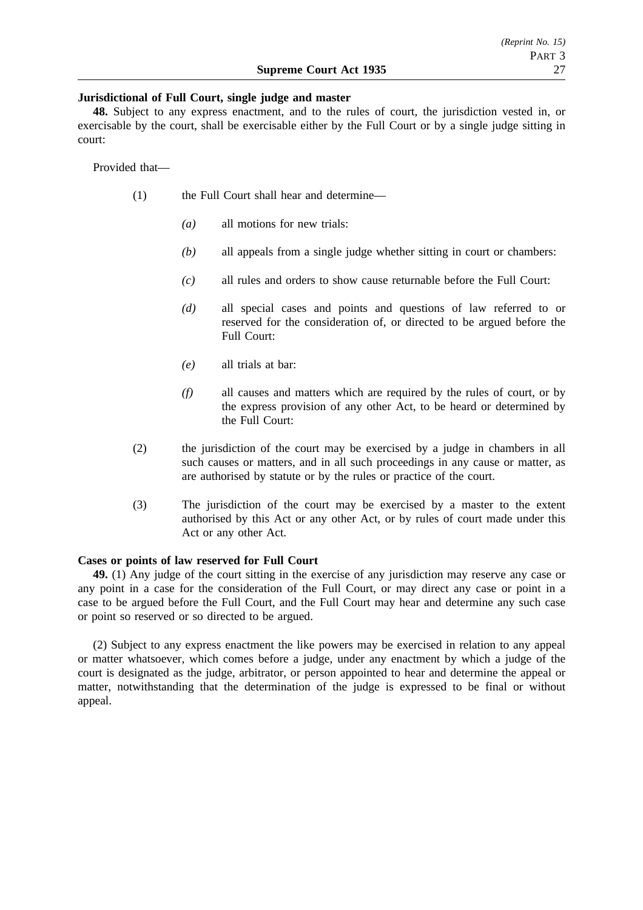**Jurisdictional of Full Court, single judge and master**

**48.** Subject to any express enactment, and to the rules of court, the jurisdiction vested in, or exercisable by the court, shall be exercisable either by the Full Court or by a single judge sitting in court:

Provided that—

(1) the Full Court shall hear and determine—

*(a)* all motions for new trials:

*(b)* all appeals from a single judge whether sitting in court or chambers:

*(c)* all rules and orders to show cause returnable before the Full Court:

*(d)* all special cases and points and questions of law referred to or reserved for the consideration of, or directed to be argued before the Full Court:

*(e)* all trials at bar:

*(f)* all causes and matters which are required by the rules of court, or by the express provision of any other Act, to be heard or determined by the Full Court:

(2) the jurisdiction of the court may be exercised by a judge in chambers in all such causes or matters, and in all such proceedings in any cause or matter, as are authorised by statute or by the rules or practice of the court.

(3) The jurisdiction of the court may be exercised by a master to the extent authorised by this Act or any other Act, or by rules of court made under this Act or any other Act.

**Cases or points of law reserved for Full Court**

**49.** (1) Any judge of the court sitting in the exercise of any jurisdiction may reserve any case or any point in a case for the consideration of the Full Court, or may direct any case or point in a case to be argued before the Full Court, and the Full Court may hear and determine any such case or point so reserved or so directed to be argued.

(2) Subject to any express enactment the like powers may be exercised in relation to any appeal or matter whatsoever, which comes before a judge, under any enactment by which a judge of the court is designated as the judge, arbitrator, or person appointed to hear and determine the appeal or matter, notwithstanding that the determination of the judge is expressed to be final or without appeal.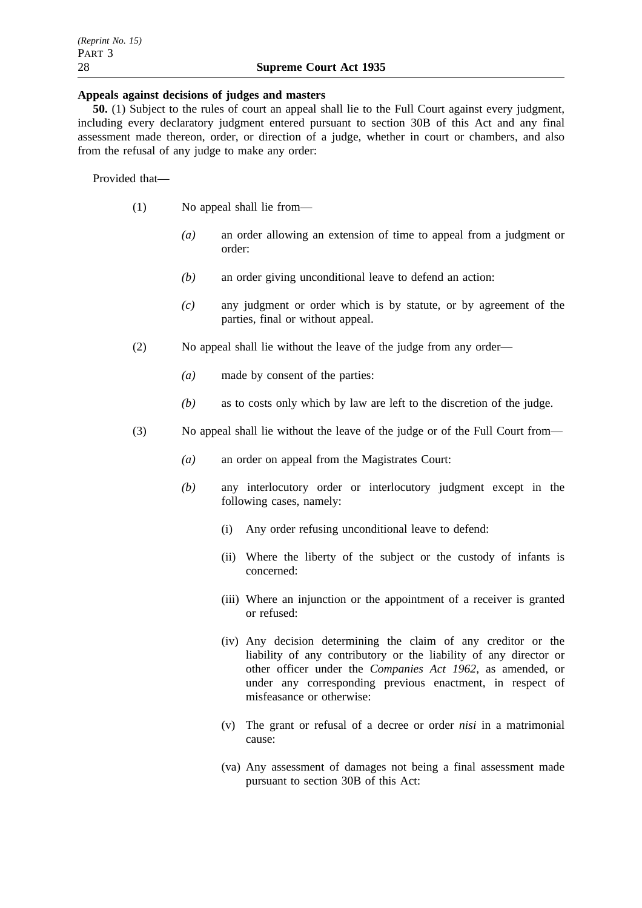**Appeals against decisions of judges and masters**

**50.** (1) Subject to the rules of court an appeal shall lie to the Full Court against every judgment, including every declaratory judgment entered pursuant to section 30B of this Act and any final assessment made thereon, order, or direction of a judge, whether in court or chambers, and also from the refusal of any judge to make any order:

Provided that—

(1) No appeal shall lie from—

*(a)* an order allowing an extension of time to appeal from a judgment or order:

*(b)* an order giving unconditional leave to defend an action:

*(c)* any judgment or order which is by statute, or by agreement of the parties, final or without appeal.

(2) No appeal shall lie without the leave of the judge from any order—

*(a)* made by consent of the parties:

*(b)* as to costs only which by law are left to the discretion of the judge.

(3) No appeal shall lie without the leave of the judge or of the Full Court from—

*(a)* an order on appeal from the Magistrates Court:

*(b)* any interlocutory order or interlocutory judgment except in the following cases, namely:

(i) Any order refusing unconditional leave to defend:

(ii) Where the liberty of the subject or the custody of infants is concerned:

(iii) Where an injunction or the appointment of a receiver is granted or refused:

(iv) Any decision determining the claim of any creditor or the liability of any contributory or the liability of any director or other officer under the *Companies Act 1962*, as amended, or under any corresponding previous enactment, in respect of misfeasance or otherwise:

(v) The grant or refusal of a decree or order *nisi* in a matrimonial cause:

(va) Any assessment of damages not being a final assessment made pursuant to section 30B of this Act: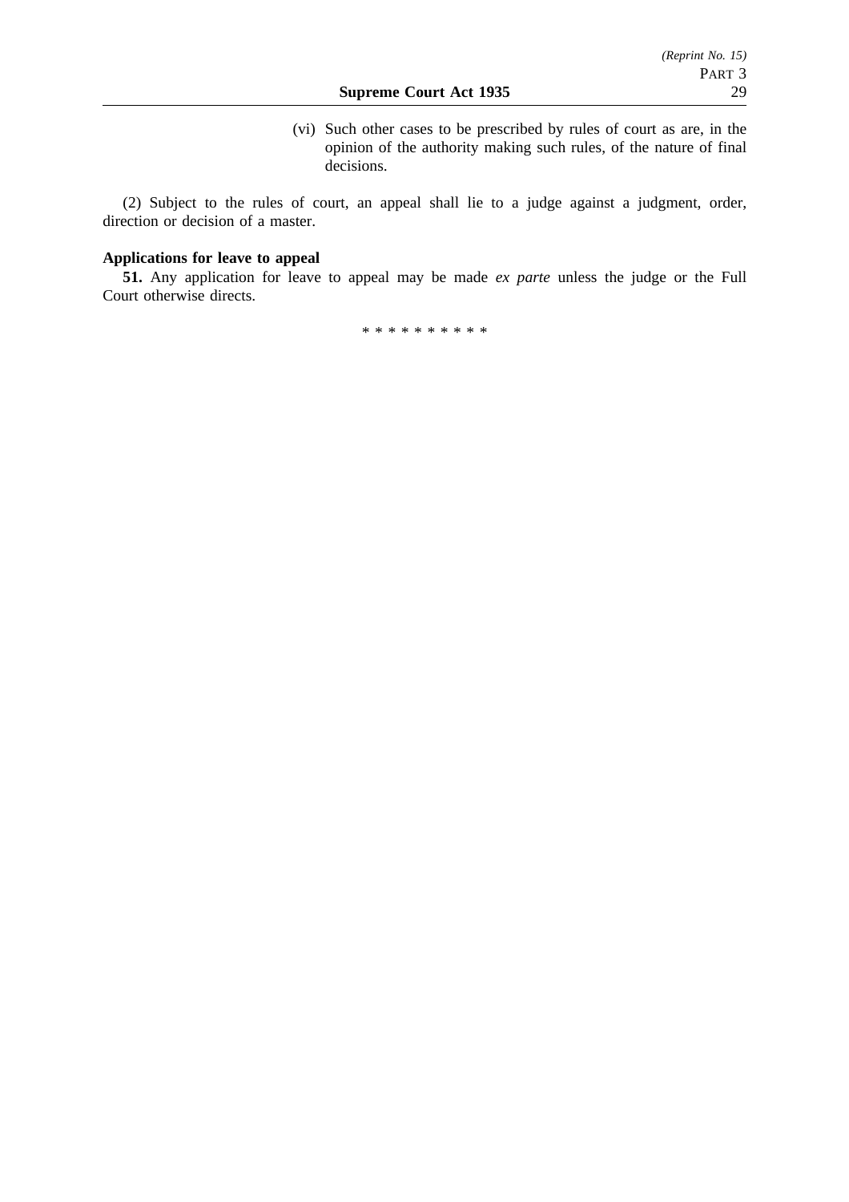(vi) Such other cases to be prescribed by rules of court as are, in the opinion of the authority making such rules, of the nature of final decisions.

(2) Subject to the rules of court, an appeal shall lie to a judge against a judgment, order, direction or decision of a master.

**Applications for leave to appeal**

**51.** Any application for leave to appeal may be made *ex parte* unless the judge or the Full Court otherwise directs.

* * * * * * * * * *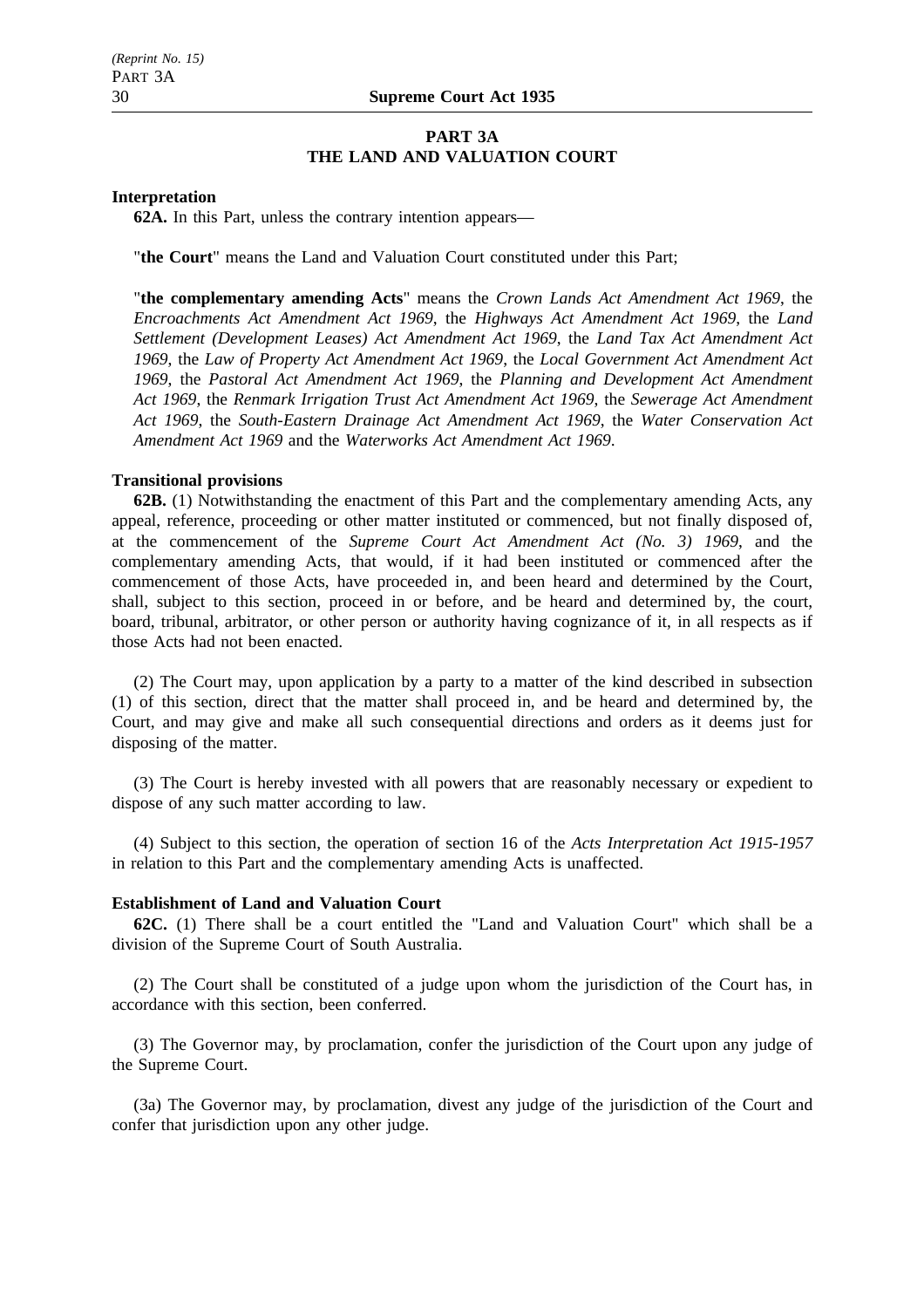## PART 3A
## THE LAND AND VALUATION COURT

**Interpretation**

**62A.** In this Part, unless the contrary intention appears—

"**the Court**" means the Land and Valuation Court constituted under this Part;

"**the complementary amending Acts**" means the *Crown Lands Act Amendment Act 1969*, the *Encroachments Act Amendment Act 1969*, the *Highways Act Amendment Act 1969*, the *Land Settlement (Development Leases) Act Amendment Act 1969*, the *Land Tax Act Amendment Act 1969*, the *Law of Property Act Amendment Act 1969*, the *Local Government Act Amendment Act 1969*, the *Pastoral Act Amendment Act 1969*, the *Planning and Development Act Amendment Act 1969*, the *Renmark Irrigation Trust Act Amendment Act 1969*, the *Sewerage Act Amendment Act 1969*, the *South-Eastern Drainage Act Amendment Act 1969*, the *Water Conservation Act Amendment Act 1969* and the *Waterworks Act Amendment Act 1969*.

**Transitional provisions**

**62B.** (1) Notwithstanding the enactment of this Part and the complementary amending Acts, any appeal, reference, proceeding or other matter instituted or commenced, but not finally disposed of, at the commencement of the *Supreme Court Act Amendment Act (No. 3) 1969*, and the complementary amending Acts, that would, if it had been instituted or commenced after the commencement of those Acts, have proceeded in, and been heard and determined by the Court, shall, subject to this section, proceed in or before, and be heard and determined by, the court, board, tribunal, arbitrator, or other person or authority having cognizance of it, in all respects as if those Acts had not been enacted.

(2) The Court may, upon application by a party to a matter of the kind described in subsection (1) of this section, direct that the matter shall proceed in, and be heard and determined by, the Court, and may give and make all such consequential directions and orders as it deems just for disposing of the matter.

(3) The Court is hereby invested with all powers that are reasonably necessary or expedient to dispose of any such matter according to law.

(4) Subject to this section, the operation of section 16 of the *Acts Interpretation Act 1915-1957* in relation to this Part and the complementary amending Acts is unaffected.

**Establishment of Land and Valuation Court**

**62C.** (1) There shall be a court entitled the "Land and Valuation Court" which shall be a division of the Supreme Court of South Australia.

(2) The Court shall be constituted of a judge upon whom the jurisdiction of the Court has, in accordance with this section, been conferred.

(3) The Governor may, by proclamation, confer the jurisdiction of the Court upon any judge of the Supreme Court.

(3a) The Governor may, by proclamation, divest any judge of the jurisdiction of the Court and confer that jurisdiction upon any other judge.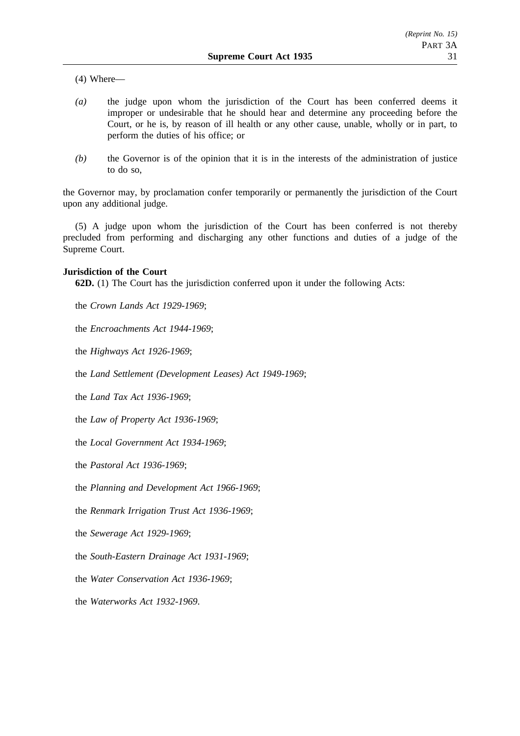(4) Where—

*(a)* the judge upon whom the jurisdiction of the Court has been conferred deems it improper or undesirable that he should hear and determine any proceeding before the Court, or he is, by reason of ill health or any other cause, unable, wholly or in part, to perform the duties of his office; or

*(b)* the Governor is of the opinion that it is in the interests of the administration of justice to do so,

the Governor may, by proclamation confer temporarily or permanently the jurisdiction of the Court upon any additional judge.

(5) A judge upon whom the jurisdiction of the Court has been conferred is not thereby precluded from performing and discharging any other functions and duties of a judge of the Supreme Court.

**Jurisdiction of the Court**

**62D.** (1) The Court has the jurisdiction conferred upon it under the following Acts:

the *Crown Lands Act 1929-1969*;

the *Encroachments Act 1944-1969*;

the *Highways Act 1926-1969*;

the *Land Settlement (Development Leases) Act 1949-1969*;

the *Land Tax Act 1936-1969*;

the *Law of Property Act 1936-1969*;

the *Local Government Act 1934-1969*;

the *Pastoral Act 1936-1969*;

the *Planning and Development Act 1966-1969*;

the *Renmark Irrigation Trust Act 1936-1969*;

the *Sewerage Act 1929-1969*;

the *South-Eastern Drainage Act 1931-1969*;

the *Water Conservation Act 1936-1969*;

the *Waterworks Act 1932-1969*.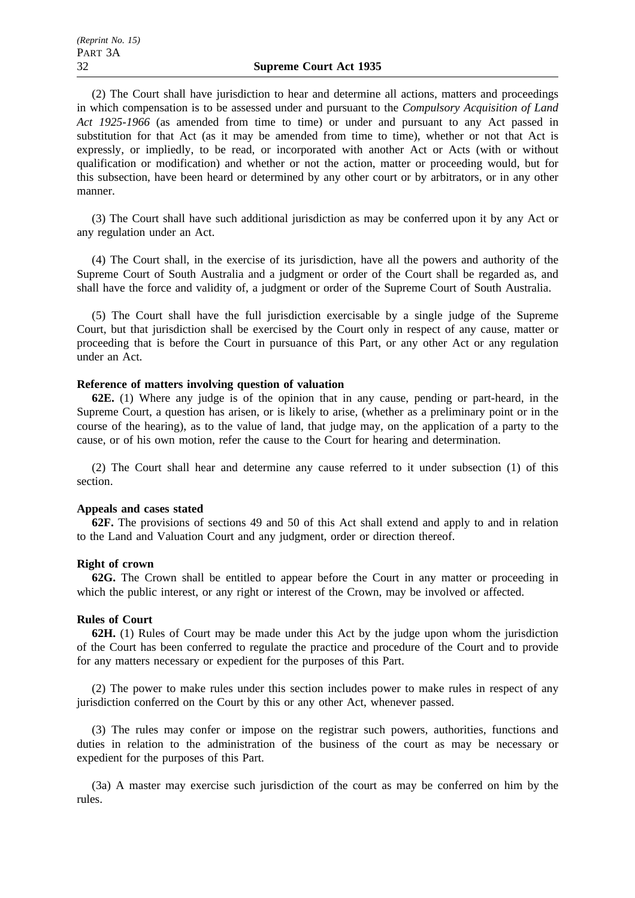(2) The Court shall have jurisdiction to hear and determine all actions, matters and proceedings in which compensation is to be assessed under and pursuant to the *Compulsory Acquisition of Land Act 1925-1966* (as amended from time to time) or under and pursuant to any Act passed in substitution for that Act (as it may be amended from time to time), whether or not that Act is expressly, or impliedly, to be read, or incorporated with another Act or Acts (with or without qualification or modification) and whether or not the action, matter or proceeding would, but for this subsection, have been heard or determined by any other court or by arbitrators, or in any other manner.

(3) The Court shall have such additional jurisdiction as may be conferred upon it by any Act or any regulation under an Act.

(4) The Court shall, in the exercise of its jurisdiction, have all the powers and authority of the Supreme Court of South Australia and a judgment or order of the Court shall be regarded as, and shall have the force and validity of, a judgment or order of the Supreme Court of South Australia.

(5) The Court shall have the full jurisdiction exercisable by a single judge of the Supreme Court, but that jurisdiction shall be exercised by the Court only in respect of any cause, matter or proceeding that is before the Court in pursuance of this Part, or any other Act or any regulation under an Act.

**Reference of matters involving question of valuation**

**62E.** (1) Where any judge is of the opinion that in any cause, pending or part-heard, in the Supreme Court, a question has arisen, or is likely to arise, (whether as a preliminary point or in the course of the hearing), as to the value of land, that judge may, on the application of a party to the cause, or of his own motion, refer the cause to the Court for hearing and determination.

(2) The Court shall hear and determine any cause referred to it under subsection (1) of this section.

**Appeals and cases stated**

**62F.** The provisions of sections 49 and 50 of this Act shall extend and apply to and in relation to the Land and Valuation Court and any judgment, order or direction thereof.

**Right of crown**

**62G.** The Crown shall be entitled to appear before the Court in any matter or proceeding in which the public interest, or any right or interest of the Crown, may be involved or affected.

**Rules of Court**

**62H.** (1) Rules of Court may be made under this Act by the judge upon whom the jurisdiction of the Court has been conferred to regulate the practice and procedure of the Court and to provide for any matters necessary or expedient for the purposes of this Part.

(2) The power to make rules under this section includes power to make rules in respect of any jurisdiction conferred on the Court by this or any other Act, whenever passed.

(3) The rules may confer or impose on the registrar such powers, authorities, functions and duties in relation to the administration of the business of the court as may be necessary or expedient for the purposes of this Part.

(3a) A master may exercise such jurisdiction of the court as may be conferred on him by the rules.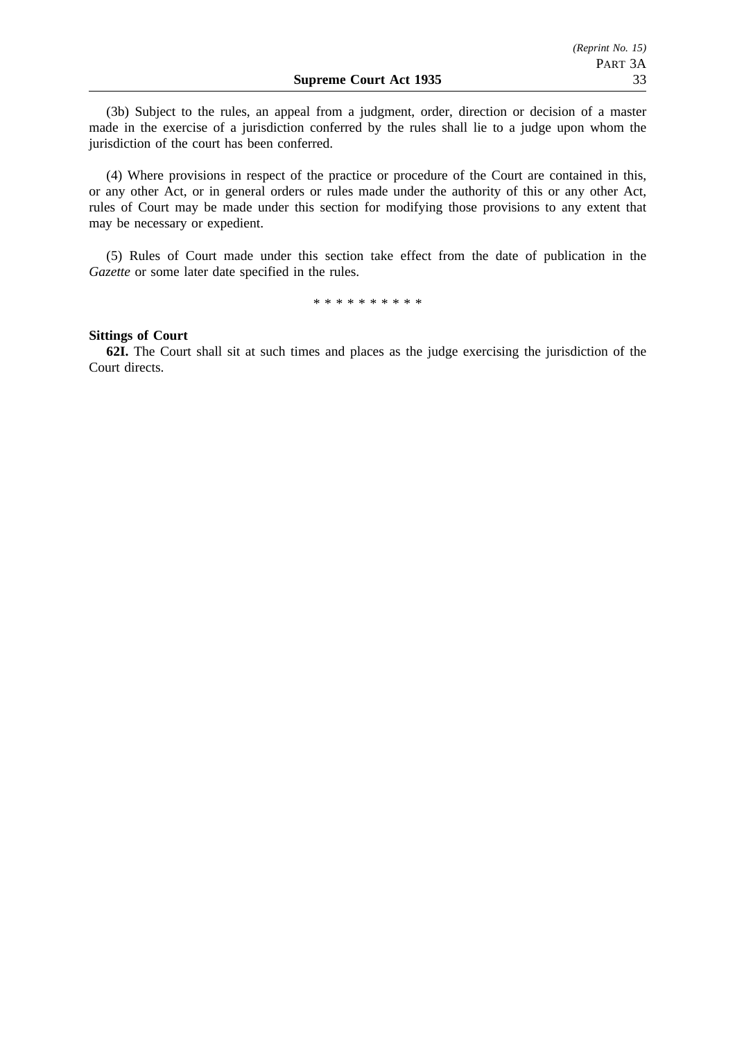(3b) Subject to the rules, an appeal from a judgment, order, direction or decision of a master made in the exercise of a jurisdiction conferred by the rules shall lie to a judge upon whom the jurisdiction of the court has been conferred.

(4) Where provisions in respect of the practice or procedure of the Court are contained in this, or any other Act, or in general orders or rules made under the authority of this or any other Act, rules of Court may be made under this section for modifying those provisions to any extent that may be necessary or expedient.

(5) Rules of Court made under this section take effect from the date of publication in the *Gazette* or some later date specified in the rules.

\* \* \* \* \* \* \* \* \* \*

**Sittings of Court**

**62I.** The Court shall sit at such times and places as the judge exercising the jurisdiction of the Court directs.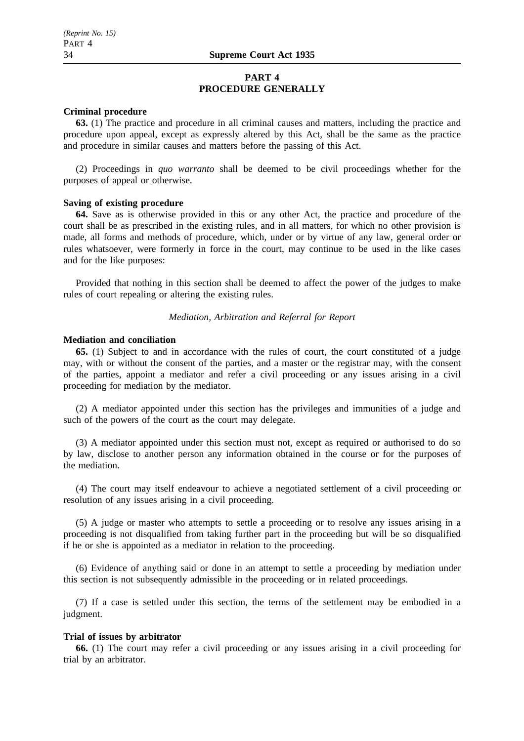## PART 4
## PROCEDURE GENERALLY

**Criminal procedure**

**63.** (1) The practice and procedure in all criminal causes and matters, including the practice and procedure upon appeal, except as expressly altered by this Act, shall be the same as the practice and procedure in similar causes and matters before the passing of this Act.

(2) Proceedings in *quo warranto* shall be deemed to be civil proceedings whether for the purposes of appeal or otherwise.

**Saving of existing procedure**

**64.** Save as is otherwise provided in this or any other Act, the practice and procedure of the court shall be as prescribed in the existing rules, and in all matters, for which no other provision is made, all forms and methods of procedure, which, under or by virtue of any law, general order or rules whatsoever, were formerly in force in the court, may continue to be used in the like cases and for the like purposes:

Provided that nothing in this section shall be deemed to affect the power of the judges to make rules of court repealing or altering the existing rules.

*Mediation, Arbitration and Referral for Report*

**Mediation and conciliation**

**65.** (1) Subject to and in accordance with the rules of court, the court constituted of a judge may, with or without the consent of the parties, and a master or the registrar may, with the consent of the parties, appoint a mediator and refer a civil proceeding or any issues arising in a civil proceeding for mediation by the mediator.

(2) A mediator appointed under this section has the privileges and immunities of a judge and such of the powers of the court as the court may delegate.

(3) A mediator appointed under this section must not, except as required or authorised to do so by law, disclose to another person any information obtained in the course or for the purposes of the mediation.

(4) The court may itself endeavour to achieve a negotiated settlement of a civil proceeding or resolution of any issues arising in a civil proceeding.

(5) A judge or master who attempts to settle a proceeding or to resolve any issues arising in a proceeding is not disqualified from taking further part in the proceeding but will be so disqualified if he or she is appointed as a mediator in relation to the proceeding.

(6) Evidence of anything said or done in an attempt to settle a proceeding by mediation under this section is not subsequently admissible in the proceeding or in related proceedings.

(7) If a case is settled under this section, the terms of the settlement may be embodied in a judgment.

**Trial of issues by arbitrator**

**66.** (1) The court may refer a civil proceeding or any issues arising in a civil proceeding for trial by an arbitrator.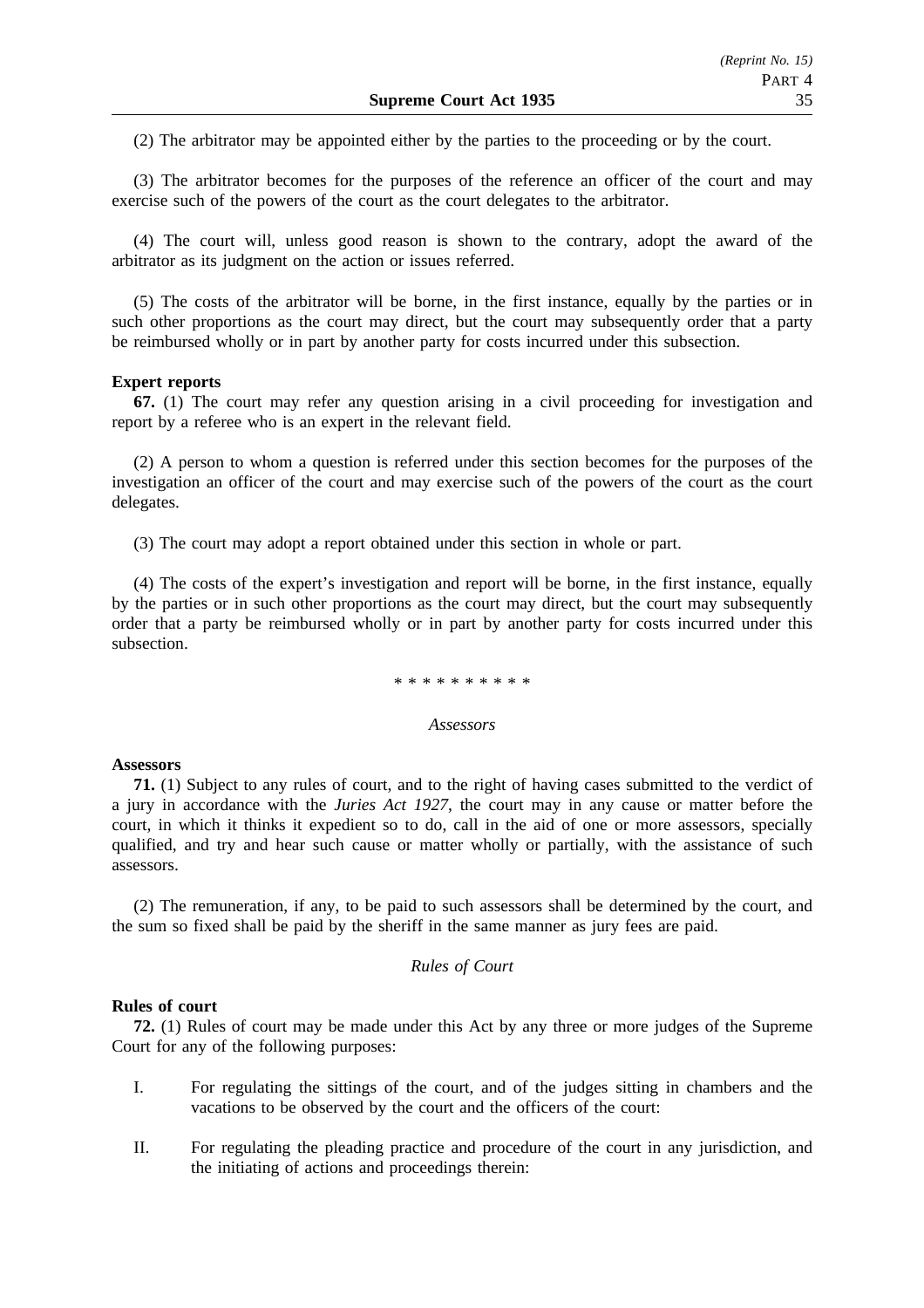(2) The arbitrator may be appointed either by the parties to the proceeding or by the court.

(3) The arbitrator becomes for the purposes of the reference an officer of the court and may exercise such of the powers of the court as the court delegates to the arbitrator.

(4) The court will, unless good reason is shown to the contrary, adopt the award of the arbitrator as its judgment on the action or issues referred.

(5) The costs of the arbitrator will be borne, in the first instance, equally by the parties or in such other proportions as the court may direct, but the court may subsequently order that a party be reimbursed wholly or in part by another party for costs incurred under this subsection.

**Expert reports**

**67.** (1) The court may refer any question arising in a civil proceeding for investigation and report by a referee who is an expert in the relevant field.

(2) A person to whom a question is referred under this section becomes for the purposes of the investigation an officer of the court and may exercise such of the powers of the court as the court delegates.

(3) The court may adopt a report obtained under this section in whole or part.

(4) The costs of the expert's investigation and report will be borne, in the first instance, equally by the parties or in such other proportions as the court may direct, but the court may subsequently order that a party be reimbursed wholly or in part by another party for costs incurred under this subsection.

\* \* \* \* \* \* \* \* \* \*

*Assessors*

**Assessors**

**71.** (1) Subject to any rules of court, and to the right of having cases submitted to the verdict of a jury in accordance with the *Juries Act 1927*, the court may in any cause or matter before the court, in which it thinks it expedient so to do, call in the aid of one or more assessors, specially qualified, and try and hear such cause or matter wholly or partially, with the assistance of such assessors.

(2) The remuneration, if any, to be paid to such assessors shall be determined by the court, and the sum so fixed shall be paid by the sheriff in the same manner as jury fees are paid.

*Rules of Court*

**Rules of court**

**72.** (1) Rules of court may be made under this Act by any three or more judges of the Supreme Court for any of the following purposes:

I. For regulating the sittings of the court, and of the judges sitting in chambers and the vacations to be observed by the court and the officers of the court:

II. For regulating the pleading practice and procedure of the court in any jurisdiction, and the initiating of actions and proceedings therein: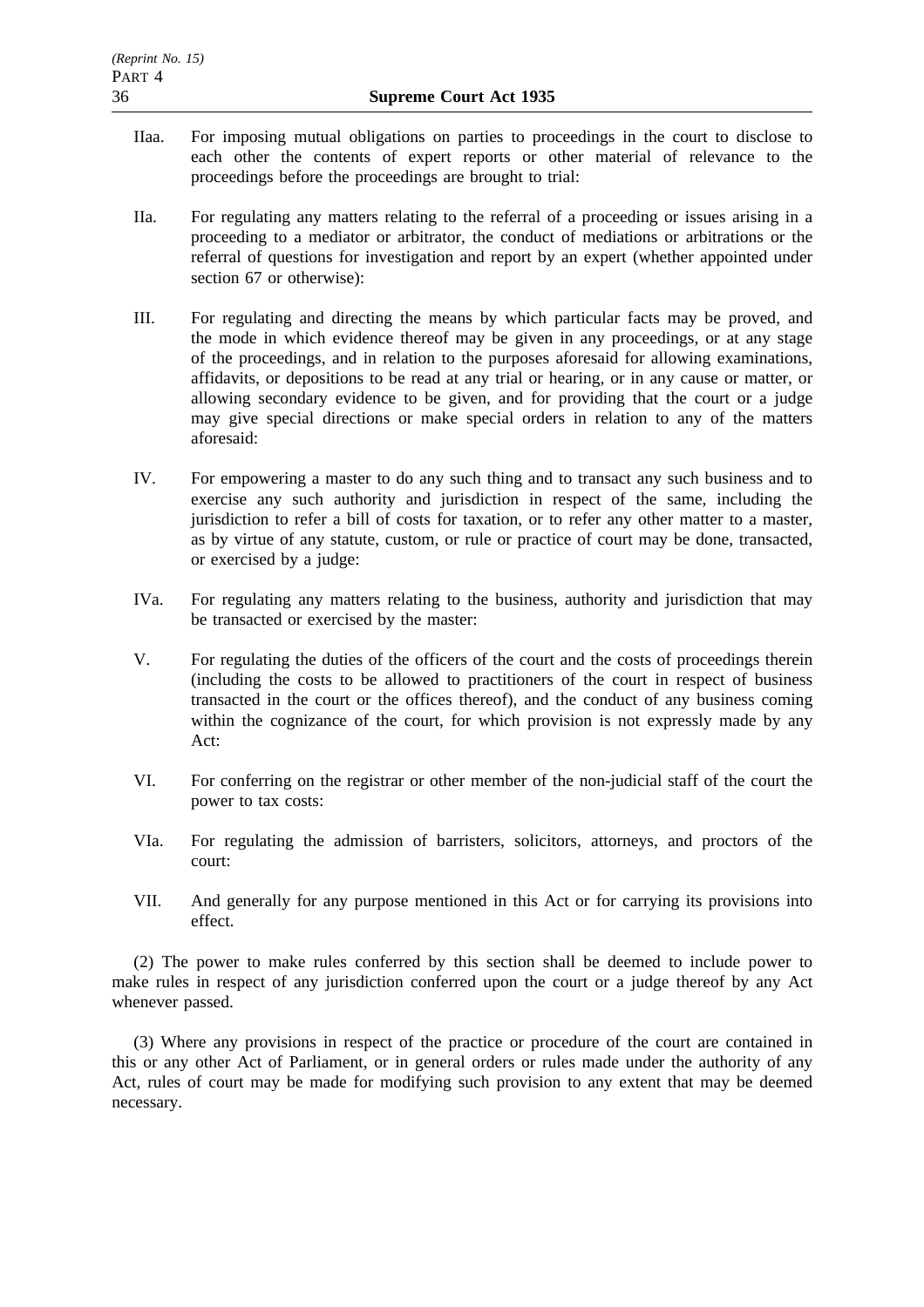IIaa. For imposing mutual obligations on parties to proceedings in the court to disclose to each other the contents of expert reports or other material of relevance to the proceedings before the proceedings are brought to trial:

IIa. For regulating any matters relating to the referral of a proceeding or issues arising in a proceeding to a mediator or arbitrator, the conduct of mediations or arbitrations or the referral of questions for investigation and report by an expert (whether appointed under section 67 or otherwise):

III. For regulating and directing the means by which particular facts may be proved, and the mode in which evidence thereof may be given in any proceedings, or at any stage of the proceedings, and in relation to the purposes aforesaid for allowing examinations, affidavits, or depositions to be read at any trial or hearing, or in any cause or matter, or allowing secondary evidence to be given, and for providing that the court or a judge may give special directions or make special orders in relation to any of the matters aforesaid:

IV. For empowering a master to do any such thing and to transact any such business and to exercise any such authority and jurisdiction in respect of the same, including the jurisdiction to refer a bill of costs for taxation, or to refer any other matter to a master, as by virtue of any statute, custom, or rule or practice of court may be done, transacted, or exercised by a judge:

IVa. For regulating any matters relating to the business, authority and jurisdiction that may be transacted or exercised by the master:

V. For regulating the duties of the officers of the court and the costs of proceedings therein (including the costs to be allowed to practitioners of the court in respect of business transacted in the court or the offices thereof), and the conduct of any business coming within the cognizance of the court, for which provision is not expressly made by any Act:

VI. For conferring on the registrar or other member of the non-judicial staff of the court the power to tax costs:

VIa. For regulating the admission of barristers, solicitors, attorneys, and proctors of the court:

VII. And generally for any purpose mentioned in this Act or for carrying its provisions into effect.

(2) The power to make rules conferred by this section shall be deemed to include power to make rules in respect of any jurisdiction conferred upon the court or a judge thereof by any Act whenever passed.

(3) Where any provisions in respect of the practice or procedure of the court are contained in this or any other Act of Parliament, or in general orders or rules made under the authority of any Act, rules of court may be made for modifying such provision to any extent that may be deemed necessary.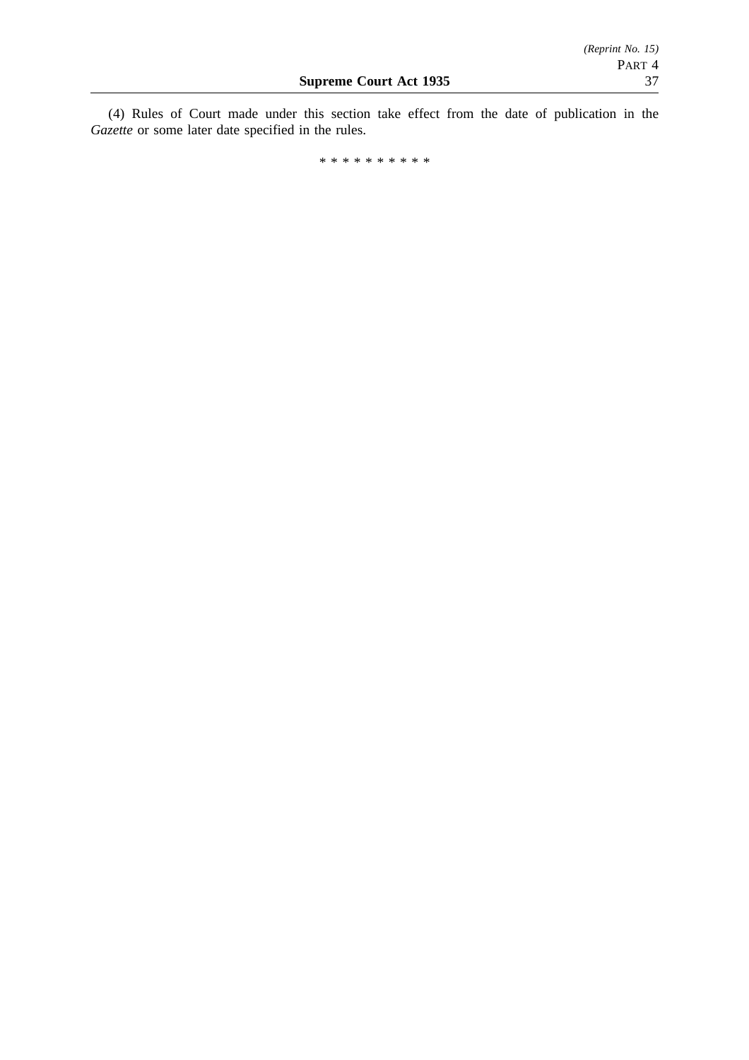(4) Rules of Court made under this section take effect from the date of publication in the *Gazette* or some later date specified in the rules.

* * * * * * * * * *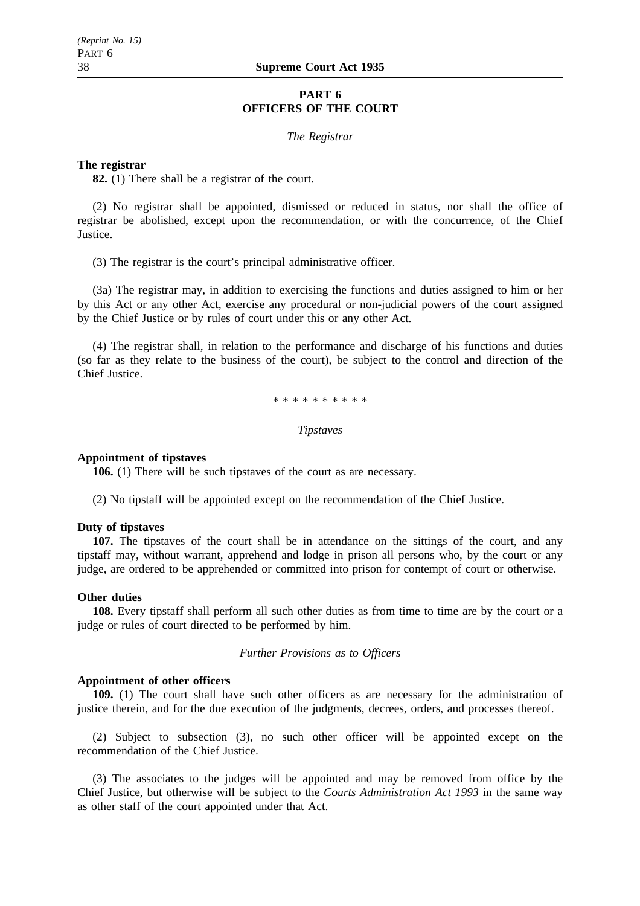## PART 6
## OFFICERS OF THE COURT

*The Registrar*

**The registrar**

**82.** (1) There shall be a registrar of the court.

(2) No registrar shall be appointed, dismissed or reduced in status, nor shall the office of registrar be abolished, except upon the recommendation, or with the concurrence, of the Chief Justice.

(3) The registrar is the court's principal administrative officer.

(3a) The registrar may, in addition to exercising the functions and duties assigned to him or her by this Act or any other Act, exercise any procedural or non-judicial powers of the court assigned by the Chief Justice or by rules of court under this or any other Act.

(4) The registrar shall, in relation to the performance and discharge of his functions and duties (so far as they relate to the business of the court), be subject to the control and direction of the Chief Justice.

* * * * * * * * * *

*Tipstaves*

**Appointment of tipstaves**

**106.** (1) There will be such tipstaves of the court as are necessary.

(2) No tipstaff will be appointed except on the recommendation of the Chief Justice.

**Duty of tipstaves**

**107.** The tipstaves of the court shall be in attendance on the sittings of the court, and any tipstaff may, without warrant, apprehend and lodge in prison all persons who, by the court or any judge, are ordered to be apprehended or committed into prison for contempt of court or otherwise.

**Other duties**

**108.** Every tipstaff shall perform all such other duties as from time to time are by the court or a judge or rules of court directed to be performed by him.

*Further Provisions as to Officers*

**Appointment of other officers**

**109.** (1) The court shall have such other officers as are necessary for the administration of justice therein, and for the due execution of the judgments, decrees, orders, and processes thereof.

(2) Subject to subsection (3), no such other officer will be appointed except on the recommendation of the Chief Justice.

(3) The associates to the judges will be appointed and may be removed from office by the Chief Justice, but otherwise will be subject to the *Courts Administration Act 1993* in the same way as other staff of the court appointed under that Act.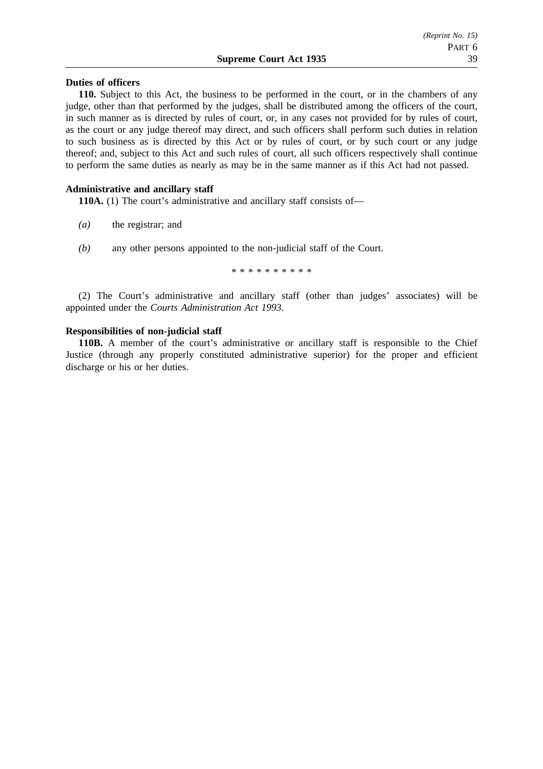**Duties of officers**

**110.** Subject to this Act, the business to be performed in the court, or in the chambers of any judge, other than that performed by the judges, shall be distributed among the officers of the court, in such manner as is directed by rules of court, or, in any cases not provided for by rules of court, as the court or any judge thereof may direct, and such officers shall perform such duties in relation to such business as is directed by this Act or by rules of court, or by such court or any judge thereof; and, subject to this Act and such rules of court, all such officers respectively shall continue to perform the same duties as nearly as may be in the same manner as if this Act had not passed.

**Administrative and ancillary staff**

**110A.** (1) The court's administrative and ancillary staff consists of—

*(a)* the registrar; and

*(b)* any other persons appointed to the non-judicial staff of the Court.

\* \* \* \* \* \* \* \* \* \*

(2) The Court's administrative and ancillary staff (other than judges' associates) will be appointed under the *Courts Administration Act 1993*.

**Responsibilities of non-judicial staff**

**110B.** A member of the court's administrative or ancillary staff is responsible to the Chief Justice (through any properly constituted administrative superior) for the proper and efficient discharge or his or her duties.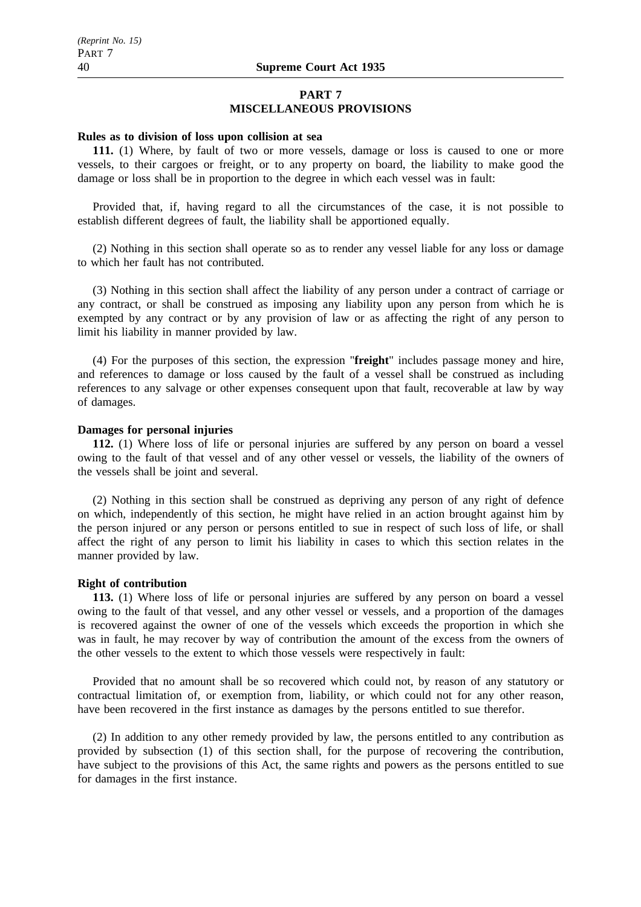## PART 7
## MISCELLANEOUS PROVISIONS

**Rules as to division of loss upon collision at sea**

**111.** (1) Where, by fault of two or more vessels, damage or loss is caused to one or more vessels, to their cargoes or freight, or to any property on board, the liability to make good the damage or loss shall be in proportion to the degree in which each vessel was in fault:

Provided that, if, having regard to all the circumstances of the case, it is not possible to establish different degrees of fault, the liability shall be apportioned equally.

(2) Nothing in this section shall operate so as to render any vessel liable for any loss or damage to which her fault has not contributed.

(3) Nothing in this section shall affect the liability of any person under a contract of carriage or any contract, or shall be construed as imposing any liability upon any person from which he is exempted by any contract or by any provision of law or as affecting the right of any person to limit his liability in manner provided by law.

(4) For the purposes of this section, the expression "**freight**" includes passage money and hire, and references to damage or loss caused by the fault of a vessel shall be construed as including references to any salvage or other expenses consequent upon that fault, recoverable at law by way of damages.

**Damages for personal injuries**

**112.** (1) Where loss of life or personal injuries are suffered by any person on board a vessel owing to the fault of that vessel and of any other vessel or vessels, the liability of the owners of the vessels shall be joint and several.

(2) Nothing in this section shall be construed as depriving any person of any right of defence on which, independently of this section, he might have relied in an action brought against him by the person injured or any person or persons entitled to sue in respect of such loss of life, or shall affect the right of any person to limit his liability in cases to which this section relates in the manner provided by law.

**Right of contribution**

**113.** (1) Where loss of life or personal injuries are suffered by any person on board a vessel owing to the fault of that vessel, and any other vessel or vessels, and a proportion of the damages is recovered against the owner of one of the vessels which exceeds the proportion in which she was in fault, he may recover by way of contribution the amount of the excess from the owners of the other vessels to the extent to which those vessels were respectively in fault:

Provided that no amount shall be so recovered which could not, by reason of any statutory or contractual limitation of, or exemption from, liability, or which could not for any other reason, have been recovered in the first instance as damages by the persons entitled to sue therefor.

(2) In addition to any other remedy provided by law, the persons entitled to any contribution as provided by subsection (1) of this section shall, for the purpose of recovering the contribution, have subject to the provisions of this Act, the same rights and powers as the persons entitled to sue for damages in the first instance.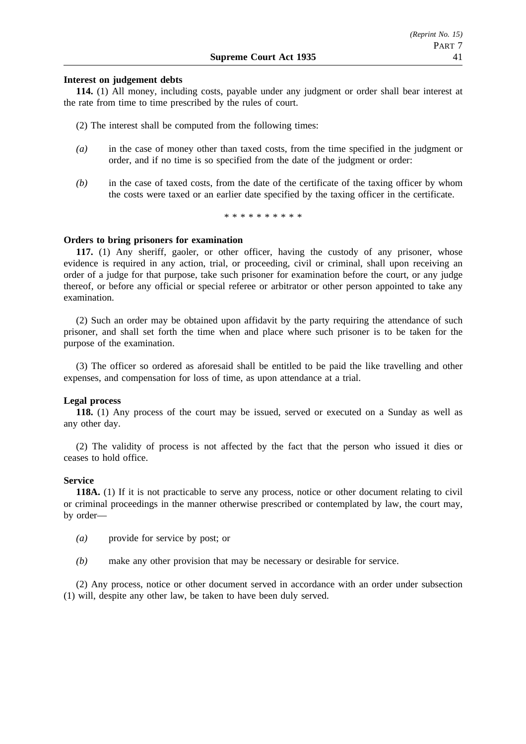**Interest on judgement debts**

**114.** (1) All money, including costs, payable under any judgment or order shall bear interest at the rate from time to time prescribed by the rules of court.

(2) The interest shall be computed from the following times:

*(a)* in the case of money other than taxed costs, from the time specified in the judgment or order, and if no time is so specified from the date of the judgment or order:

*(b)* in the case of taxed costs, from the date of the certificate of the taxing officer by whom the costs were taxed or an earlier date specified by the taxing officer in the certificate.

\* \* \* \* \* \* \* \* \* \*

**Orders to bring prisoners for examination**

**117.** (1) Any sheriff, gaoler, or other officer, having the custody of any prisoner, whose evidence is required in any action, trial, or proceeding, civil or criminal, shall upon receiving an order of a judge for that purpose, take such prisoner for examination before the court, or any judge thereof, or before any official or special referee or arbitrator or other person appointed to take any examination.

(2) Such an order may be obtained upon affidavit by the party requiring the attendance of such prisoner, and shall set forth the time when and place where such prisoner is to be taken for the purpose of the examination.

(3) The officer so ordered as aforesaid shall be entitled to be paid the like travelling and other expenses, and compensation for loss of time, as upon attendance at a trial.

**Legal process**

**118.** (1) Any process of the court may be issued, served or executed on a Sunday as well as any other day.

(2) The validity of process is not affected by the fact that the person who issued it dies or ceases to hold office.

**Service**

**118A.** (1) If it is not practicable to serve any process, notice or other document relating to civil or criminal proceedings in the manner otherwise prescribed or contemplated by law, the court may, by order—

*(a)* provide for service by post; or

*(b)* make any other provision that may be necessary or desirable for service.

(2) Any process, notice or other document served in accordance with an order under subsection (1) will, despite any other law, be taken to have been duly served.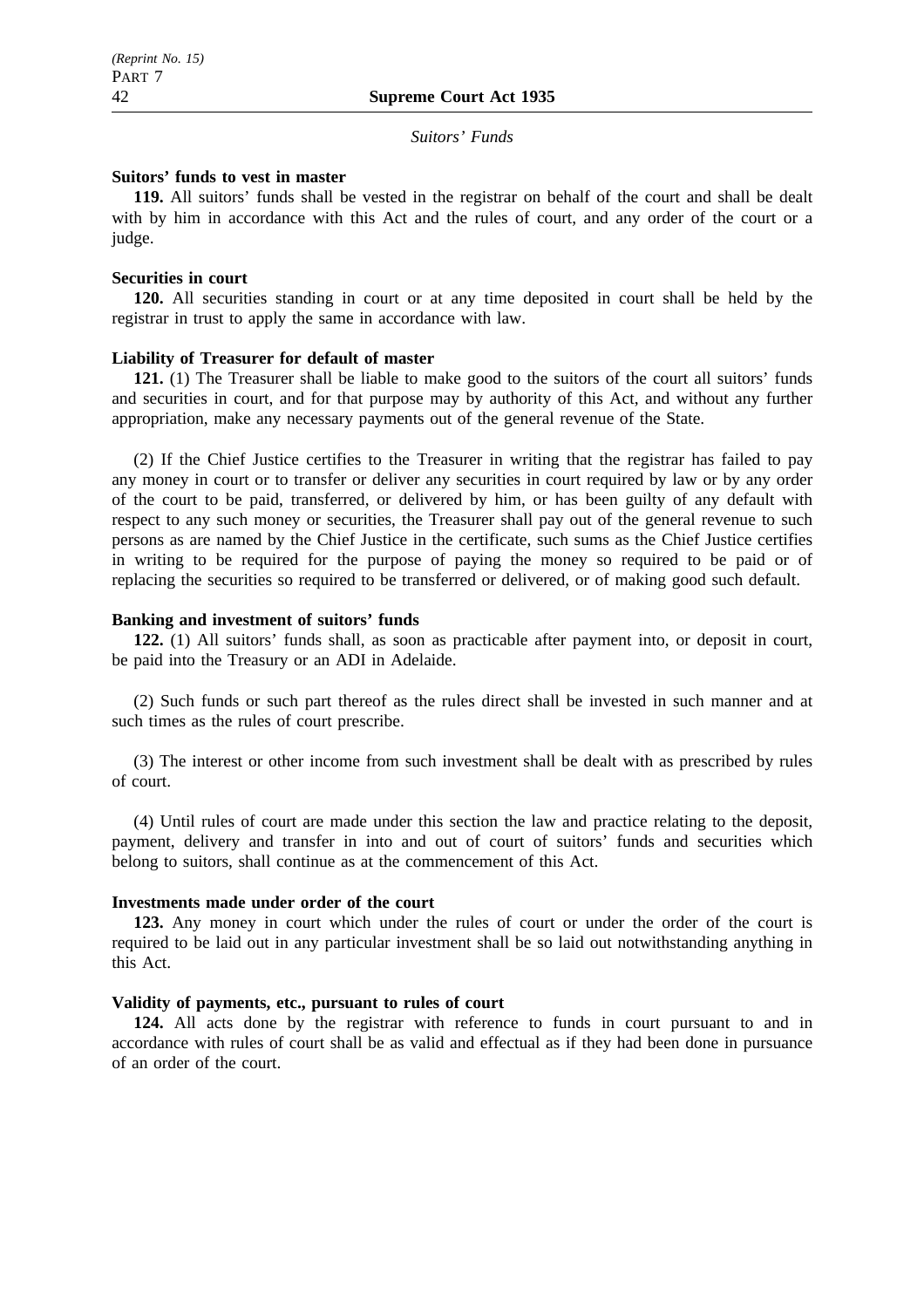*Suitors' Funds*

**Suitors' funds to vest in master**

**119.** All suitors' funds shall be vested in the registrar on behalf of the court and shall be dealt with by him in accordance with this Act and the rules of court, and any order of the court or a judge.

**Securities in court**

**120.** All securities standing in court or at any time deposited in court shall be held by the registrar in trust to apply the same in accordance with law.

**Liability of Treasurer for default of master**

**121.** (1) The Treasurer shall be liable to make good to the suitors of the court all suitors' funds and securities in court, and for that purpose may by authority of this Act, and without any further appropriation, make any necessary payments out of the general revenue of the State.

(2) If the Chief Justice certifies to the Treasurer in writing that the registrar has failed to pay any money in court or to transfer or deliver any securities in court required by law or by any order of the court to be paid, transferred, or delivered by him, or has been guilty of any default with respect to any such money or securities, the Treasurer shall pay out of the general revenue to such persons as are named by the Chief Justice in the certificate, such sums as the Chief Justice certifies in writing to be required for the purpose of paying the money so required to be paid or of replacing the securities so required to be transferred or delivered, or of making good such default.

**Banking and investment of suitors' funds**

**122.** (1) All suitors' funds shall, as soon as practicable after payment into, or deposit in court, be paid into the Treasury or an ADI in Adelaide.

(2) Such funds or such part thereof as the rules direct shall be invested in such manner and at such times as the rules of court prescribe.

(3) The interest or other income from such investment shall be dealt with as prescribed by rules of court.

(4) Until rules of court are made under this section the law and practice relating to the deposit, payment, delivery and transfer in into and out of court of suitors' funds and securities which belong to suitors, shall continue as at the commencement of this Act.

**Investments made under order of the court**

**123.** Any money in court which under the rules of court or under the order of the court is required to be laid out in any particular investment shall be so laid out notwithstanding anything in this Act.

**Validity of payments, etc., pursuant to rules of court**

**124.** All acts done by the registrar with reference to funds in court pursuant to and in accordance with rules of court shall be as valid and effectual as if they had been done in pursuance of an order of the court.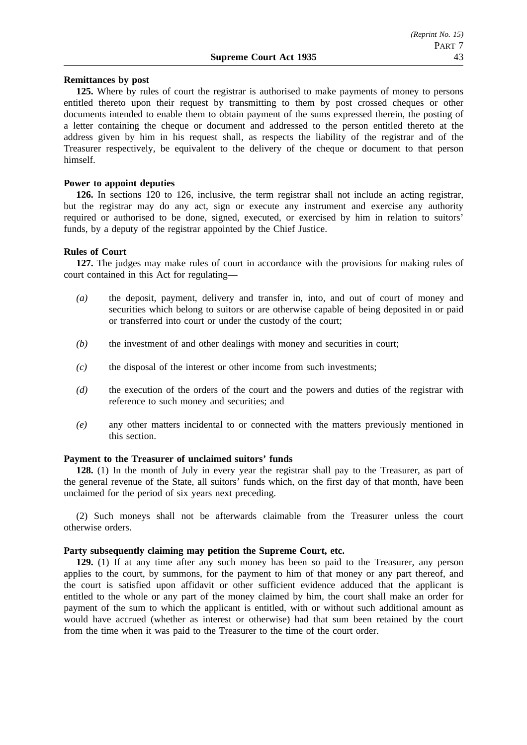**Remittances by post**

**125.** Where by rules of court the registrar is authorised to make payments of money to persons entitled thereto upon their request by transmitting to them by post crossed cheques or other documents intended to enable them to obtain payment of the sums expressed therein, the posting of a letter containing the cheque or document and addressed to the person entitled thereto at the address given by him in his request shall, as respects the liability of the registrar and of the Treasurer respectively, be equivalent to the delivery of the cheque or document to that person himself.

**Power to appoint deputies**

**126.** In sections 120 to 126, inclusive, the term registrar shall not include an acting registrar, but the registrar may do any act, sign or execute any instrument and exercise any authority required or authorised to be done, signed, executed, or exercised by him in relation to suitors' funds, by a deputy of the registrar appointed by the Chief Justice.

**Rules of Court**

**127.** The judges may make rules of court in accordance with the provisions for making rules of court contained in this Act for regulating—

*(a)* the deposit, payment, delivery and transfer in, into, and out of court of money and securities which belong to suitors or are otherwise capable of being deposited in or paid or transferred into court or under the custody of the court;

*(b)* the investment of and other dealings with money and securities in court;

*(c)* the disposal of the interest or other income from such investments;

*(d)* the execution of the orders of the court and the powers and duties of the registrar with reference to such money and securities; and

*(e)* any other matters incidental to or connected with the matters previously mentioned in this section.

**Payment to the Treasurer of unclaimed suitors' funds**

**128.** (1) In the month of July in every year the registrar shall pay to the Treasurer, as part of the general revenue of the State, all suitors' funds which, on the first day of that month, have been unclaimed for the period of six years next preceding.

(2) Such moneys shall not be afterwards claimable from the Treasurer unless the court otherwise orders.

**Party subsequently claiming may petition the Supreme Court, etc.**

**129.** (1) If at any time after any such money has been so paid to the Treasurer, any person applies to the court, by summons, for the payment to him of that money or any part thereof, and the court is satisfied upon affidavit or other sufficient evidence adduced that the applicant is entitled to the whole or any part of the money claimed by him, the court shall make an order for payment of the sum to which the applicant is entitled, with or without such additional amount as would have accrued (whether as interest or otherwise) had that sum been retained by the court from the time when it was paid to the Treasurer to the time of the court order.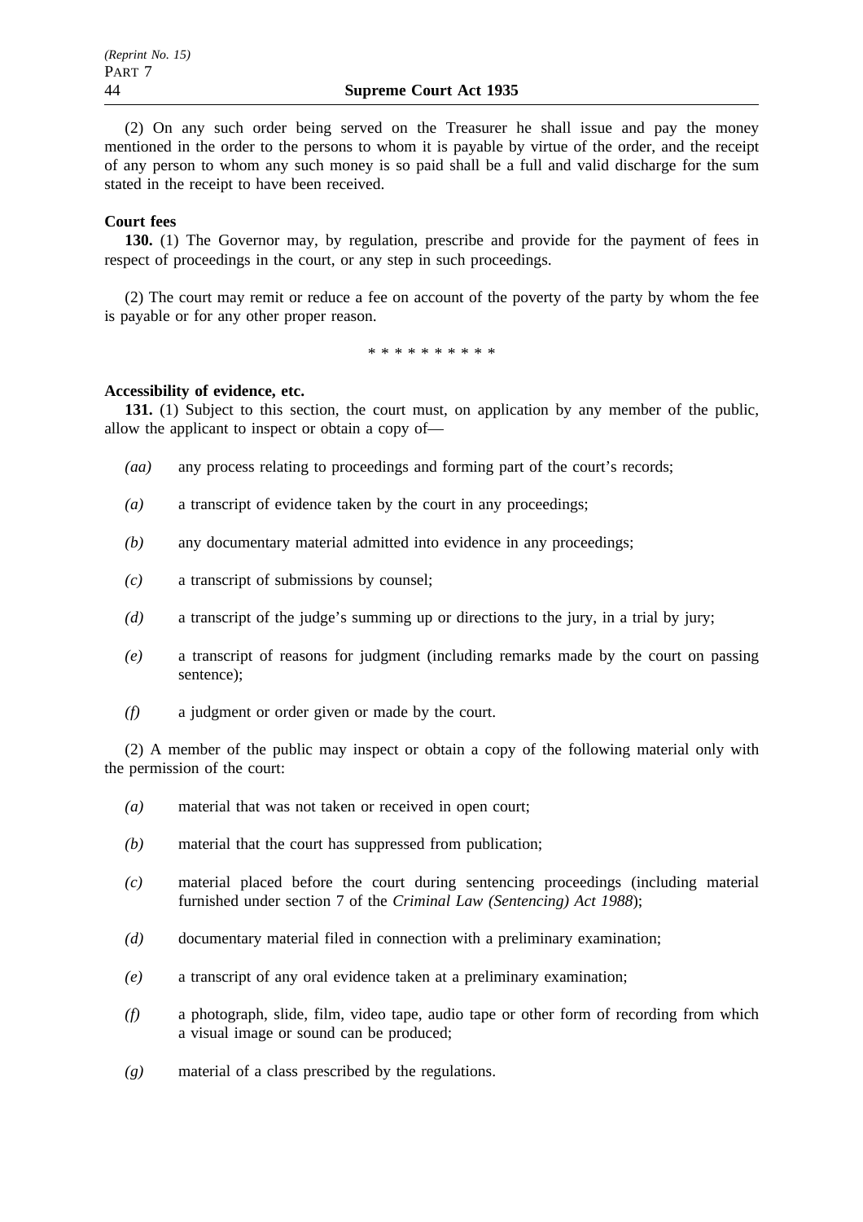(2) On any such order being served on the Treasurer he shall issue and pay the money mentioned in the order to the persons to whom it is payable by virtue of the order, and the receipt of any person to whom any such money is so paid shall be a full and valid discharge for the sum stated in the receipt to have been received.

**Court fees**

**130.** (1) The Governor may, by regulation, prescribe and provide for the payment of fees in respect of proceedings in the court, or any step in such proceedings.

(2) The court may remit or reduce a fee on account of the poverty of the party by whom the fee is payable or for any other proper reason.

\* \* \* \* \* \* \* \* \* \*

**Accessibility of evidence, etc.**

**131.** (1) Subject to this section, the court must, on application by any member of the public, allow the applicant to inspect or obtain a copy of—

*(aa)* any process relating to proceedings and forming part of the court's records;

*(a)* a transcript of evidence taken by the court in any proceedings;

*(b)* any documentary material admitted into evidence in any proceedings;

*(c)* a transcript of submissions by counsel;

*(d)* a transcript of the judge's summing up or directions to the jury, in a trial by jury;

*(e)* a transcript of reasons for judgment (including remarks made by the court on passing sentence);

*(f)* a judgment or order given or made by the court.

(2) A member of the public may inspect or obtain a copy of the following material only with the permission of the court:

*(a)* material that was not taken or received in open court;

*(b)* material that the court has suppressed from publication;

*(c)* material placed before the court during sentencing proceedings (including material furnished under section 7 of the *Criminal Law (Sentencing) Act 1988*);

*(d)* documentary material filed in connection with a preliminary examination;

*(e)* a transcript of any oral evidence taken at a preliminary examination;

*(f)* a photograph, slide, film, video tape, audio tape or other form of recording from which a visual image or sound can be produced;

*(g)* material of a class prescribed by the regulations.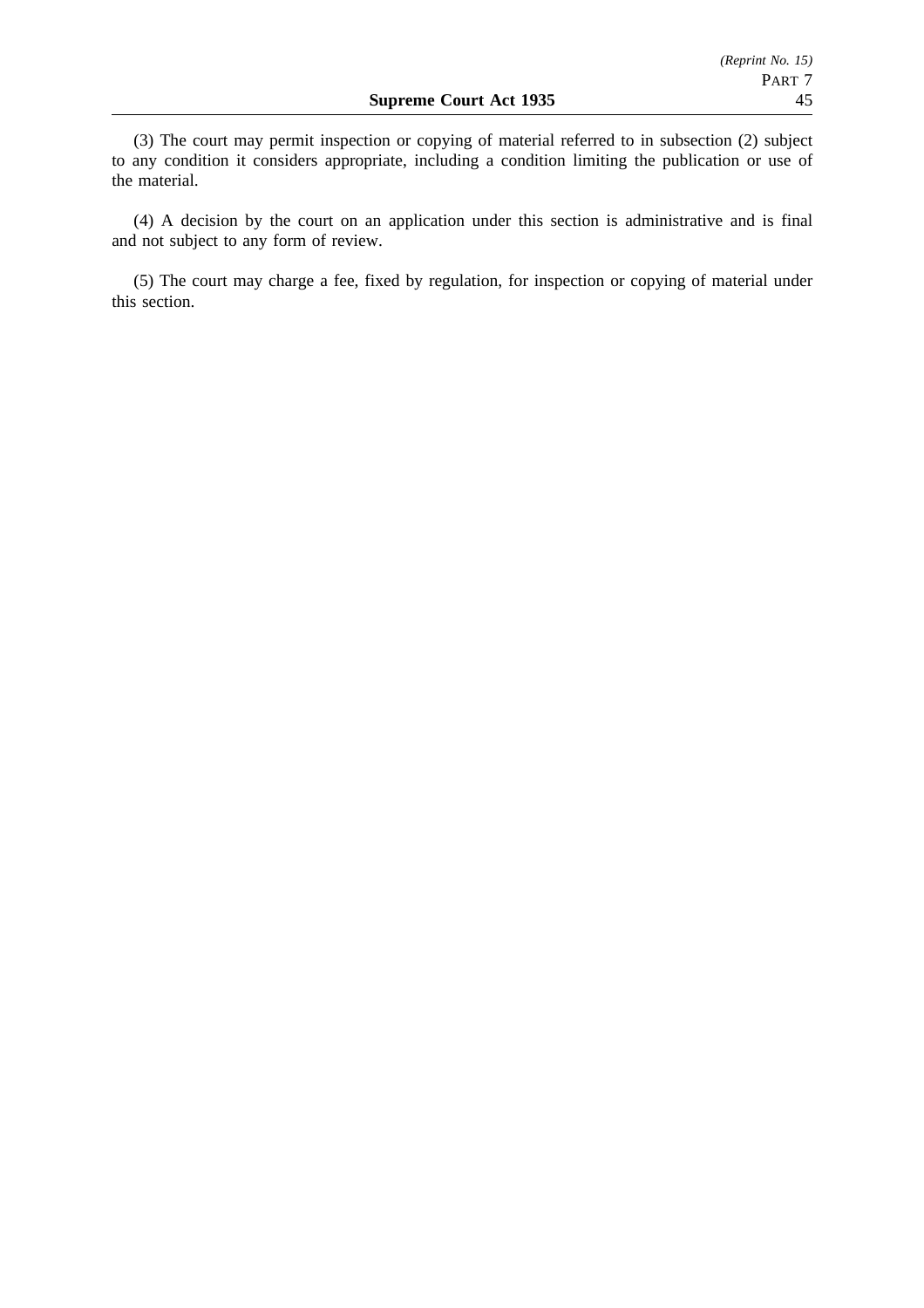(3) The court may permit inspection or copying of material referred to in subsection (2) subject to any condition it considers appropriate, including a condition limiting the publication or use of the material.

(4) A decision by the court on an application under this section is administrative and is final and not subject to any form of review.

(5) The court may charge a fee, fixed by regulation, for inspection or copying of material under this section.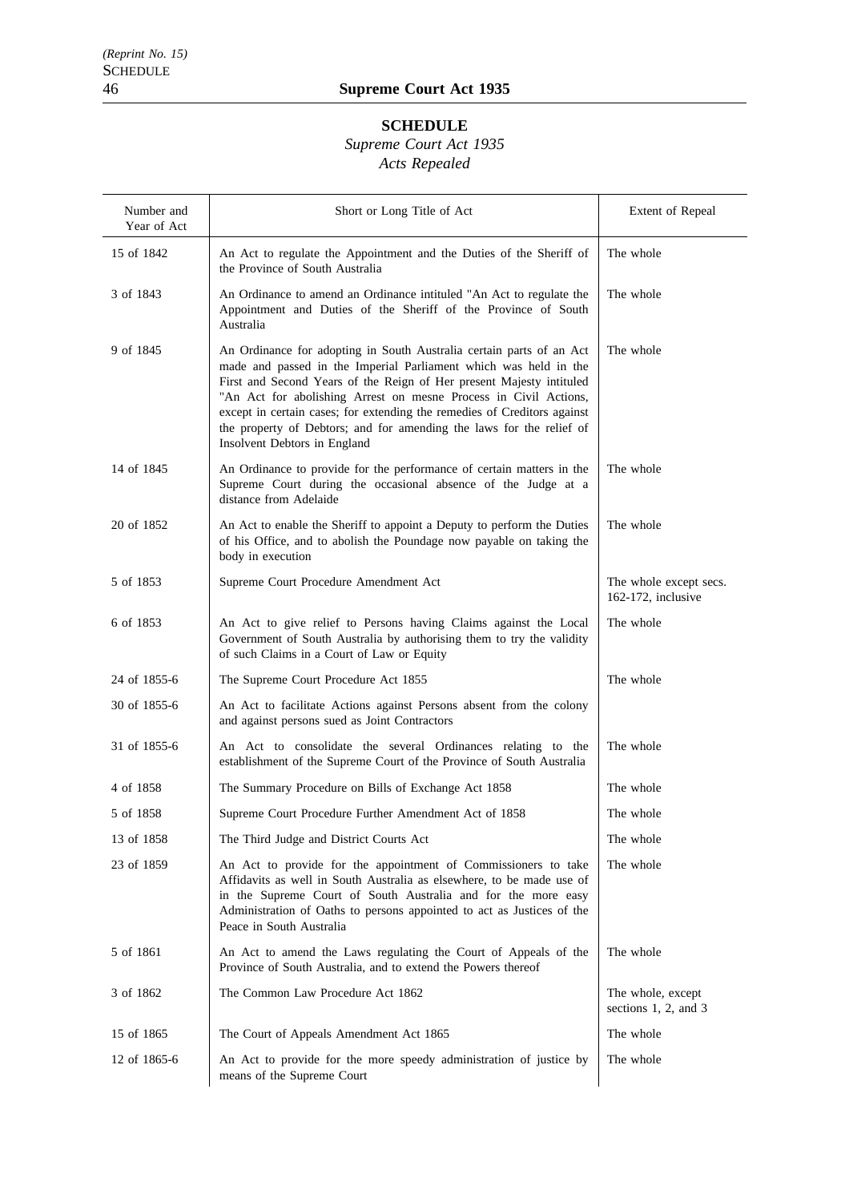## SCHEDULE

*Supreme Court Act 1935*

*Acts Repealed*

| Number and Year of Act | Short or Long Title of Act | Extent of Repeal |
|---|---|---|
| 15 of 1842 | An Act to regulate the Appointment and the Duties of the Sheriff of the Province of South Australia | The whole |
| 3 of 1843 | An Ordinance to amend an Ordinance intituled "An Act to regulate the Appointment and Duties of the Sheriff of the Province of South Australia | The whole |
| 9 of 1845 | An Ordinance for adopting in South Australia certain parts of an Act made and passed in the Imperial Parliament which was held in the First and Second Years of the Reign of Her present Majesty intituled "An Act for abolishing Arrest on mesne Process in Civil Actions, except in certain cases; for extending the remedies of Creditors against the property of Debtors; and for amending the laws for the relief of Insolvent Debtors in England | The whole |
| 14 of 1845 | An Ordinance to provide for the performance of certain matters in the Supreme Court during the occasional absence of the Judge at a distance from Adelaide | The whole |
| 20 of 1852 | An Act to enable the Sheriff to appoint a Deputy to perform the Duties of his Office, and to abolish the Poundage now payable on taking the body in execution | The whole |
| 5 of 1853 | Supreme Court Procedure Amendment Act | The whole except secs. 162-172, inclusive |
| 6 of 1853 | An Act to give relief to Persons having Claims against the Local Government of South Australia by authorising them to try the validity of such Claims in a Court of Law or Equity | The whole |
| 24 of 1855-6 | The Supreme Court Procedure Act 1855 | The whole |
| 30 of 1855-6 | An Act to facilitate Actions against Persons absent from the colony and against persons sued as Joint Contractors | |
| 31 of 1855-6 | An Act to consolidate the several Ordinances relating to the establishment of the Supreme Court of the Province of South Australia | The whole |
| 4 of 1858 | The Summary Procedure on Bills of Exchange Act 1858 | The whole |
| 5 of 1858 | Supreme Court Procedure Further Amendment Act of 1858 | The whole |
| 13 of 1858 | The Third Judge and District Courts Act | The whole |
| 23 of 1859 | An Act to provide for the appointment of Commissioners to take Affidavits as well in South Australia as elsewhere, to be made use of in the Supreme Court of South Australia and for the more easy Administration of Oaths to persons appointed to act as Justices of the Peace in South Australia | The whole |
| 5 of 1861 | An Act to amend the Laws regulating the Court of Appeals of the Province of South Australia, and to extend the Powers thereof | The whole |
| 3 of 1862 | The Common Law Procedure Act 1862 | The whole, except sections 1, 2, and 3 |
| 15 of 1865 | The Court of Appeals Amendment Act 1865 | The whole |
| 12 of 1865-6 | An Act to provide for the more speedy administration of justice by means of the Supreme Court | The whole |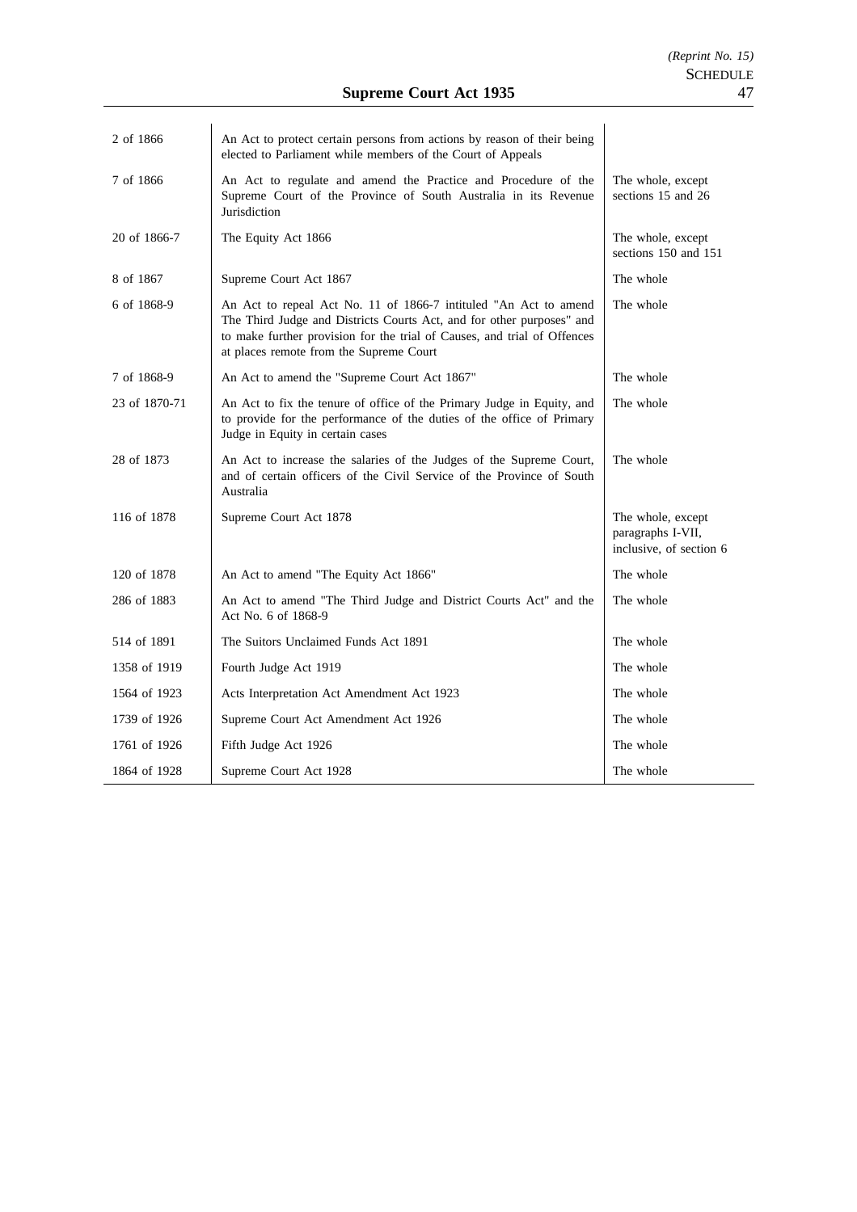| | | |
|---|---|---|
| 2 of 1866 | An Act to protect certain persons from actions by reason of their being elected to Parliament while members of the Court of Appeals | |
| 7 of 1866 | An Act to regulate and amend the Practice and Procedure of the Supreme Court of the Province of South Australia in its Revenue Jurisdiction | The whole, except sections 15 and 26 |
| 20 of 1866-7 | The Equity Act 1866 | The whole, except sections 150 and 151 |
| 8 of 1867 | Supreme Court Act 1867 | The whole |
| 6 of 1868-9 | An Act to repeal Act No. 11 of 1866-7 intituled "An Act to amend The Third Judge and Districts Courts Act, and for other purposes" and to make further provision for the trial of Causes, and trial of Offences at places remote from the Supreme Court | The whole |
| 7 of 1868-9 | An Act to amend the "Supreme Court Act 1867" | The whole |
| 23 of 1870-71 | An Act to fix the tenure of office of the Primary Judge in Equity, and to provide for the performance of the duties of the office of Primary Judge in Equity in certain cases | The whole |
| 28 of 1873 | An Act to increase the salaries of the Judges of the Supreme Court, and of certain officers of the Civil Service of the Province of South Australia | The whole |
| 116 of 1878 | Supreme Court Act 1878 | The whole, except paragraphs I-VII, inclusive, of section 6 |
| 120 of 1878 | An Act to amend "The Equity Act 1866" | The whole |
| 286 of 1883 | An Act to amend "The Third Judge and District Courts Act" and the Act No. 6 of 1868-9 | The whole |
| 514 of 1891 | The Suitors Unclaimed Funds Act 1891 | The whole |
| 1358 of 1919 | Fourth Judge Act 1919 | The whole |
| 1564 of 1923 | Acts Interpretation Act Amendment Act 1923 | The whole |
| 1739 of 1926 | Supreme Court Act Amendment Act 1926 | The whole |
| 1761 of 1926 | Fifth Judge Act 1926 | The whole |
| 1864 of 1928 | Supreme Court Act 1928 | The whole |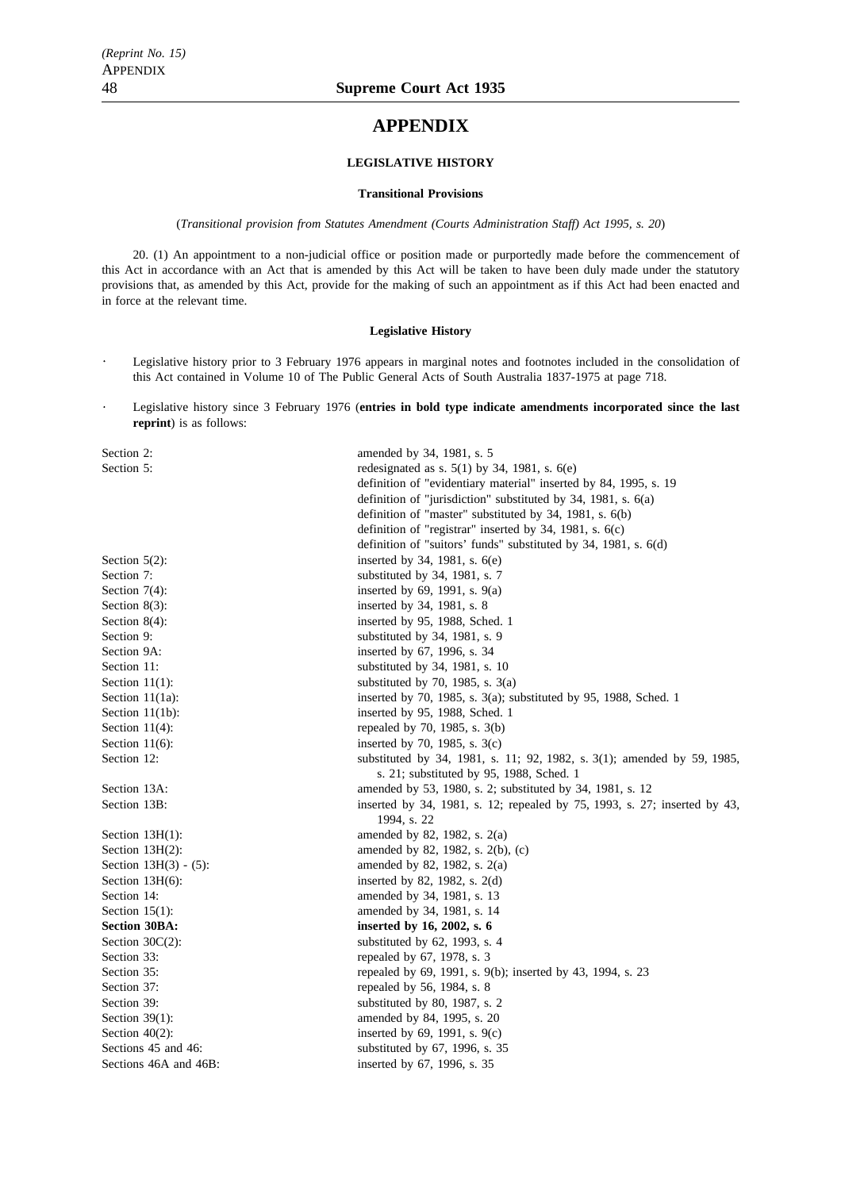# APPENDIX

## LEGISLATIVE HISTORY

### Transitional Provisions

(*Transitional provision from Statutes Amendment (Courts Administration Staff) Act 1995, s. 20*)

20. (1) An appointment to a non-judicial office or position made or purportedly made before the commencement of this Act in accordance with an Act that is amended by this Act will be taken to have been duly made under the statutory provisions that, as amended by this Act, provide for the making of such an appointment as if this Act had been enacted and in force at the relevant time.

### Legislative History

- Legislative history prior to 3 February 1976 appears in marginal notes and footnotes included in the consolidation of this Act contained in Volume 10 of The Public General Acts of South Australia 1837-1975 at page 718.
- Legislative history since 3 February 1976 (**entries in bold type indicate amendments incorporated since the last reprint**) is as follows:

| | |
|---|---|
| Section 2: | amended by 34, 1981, s. 5 |
| Section 5: | redesignated as s. 5(1) by 34, 1981, s. 6(e) |
| | definition of "evidentiary material" inserted by 84, 1995, s. 19 |
| | definition of "jurisdiction" substituted by 34, 1981, s. 6(a) |
| | definition of "master" substituted by 34, 1981, s. 6(b) |
| | definition of "registrar" inserted by 34, 1981, s. 6(c) |
| | definition of "suitors' funds" substituted by 34, 1981, s. 6(d) |
| Section 5(2): | inserted by 34, 1981, s. 6(e) |
| Section 7: | substituted by 34, 1981, s. 7 |
| Section 7(4): | inserted by 69, 1991, s. 9(a) |
| Section 8(3): | inserted by 34, 1981, s. 8 |
| Section 8(4): | inserted by 95, 1988, Sched. 1 |
| Section 9: | substituted by 34, 1981, s. 9 |
| Section 9A: | inserted by 67, 1996, s. 34 |
| Section 11: | substituted by 34, 1981, s. 10 |
| Section 11(1): | substituted by 70, 1985, s. 3(a) |
| Section 11(1a): | inserted by 70, 1985, s. 3(a); substituted by 95, 1988, Sched. 1 |
| Section 11(1b): | inserted by 95, 1988, Sched. 1 |
| Section 11(4): | repealed by 70, 1985, s. 3(b) |
| Section 11(6): | inserted by 70, 1985, s. 3(c) |
| Section 12: | substituted by 34, 1981, s. 11; 92, 1982, s. 3(1); amended by 59, 1985, s. 21; substituted by 95, 1988, Sched. 1 |
| Section 13A: | amended by 53, 1980, s. 2; substituted by 34, 1981, s. 12 |
| Section 13B: | inserted by 34, 1981, s. 12; repealed by 75, 1993, s. 27; inserted by 43, 1994, s. 22 |
| Section 13H(1): | amended by 82, 1982, s. 2(a) |
| Section 13H(2): | amended by 82, 1982, s. 2(b), (c) |
| Section 13H(3) - (5): | amended by 82, 1982, s. 2(a) |
| Section 13H(6): | inserted by 82, 1982, s. 2(d) |
| Section 14: | amended by 34, 1981, s. 13 |
| Section 15(1): | amended by 34, 1981, s. 14 |
| **Section 30BA:** | **inserted by 16, 2002, s. 6** |
| Section 30C(2): | substituted by 62, 1993, s. 4 |
| Section 33: | repealed by 67, 1978, s. 3 |
| Section 35: | repealed by 69, 1991, s. 9(b); inserted by 43, 1994, s. 23 |
| Section 37: | repealed by 56, 1984, s. 8 |
| Section 39: | substituted by 80, 1987, s. 2 |
| Section 39(1): | amended by 84, 1995, s. 20 |
| Section 40(2): | inserted by 69, 1991, s. 9(c) |
| Sections 45 and 46: | substituted by 67, 1996, s. 35 |
| Sections 46A and 46B: | inserted by 67, 1996, s. 35 |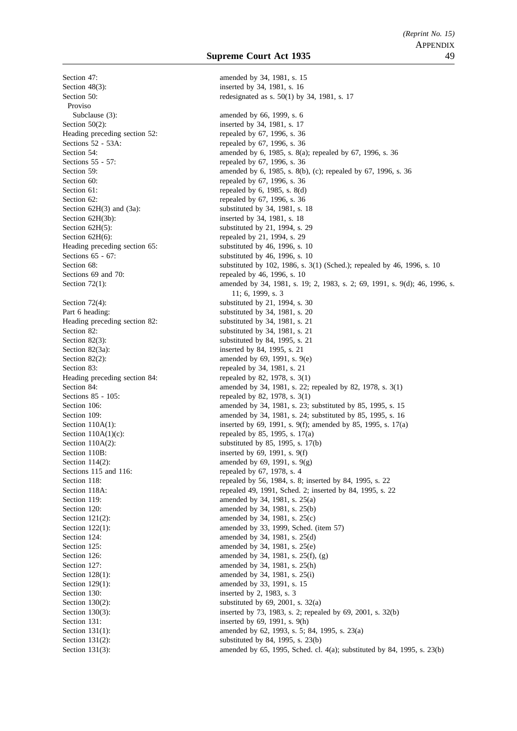| | |
|---|---|
| Section 47: | amended by 34, 1981, s. 15 |
| Section 48(3): | inserted by 34, 1981, s. 16 |
| Section 50: | redesignated as s. 50(1) by 34, 1981, s. 17 |
| Proviso | |
| Subclause (3): | amended by 66, 1999, s. 6 |
| Section 50(2): | inserted by 34, 1981, s. 17 |
| Heading preceding section 52: | repealed by 67, 1996, s. 36 |
| Sections 52 - 53A: | repealed by 67, 1996, s. 36 |
| Section 54: | amended by 6, 1985, s. 8(a); repealed by 67, 1996, s. 36 |
| Sections 55 - 57: | repealed by 67, 1996, s. 36 |
| Section 59: | amended by 6, 1985, s. 8(b), (c); repealed by 67, 1996, s. 36 |
| Section 60: | repealed by 67, 1996, s. 36 |
| Section 61: | repealed by 6, 1985, s. 8(d) |
| Section 62: | repealed by 67, 1996, s. 36 |
| Section 62H(3) and (3a): | substituted by 34, 1981, s. 18 |
| Section 62H(3b): | inserted by 34, 1981, s. 18 |
| Section 62H(5): | substituted by 21, 1994, s. 29 |
| Section 62H(6): | repealed by 21, 1994, s. 29 |
| Heading preceding section 65: | substituted by 46, 1996, s. 10 |
| Sections 65 - 67: | substituted by 46, 1996, s. 10 |
| Section 68: | substituted by 102, 1986, s. 3(1) (Sched.); repealed by 46, 1996, s. 10 |
| Sections 69 and 70: | repealed by 46, 1996, s. 10 |
| Section 72(1): | amended by 34, 1981, s. 19; 2, 1983, s. 2; 69, 1991, s. 9(d); 46, 1996, s. 11; 6, 1999, s. 3 |
| Section 72(4): | substituted by 21, 1994, s. 30 |
| Part 6 heading: | substituted by 34, 1981, s. 20 |
| Heading preceding section 82: | substituted by 34, 1981, s. 21 |
| Section 82: | substituted by 34, 1981, s. 21 |
| Section 82(3): | substituted by 84, 1995, s. 21 |
| Section 82(3a): | inserted by 84, 1995, s. 21 |
| Section 82(2): | amended by 69, 1991, s. 9(e) |
| Section 83: | repealed by 34, 1981, s. 21 |
| Heading preceding section 84: | repealed by 82, 1978, s. 3(1) |
| Section 84: | amended by 34, 1981, s. 22; repealed by 82, 1978, s. 3(1) |
| Sections 85 - 105: | repealed by 82, 1978, s. 3(1) |
| Section 106: | amended by 34, 1981, s. 23; substituted by 85, 1995, s. 15 |
| Section 109: | amended by 34, 1981, s. 24; substituted by 85, 1995, s. 16 |
| Section 110A(1): | inserted by 69, 1991, s. 9(f); amended by 85, 1995, s. 17(a) |
| Section 110A(1)(c): | repealed by 85, 1995, s. 17(a) |
| Section 110A(2): | substituted by 85, 1995, s. 17(b) |
| Section 110B: | inserted by 69, 1991, s. 9(f) |
| Section 114(2): | amended by 69, 1991, s. 9(g) |
| Sections 115 and 116: | repealed by 67, 1978, s. 4 |
| Section 118: | repealed by 56, 1984, s. 8; inserted by 84, 1995, s. 22 |
| Section 118A: | repealed 49, 1991, Sched. 2; inserted by 84, 1995, s. 22 |
| Section 119: | amended by 34, 1981, s. 25(a) |
| Section 120: | amended by 34, 1981, s. 25(b) |
| Section 121(2): | amended by 34, 1981, s. 25(c) |
| Section 122(1): | amended by 33, 1999, Sched. (item 57) |
| Section 124: | amended by 34, 1981, s. 25(d) |
| Section 125: | amended by 34, 1981, s. 25(e) |
| Section 126: | amended by 34, 1981, s. 25(f), (g) |
| Section 127: | amended by 34, 1981, s. 25(h) |
| Section 128(1): | amended by 34, 1981, s. 25(i) |
| Section 129(1): | amended by 33, 1991, s. 15 |
| Section 130: | inserted by 2, 1983, s. 3 |
| Section 130(2): | substituted by 69, 2001, s. 32(a) |
| Section 130(3): | inserted by 73, 1983, s. 2; repealed by 69, 2001, s. 32(b) |
| Section 131: | inserted by 69, 1991, s. 9(h) |
| Section 131(1): | amended by 62, 1993, s. 5; 84, 1995, s. 23(a) |
| Section 131(2): | substituted by 84, 1995, s. 23(b) |
| Section 131(3): | amended by 65, 1995, Sched. cl. 4(a); substituted by 84, 1995, s. 23(b) |